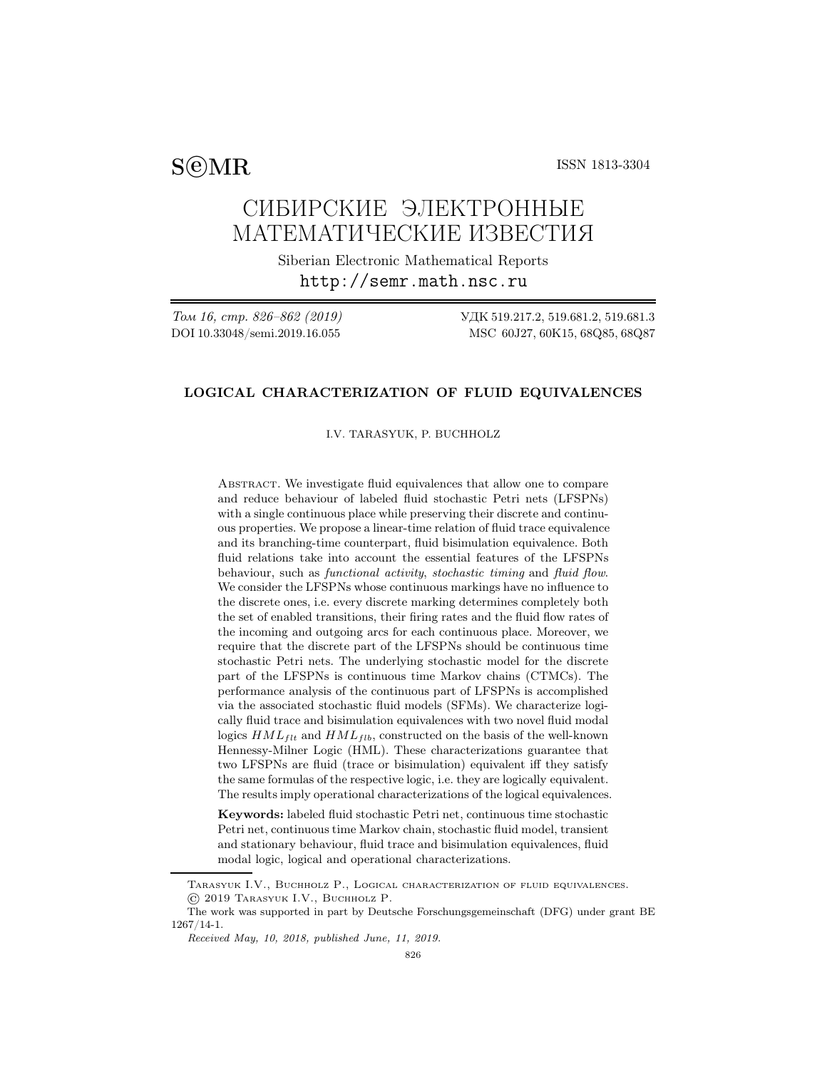S©MR ISSN 1813-3304

# СИБИРСКИЕ ЭЛЕКТРОННЫЕ МАТЕМАТИЧЕСКИЕ ИЗВЕСТИЯ

Siberian Electronic Mathematical Reports

http://semr.math.nsc.ru

*Том 16, стр. 826–862 (2019)* УДК 519.217.2, 519.681.2, 519.681.3

DOI 10.33048/semi.2019.16.055 MSC 60J27, 60K15, 68Q85, 68Q87

## LOGICAL CHARACTERIZATION OF FLUID EQUIVALENCES

I.V. TARASYUK, P. BUCHHOLZ

Abstract. We investigate fluid equivalences that allow one to compare and reduce behaviour of labeled fluid stochastic Petri nets (LFSPNs) with a single continuous place while preserving their discrete and continuous properties. We propose a linear-time relation of fluid trace equivalence and its branching-time counterpart, fluid bisimulation equivalence. Both fluid relations take into account the essential features of the LFSPNs behaviour, such as *functional activity*, *stochastic timing* and *fluid flow*. We consider the LFSPNs whose continuous markings have no influence to the discrete ones, i.e. every discrete marking determines completely both the set of enabled transitions, their firing rates and the fluid flow rates of the incoming and outgoing arcs for each continuous place. Moreover, we require that the discrete part of the LFSPNs should be continuous time stochastic Petri nets. The underlying stochastic model for the discrete part of the LFSPNs is continuous time Markov chains (CTMCs). The performance analysis of the continuous part of LFSPNs is accomplished via the associated stochastic fluid models (SFMs). We characterize logically fluid trace and bisimulation equivalences with two novel fluid modal logics $HML_{flt}$ and $HML_{flb}$, constructed on the basis of the well-known Hennessy-Milner Logic (HML). These characterizations guarantee that two LFSPNs are fluid (trace or bisimulation) equivalent iff they satisfy the same formulas of the respective logic, i.e. they are logically equivalent. The results imply operational characterizations of the logical equivalences.

**Keywords:** labeled fluid stochastic Petri net, continuous time stochastic Petri net, continuous time Markov chain, stochastic fluid model, transient and stationary behaviour, fluid trace and bisimulation equivalences, fluid modal logic, logical and operational characterizations.

---

Tarasyuk I.V., Buchholz P., Logical characterization of fluid equivalences.
© 2019 Tarasyuk I.V., Buchholz P.

The work was supported in part by Deutsche Forschungsgemeinschaft (DFG) under grant BE 1267/14-1.

*Received May, 10, 2018, published June, 11, 2019.*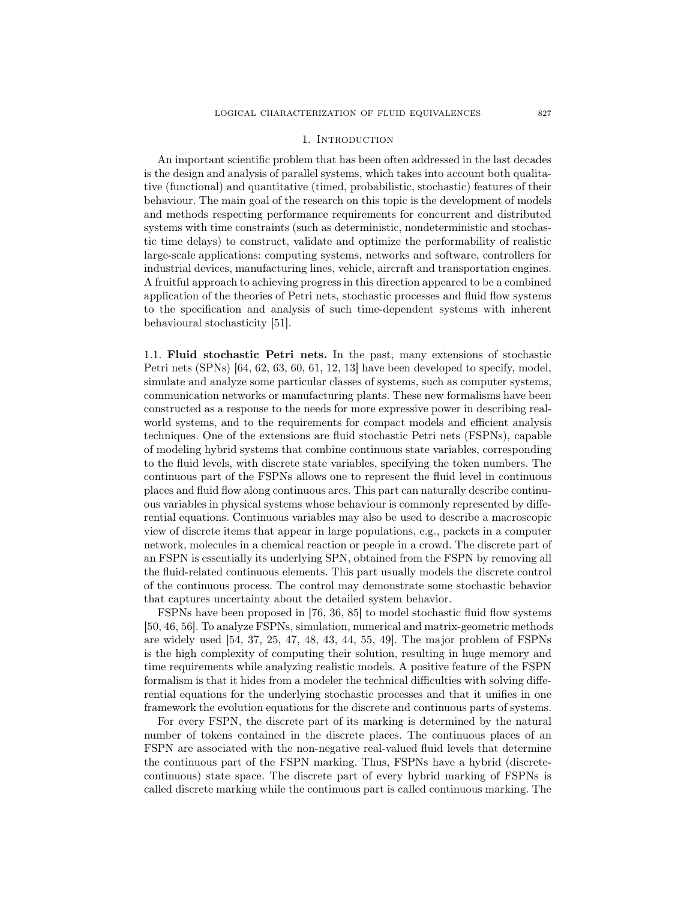## 1. Introduction

An important scientific problem that has been often addressed in the last decades is the design and analysis of parallel systems, which takes into account both qualitative (functional) and quantitative (timed, probabilistic, stochastic) features of their behaviour. The main goal of the research on this topic is the development of models and methods respecting performance requirements for concurrent and distributed systems with time constraints (such as deterministic, nondeterministic and stochastic time delays) to construct, validate and optimize the performability of realistic large-scale applications: computing systems, networks and software, controllers for industrial devices, manufacturing lines, vehicle, aircraft and transportation engines. A fruitful approach to achieving progress in this direction appeared to be a combined application of the theories of Petri nets, stochastic processes and fluid flow systems to the specification and analysis of such time-dependent systems with inherent behavioural stochasticity [51].

### 1.1. Fluid stochastic Petri nets.

In the past, many extensions of stochastic Petri nets (SPNs) [64, 62, 63, 60, 61, 12, 13] have been developed to specify, model, simulate and analyze some particular classes of systems, such as computer systems, communication networks or manufacturing plants. These new formalisms have been constructed as a response to the needs for more expressive power in describing real-world systems, and to the requirements for compact models and efficient analysis techniques. One of the extensions are fluid stochastic Petri nets (FSPNs), capable of modeling hybrid systems that combine continuous state variables, corresponding to the fluid levels, with discrete state variables, specifying the token numbers. The continuous part of the FSPNs allows one to represent the fluid level in continuous places and fluid flow along continuous arcs. This part can naturally describe continuous variables in physical systems whose behaviour is commonly represented by differential equations. Continuous variables may also be used to describe a macroscopic view of discrete items that appear in large populations, e.g., packets in a computer network, molecules in a chemical reaction or people in a crowd. The discrete part of an FSPN is essentially its underlying SPN, obtained from the FSPN by removing all the fluid-related continuous elements. This part usually models the discrete control of the continuous process. The control may demonstrate some stochastic behavior that captures uncertainty about the detailed system behavior.

FSPNs have been proposed in [76, 36, 85] to model stochastic fluid flow systems [50, 46, 56]. To analyze FSPNs, simulation, numerical and matrix-geometric methods are widely used [54, 37, 25, 47, 48, 43, 44, 55, 49]. The major problem of FSPNs is the high complexity of computing their solution, resulting in huge memory and time requirements while analyzing realistic models. A positive feature of the FSPN formalism is that it hides from a modeler the technical difficulties with solving differential equations for the underlying stochastic processes and that it unifies in one framework the evolution equations for the discrete and continuous parts of systems.

For every FSPN, the discrete part of its marking is determined by the natural number of tokens contained in the discrete places. The continuous places of an FSPN are associated with the non-negative real-valued fluid levels that determine the continuous part of the FSPN marking. Thus, FSPNs have a hybrid (discrete-continuous) state space. The discrete part of every hybrid marking of FSPNs is called discrete marking while the continuous part is called continuous marking. The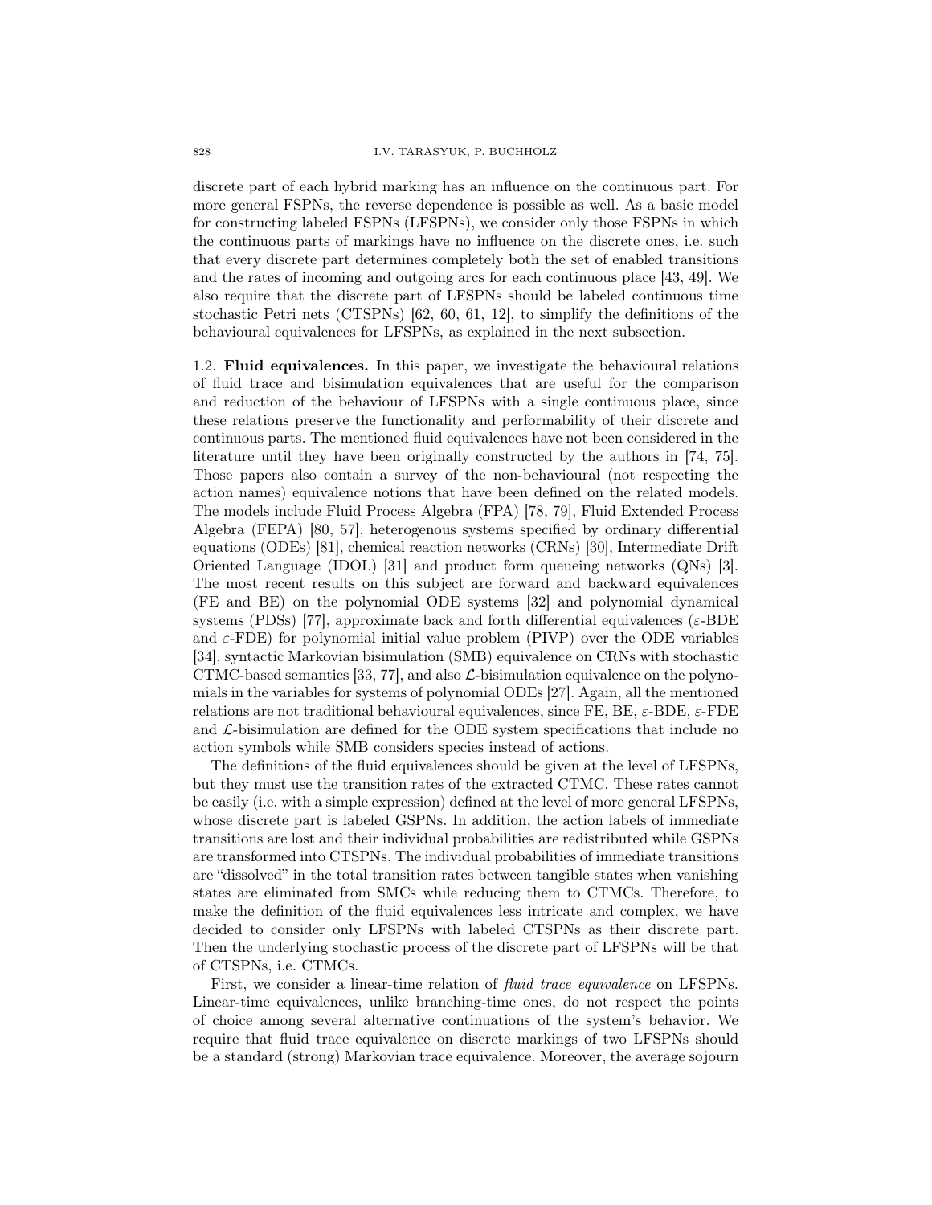discrete part of each hybrid marking has an influence on the continuous part. For more general FSPNs, the reverse dependence is possible as well. As a basic model for constructing labeled FSPNs (LFSPNs), we consider only those FSPNs in which the continuous parts of markings have no influence on the discrete ones, i.e. such that every discrete part determines completely both the set of enabled transitions and the rates of incoming and outgoing arcs for each continuous place [43, 49]. We also require that the discrete part of LFSPNs should be labeled continuous time stochastic Petri nets (CTSPNs) [62, 60, 61, 12], to simplify the definitions of the behavioural equivalences for LFSPNs, as explained in the next subsection.

1.2. **Fluid equivalences.** In this paper, we investigate the behavioural relations of fluid trace and bisimulation equivalences that are useful for the comparison and reduction of the behaviour of LFSPNs with a single continuous place, since these relations preserve the functionality and performability of their discrete and continuous parts. The mentioned fluid equivalences have not been considered in the literature until they have been originally constructed by the authors in [74, 75]. Those papers also contain a survey of the non-behavioural (not respecting the action names) equivalence notions that have been defined on the related models. The models include Fluid Process Algebra (FPA) [78, 79], Fluid Extended Process Algebra (FEPA) [80, 57], heterogenous systems specified by ordinary differential equations (ODEs) [81], chemical reaction networks (CRNs) [30], Intermediate Drift Oriented Language (IDOL) [31] and product form queueing networks (QNs) [3]. The most recent results on this subject are forward and backward equivalences (FE and BE) on the polynomial ODE systems [32] and polynomial dynamical systems (PDSs) [77], approximate back and forth differential equivalences ($\varepsilon$-BDE and $\varepsilon$-FDE) for polynomial initial value problem (PIVP) over the ODE variables [34], syntactic Markovian bisimulation (SMB) equivalence on CRNs with stochastic CTMC-based semantics [33, 77], and also $\mathcal{L}$-bisimulation equivalence on the polynomials in the variables for systems of polynomial ODEs [27]. Again, all the mentioned relations are not traditional behavioural equivalences, since FE, BE, $\varepsilon$-BDE, $\varepsilon$-FDE and $\mathcal{L}$-bisimulation are defined for the ODE system specifications that include no action symbols while SMB considers species instead of actions.

The definitions of the fluid equivalences should be given at the level of LFSPNs, but they must use the transition rates of the extracted CTMC. These rates cannot be easily (i.e. with a simple expression) defined at the level of more general LFSPNs, whose discrete part is labeled GSPNs. In addition, the action labels of immediate transitions are lost and their individual probabilities are redistributed while GSPNs are transformed into CTSPNs. The individual probabilities of immediate transitions are "dissolved" in the total transition rates between tangible states when vanishing states are eliminated from SMCs while reducing them to CTMCs. Therefore, to make the definition of the fluid equivalences less intricate and complex, we have decided to consider only LFSPNs with labeled CTSPNs as their discrete part. Then the underlying stochastic process of the discrete part of LFSPNs will be that of CTSPNs, i.e. CTMCs.

First, we consider a linear-time relation of *fluid trace equivalence* on LFSPNs. Linear-time equivalences, unlike branching-time ones, do not respect the points of choice among several alternative continuations of the system's behavior. We require that fluid trace equivalence on discrete markings of two LFSPNs should be a standard (strong) Markovian trace equivalence. Moreover, the average sojourn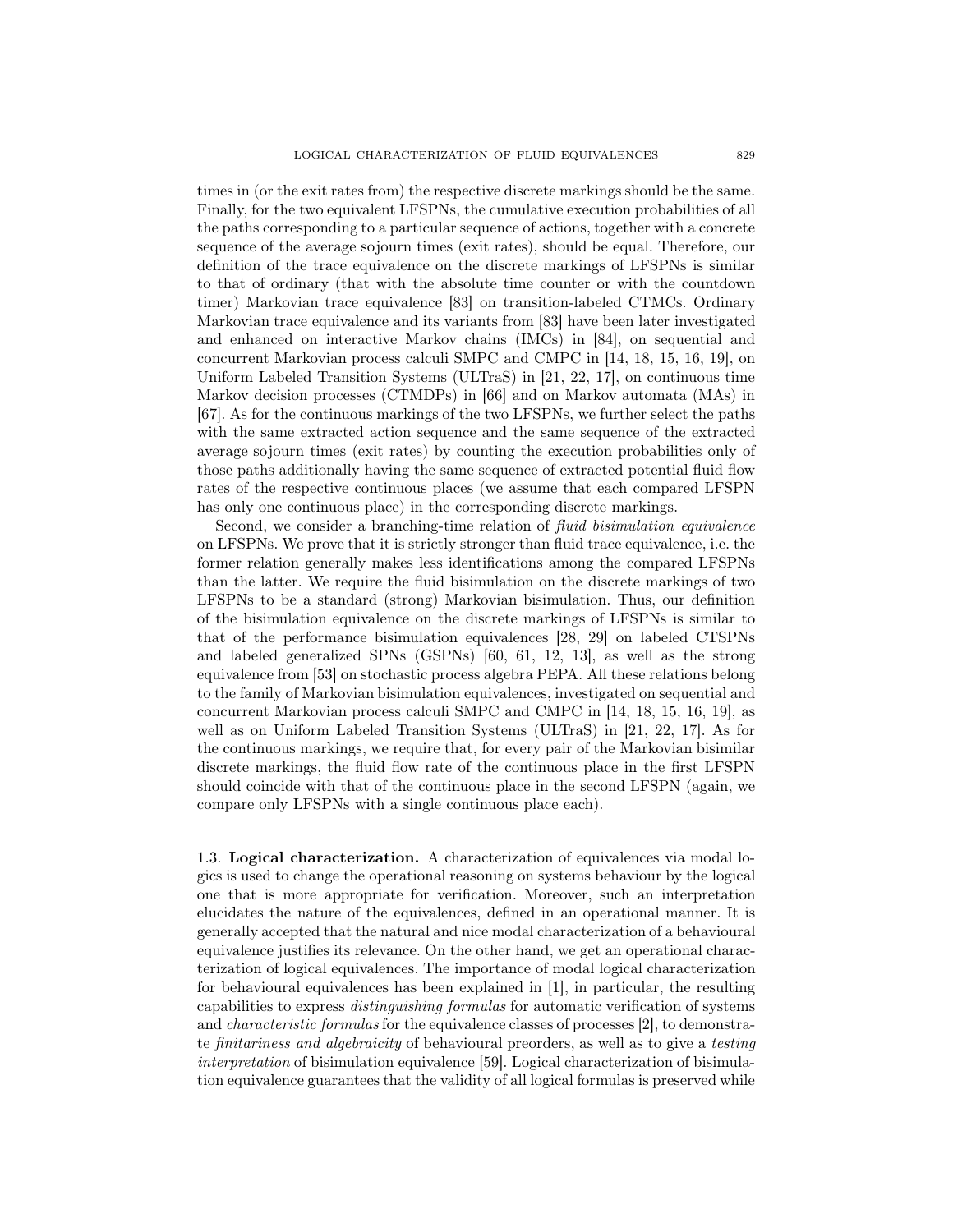times in (or the exit rates from) the respective discrete markings should be the same. Finally, for the two equivalent LFSPNs, the cumulative execution probabilities of all the paths corresponding to a particular sequence of actions, together with a concrete sequence of the average sojourn times (exit rates), should be equal. Therefore, our definition of the trace equivalence on the discrete markings of LFSPNs is similar to that of ordinary (that with the absolute time counter or with the countdown timer) Markovian trace equivalence [83] on transition-labeled CTMCs. Ordinary Markovian trace equivalence and its variants from [83] have been later investigated and enhanced on interactive Markov chains (IMCs) in [84], on sequential and concurrent Markovian process calculi SMPC and CMPC in [14, 18, 15, 16, 19], on Uniform Labeled Transition Systems (ULTraS) in [21, 22, 17], on continuous time Markov decision processes (CTMDPs) in [66] and on Markov automata (MAs) in [67]. As for the continuous markings of the two LFSPNs, we further select the paths with the same extracted action sequence and the same sequence of the extracted average sojourn times (exit rates) by counting the execution probabilities only of those paths additionally having the same sequence of extracted potential fluid flow rates of the respective continuous places (we assume that each compared LFSPN has only one continuous place) in the corresponding discrete markings.

Second, we consider a branching-time relation of *fluid bisimulation equivalence* on LFSPNs. We prove that it is strictly stronger than fluid trace equivalence, i.e. the former relation generally makes less identifications among the compared LFSPNs than the latter. We require the fluid bisimulation on the discrete markings of two LFSPNs to be a standard (strong) Markovian bisimulation. Thus, our definition of the bisimulation equivalence on the discrete markings of LFSPNs is similar to that of the performance bisimulation equivalences [28, 29] on labeled CTSPNs and labeled generalized SPNs (GSPNs) [60, 61, 12, 13], as well as the strong equivalence from [53] on stochastic process algebra PEPA. All these relations belong to the family of Markovian bisimulation equivalences, investigated on sequential and concurrent Markovian process calculi SMPC and CMPC in [14, 18, 15, 16, 19], as well as on Uniform Labeled Transition Systems (ULTraS) in [21, 22, 17]. As for the continuous markings, we require that, for every pair of the Markovian bisimilar discrete markings, the fluid flow rate of the continuous place in the first LFSPN should coincide with that of the continuous place in the second LFSPN (again, we compare only LFSPNs with a single continuous place each).

### 1.3. Logical characterization.

A characterization of equivalences via modal logics is used to change the operational reasoning on systems behaviour by the logical one that is more appropriate for verification. Moreover, such an interpretation elucidates the nature of the equivalences, defined in an operational manner. It is generally accepted that the natural and nice modal characterization of a behavioural equivalence justifies its relevance. On the other hand, we get an operational characterization of logical equivalences. The importance of modal logical characterization for behavioural equivalences has been explained in [1], in particular, the resulting capabilities to express *distinguishing formulas* for automatic verification of systems and *characteristic formulas* for the equivalence classes of processes [2], to demonstrate *finitariness and algebraicity* of behavioural preorders, as well as to give a *testing interpretation* of bisimulation equivalence [59]. Logical characterization of bisimulation equivalence guarantees that the validity of all logical formulas is preserved while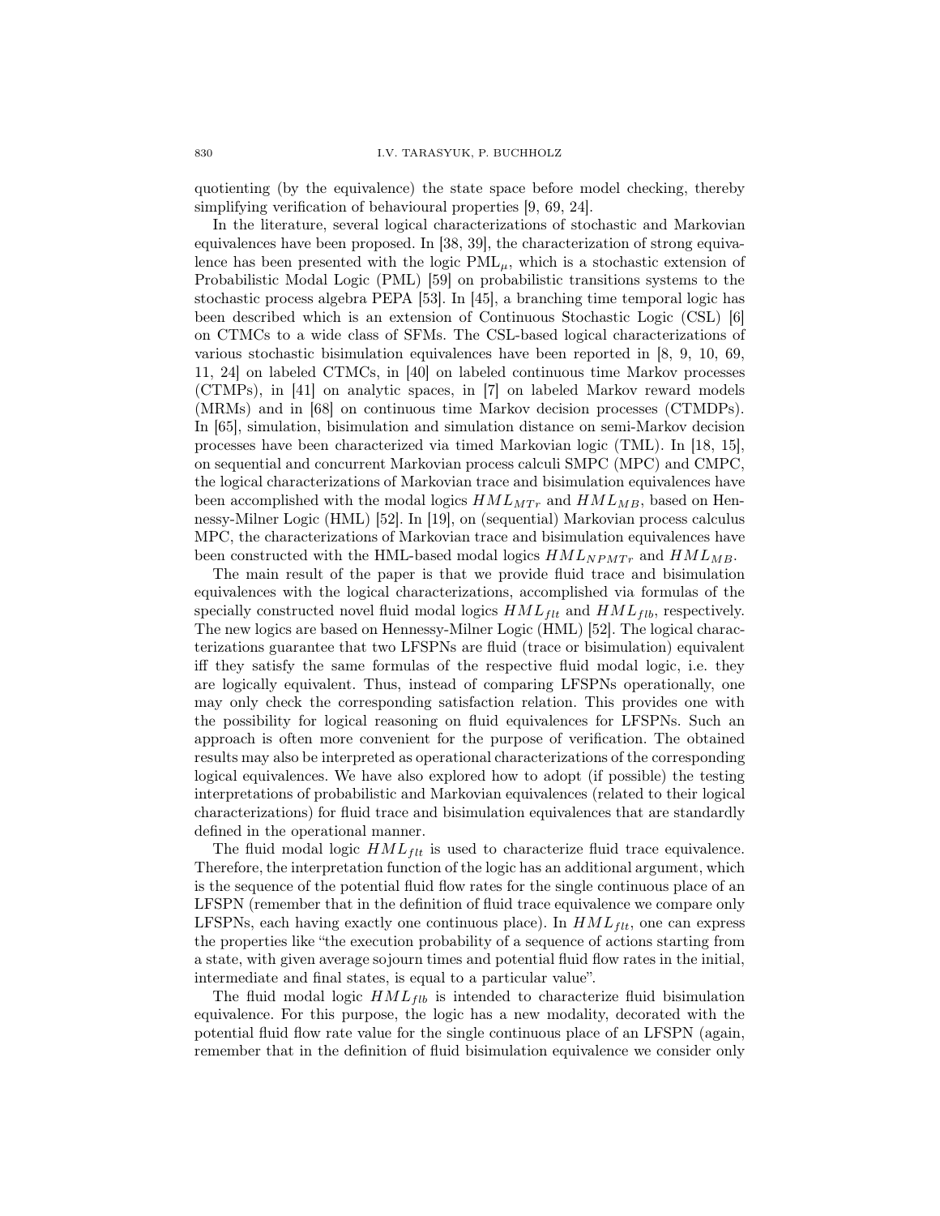quotienting (by the equivalence) the state space before model checking, thereby simplifying verification of behavioural properties [9, 69, 24].

In the literature, several logical characterizations of stochastic and Markovian equivalences have been proposed. In [38, 39], the characterization of strong equivalence has been presented with the logic $\mathrm{PML}_{\mu}$, which is a stochastic extension of Probabilistic Modal Logic (PML) [59] on probabilistic transitions systems to the stochastic process algebra PEPA [53]. In [45], a branching time temporal logic has been described which is an extension of Continuous Stochastic Logic (CSL) [6] on CTMCs to a wide class of SFMs. The CSL-based logical characterizations of various stochastic bisimulation equivalences have been reported in [8, 9, 10, 69, 11, 24] on labeled CTMCs, in [40] on labeled continuous time Markov processes (CTMPs), in [41] on analytic spaces, in [7] on labeled Markov reward models (MRMs) and in [68] on continuous time Markov decision processes (CTMDPs). In [65], simulation, bisimulation and simulation distance on semi-Markov decision processes have been characterized via timed Markovian logic (TML). In [18, 15], on sequential and concurrent Markovian process calculi SMPC (MPC) and CMPC, the logical characterizations of Markovian trace and bisimulation equivalences have been accomplished with the modal logics $HML_{MTr}$ and $HML_{MB}$, based on Hennessy-Milner Logic (HML) [52]. In [19], on (sequential) Markovian process calculus MPC, the characterizations of Markovian trace and bisimulation equivalences have been constructed with the HML-based modal logics $HML_{NPMTr}$ and $HML_{MB}$.

The main result of the paper is that we provide fluid trace and bisimulation equivalences with the logical characterizations, accomplished via formulas of the specially constructed novel fluid modal logics $HML_{flt}$ and $HML_{flb}$, respectively. The new logics are based on Hennessy-Milner Logic (HML) [52]. The logical characterizations guarantee that two LFSPNs are fluid (trace or bisimulation) equivalent iff they satisfy the same formulas of the respective fluid modal logic, i.e. they are logically equivalent. Thus, instead of comparing LFSPNs operationally, one may only check the corresponding satisfaction relation. This provides one with the possibility for logical reasoning on fluid equivalences for LFSPNs. Such an approach is often more convenient for the purpose of verification. The obtained results may also be interpreted as operational characterizations of the corresponding logical equivalences. We have also explored how to adopt (if possible) the testing interpretations of probabilistic and Markovian equivalences (related to their logical characterizations) for fluid trace and bisimulation equivalences that are standardly defined in the operational manner.

The fluid modal logic $HML_{flt}$ is used to characterize fluid trace equivalence. Therefore, the interpretation function of the logic has an additional argument, which is the sequence of the potential fluid flow rates for the single continuous place of an LFSPN (remember that in the definition of fluid trace equivalence we compare only LFSPNs, each having exactly one continuous place). In $HML_{flt}$, one can express the properties like "the execution probability of a sequence of actions starting from a state, with given average sojourn times and potential fluid flow rates in the initial, intermediate and final states, is equal to a particular value".

The fluid modal logic $HML_{flb}$ is intended to characterize fluid bisimulation equivalence. For this purpose, the logic has a new modality, decorated with the potential fluid flow rate value for the single continuous place of an LFSPN (again, remember that in the definition of fluid bisimulation equivalence we consider only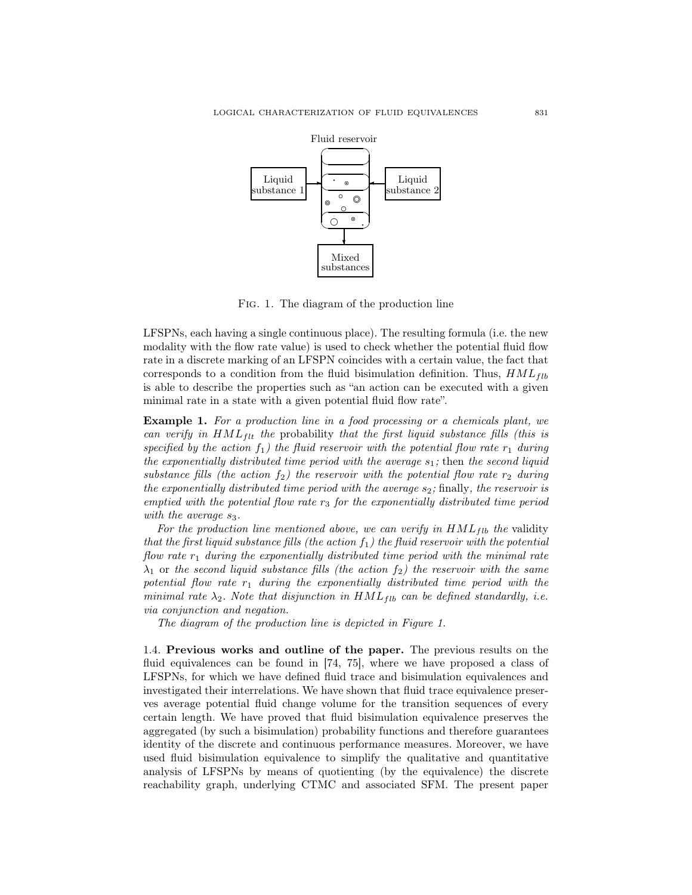Fluid reservoir

Liquid substance 1

Liquid substance 2

Mixed substances

FIG. 1. The diagram of the production line

LFSPNs, each having a single continuous place). The resulting formula (i.e. the new modality with the flow rate value) is used to check whether the potential fluid flow rate in a discrete marking of an LFSPN coincides with a certain value, the fact that corresponds to a condition from the fluid bisimulation definition. Thus, $HML_{flb}$ is able to describe the properties such as "an action can be executed with a given minimal rate in a state with a given potential fluid flow rate".

**Example 1.** *For a production line in a food processing or a chemicals plant, we can verify in $HML_{flt}$ the* probability *that the first liquid substance fills (this is specified by the action $f_1$) the fluid reservoir with the potential flow rate $r_1$ during the exponentially distributed time period with the average $s_1$;* then *the second liquid substance fills (the action $f_2$) the reservoir with the potential flow rate $r_2$ during the exponentially distributed time period with the average $s_2$;* finally, *the reservoir is emptied with the potential flow rate $r_3$ for the exponentially distributed time period with the average $s_3$.*

*For the production line mentioned above, we can verify in $HML_{flb}$ the* validity *that the first liquid substance fills (the action $f_1$) the fluid reservoir with the potential flow rate $r_1$ during the exponentially distributed time period with the minimal rate $\lambda_1$* or *the second liquid substance fills (the action $f_2$) the reservoir with the same potential flow rate $r_1$ during the exponentially distributed time period with the minimal rate $\lambda_2$. Note that disjunction in $HML_{flb}$ can be defined standardly, i.e. via conjunction and negation.*

*The diagram of the production line is depicted in Figure 1.*

1.4. **Previous works and outline of the paper.** The previous results on the fluid equivalences can be found in [74, 75], where we have proposed a class of LFSPNs, for which we have defined fluid trace and bisimulation equivalences and investigated their interrelations. We have shown that fluid trace equivalence preserves average potential fluid change volume for the transition sequences of every certain length. We have proved that fluid bisimulation equivalence preserves the aggregated (by such a bisimulation) probability functions and therefore guarantees identity of the discrete and continuous performance measures. Moreover, we have used fluid bisimulation equivalence to simplify the qualitative and quantitative analysis of LFSPNs by means of quotienting (by the equivalence) the discrete reachability graph, underlying CTMC and associated SFM. The present paper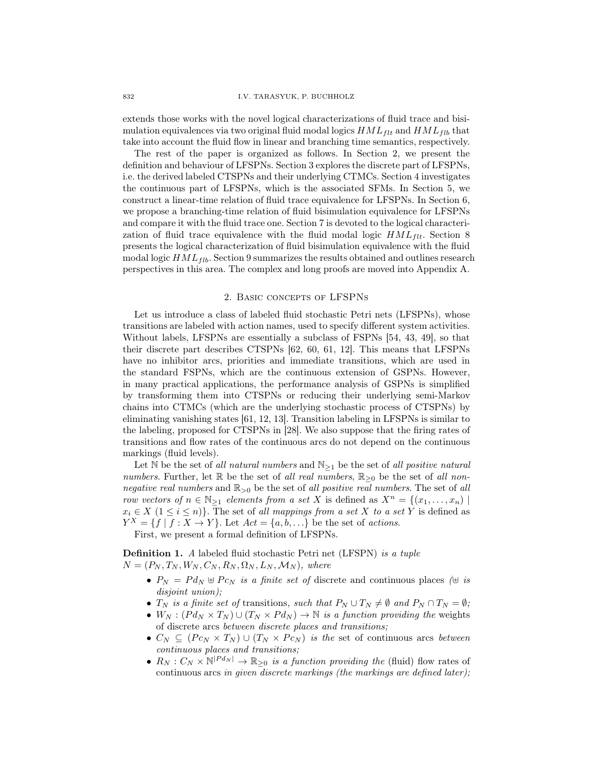extends those works with the novel logical characterizations of fluid trace and bisimulation equivalences via two original fluid modal logics $HML_{flt}$ and $HML_{flb}$ that take into account the fluid flow in linear and branching time semantics, respectively.

The rest of the paper is organized as follows. In Section 2, we present the definition and behaviour of LFSPNs. Section 3 explores the discrete part of LFSPNs, i.e. the derived labeled CTSPNs and their underlying CTMCs. Section 4 investigates the continuous part of LFSPNs, which is the associated SFMs. In Section 5, we construct a linear-time relation of fluid trace equivalence for LFSPNs. In Section 6, we propose a branching-time relation of fluid bisimulation equivalence for LFSPNs and compare it with the fluid trace one. Section 7 is devoted to the logical characterization of fluid trace equivalence with the fluid modal logic $HML_{flt}$. Section 8 presents the logical characterization of fluid bisimulation equivalence with the fluid modal logic $HML_{flb}$. Section 9 summarizes the results obtained and outlines research perspectives in this area. The complex and long proofs are moved into Appendix A.

## 2. Basic concepts of LFSPNs

Let us introduce a class of labeled fluid stochastic Petri nets (LFSPNs), whose transitions are labeled with action names, used to specify different system activities. Without labels, LFSPNs are essentially a subclass of FSPNs [54, 43, 49], so that their discrete part describes CTSPNs [62, 60, 61, 12]. This means that LFSPNs have no inhibitor arcs, priorities and immediate transitions, which are used in the standard FSPNs, which are the continuous extension of GSPNs. However, in many practical applications, the performance analysis of GSPNs is simplified by transforming them into CTSPNs or reducing their underlying semi-Markov chains into CTMCs (which are the underlying stochastic process of CTSPNs) by eliminating vanishing states [61, 12, 13]. Transition labeling in LFSPNs is similar to the labeling, proposed for CTSPNs in [28]. We also suppose that the firing rates of transitions and flow rates of the continuous arcs do not depend on the continuous markings (fluid levels).

Let $\mathbb{N}$ be the set of *all natural numbers* and $\mathbb{N}_{\geq 1}$ be the set of *all positive natural numbers*. Further, let $\mathbb{R}$ be the set of *all real numbers*, $\mathbb{R}_{\geq 0}$ be the set of *all non-negative real numbers* and $\mathbb{R}_{>0}$ be the set of *all positive real numbers*. The set of *all row vectors of $n \in \mathbb{N}_{\geq 1}$ elements from a set $X$* is defined as $X^n = \{(x_1, \ldots, x_n) \mid x_i \in X \ (1 \leq i \leq n)\}$. The set of *all mappings from a set $X$ to a set $Y$* is defined as $Y^X = \{f \mid f : X \to Y\}$. Let $Act = \{a, b, \ldots\}$ be the set of *actions*.

First, we present a formal definition of LFSPNs.

**Definition 1.** *A* labeled fluid stochastic Petri net (LFSPN) *is a tuple* $N = (P_N, T_N, W_N, C_N, R_N, \Omega_N, L_N, \mathcal{M}_N)$, *where*

- $P_N = Pd_N \uplus Pc_N$ *is a finite set of* discrete and continuous places *($\uplus$ is disjoint union);*
- $T_N$ *is a finite set of* transitions, *such that* $P_N \cup T_N \neq \emptyset$ *and* $P_N \cap T_N = \emptyset$;
- $W_N : (Pd_N \times T_N) \cup (T_N \times Pd_N) \to \mathbb{N}$ *is a function providing the* weights *of discrete arcs between discrete places and transitions;*
- $C_N \subseteq (Pc_N \times T_N) \cup (T_N \times Pc_N)$ *is the* set of continuous arcs *between continuous places and transitions;*
- $R_N : C_N \times \mathbb{N}^{|Pd_N|} \to \mathbb{R}_{\geq 0}$ *is a function providing the* (fluid) flow rates *of* continuous arcs *in given discrete markings (the markings are defined later);*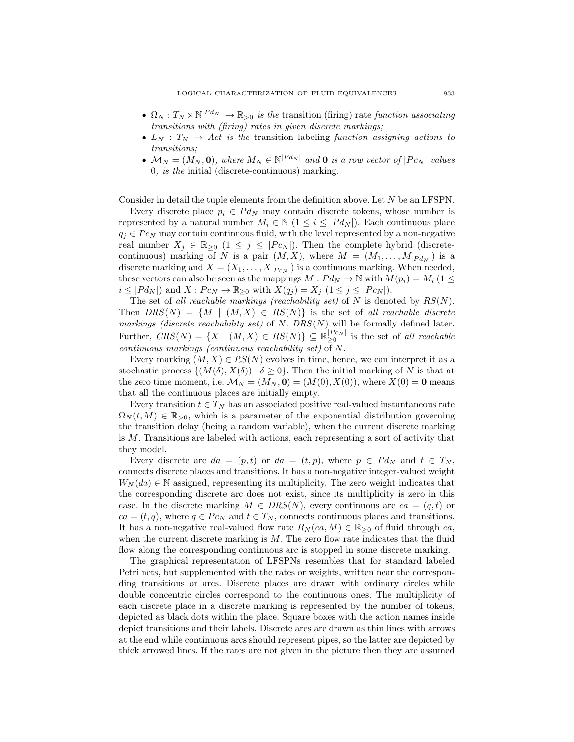- $\Omega_N : T_N \times \mathbb{N}^{|Pd_N|} \to \mathbb{R}_{>0}$ *is the* transition (firing) rate *function associating transitions with (firing) rates in given discrete markings;*
- $L_N : T_N \to Act$ *is the* transition labeling *function assigning actions to transitions;*
- $\mathcal{M}_N = (M_N, \mathbf{0})$*, where* $M_N \in \mathbb{N}^{|Pd_N|}$ *and* $\mathbf{0}$ *is a row vector of* $|Pc_N|$ *values* 0*, is the* initial (discrete-continuous) marking.

Consider in detail the tuple elements from the definition above. Let $N$ be an LFSPN.

Every discrete place $p_i \in Pd_N$ may contain discrete tokens, whose number is represented by a natural number $M_i \in \mathbb{N}$ $(1 \leq i \leq |Pd_N|)$. Each continuous place $q_j \in Pc_N$ may contain continuous fluid, with the level represented by a non-negative real number $X_j \in \mathbb{R}_{\geq 0}$ $(1 \leq j \leq |Pc_N|)$. Then the complete hybrid (discrete-continuous) marking of $N$ is a pair $(M, X)$, where $M = (M_1, \ldots, M_{|Pd_N|})$ is a discrete marking and $X = (X_1, \ldots, X_{|Pc_N|})$ is a continuous marking. When needed, these vectors can also be seen as the mappings $M : Pd_N \to \mathbb{N}$ with $M(p_i) = M_i$ $(1 \leq i \leq |Pd_N|)$ and $X : Pc_N \to \mathbb{R}_{\geq 0}$ with $X(q_j) = X_j$ $(1 \leq j \leq |Pc_N|)$.

The set of *all reachable markings (reachability set)* of $N$ is denoted by $RS(N)$. Then $DRS(N) = \{M \mid (M, X) \in RS(N)\}$ is the set of *all reachable discrete markings (discrete reachability set)* of $N$. $DRS(N)$ will be formally defined later. Further, $CRS(N) = \{X \mid (M, X) \in RS(N)\} \subseteq \mathbb{R}_{\geq 0}^{|Pc_N|}$ is the set of *all reachable continuous markings (continuous reachability set)* of $N$.

Every marking $(M, X) \in RS(N)$ evolves in time, hence, we can interpret it as a stochastic process $\{(M(\delta), X(\delta)) \mid \delta \geq 0\}$. Then the initial marking of $N$ is that at the zero time moment, i.e. $\mathcal{M}_N = (M_N, \mathbf{0}) = (M(0), X(0))$, where $X(0) = \mathbf{0}$ means that all the continuous places are initially empty.

Every transition $t \in T_N$ has an associated positive real-valued instantaneous rate $\Omega_N(t, M) \in \mathbb{R}_{>0}$, which is a parameter of the exponential distribution governing the transition delay (being a random variable), when the current discrete marking is $M$. Transitions are labeled with actions, each representing a sort of activity that they model.

Every discrete arc $da = (p, t)$ or $da = (t, p)$, where $p \in Pd_N$ and $t \in T_N$, connects discrete places and transitions. It has a non-negative integer-valued weight $W_N(da) \in \mathbb{N}$ assigned, representing its multiplicity. The zero weight indicates that the corresponding discrete arc does not exist, since its multiplicity is zero in this case. In the discrete marking $M \in DRS(N)$, every continuous arc $ca = (q, t)$ or $ca = (t, q)$, where $q \in Pc_N$ and $t \in T_N$, connects continuous places and transitions. It has a non-negative real-valued flow rate $R_N(ca, M) \in \mathbb{R}_{\geq 0}$ of fluid through $ca$, when the current discrete marking is $M$. The zero flow rate indicates that the fluid flow along the corresponding continuous arc is stopped in some discrete marking.

The graphical representation of LFSPNs resembles that for standard labeled Petri nets, but supplemented with the rates or weights, written near the corresponding transitions or arcs. Discrete places are drawn with ordinary circles while double concentric circles correspond to the continuous ones. The multiplicity of each discrete place in a discrete marking is represented by the number of tokens, depicted as black dots within the place. Square boxes with the action names inside depict transitions and their labels. Discrete arcs are drawn as thin lines with arrows at the end while continuous arcs should represent pipes, so the latter are depicted by thick arrowed lines. If the rates are not given in the picture then they are assumed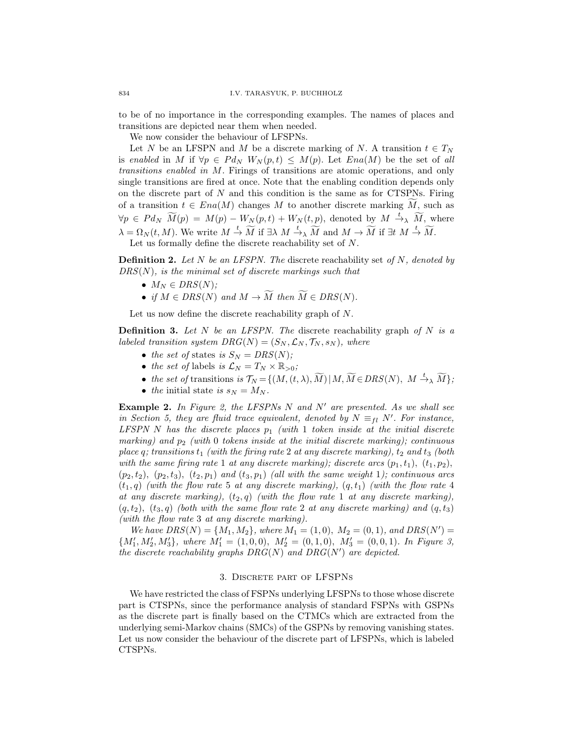to be of no importance in the corresponding examples. The names of places and transitions are depicted near them when needed.

We now consider the behaviour of LFSPNs.

Let $N$ be an LFSPN and $M$ be a discrete marking of $N$. A transition $t \in T_N$ is *enabled* in $M$ if $\forall p \in Pd_N \; W_N(p,t) \leq M(p)$. Let $Ena(M)$ be the set of *all transitions enabled in* $M$. Firings of transitions are atomic operations, and only single transitions are fired at once. Note that the enabling condition depends only on the discrete part of $N$ and this condition is the same as for CTSPNs. Firing of a transition $t \in Ena(M)$ changes $M$ to another discrete marking $\widetilde{M}$, such as $\forall p \in Pd_N \; \widetilde{M}(p) = M(p) - W_N(p,t) + W_N(t,p)$, denoted by $M \xrightarrow{t}_\lambda \widetilde{M}$, where $\lambda = \Omega_N(t, M)$. We write $M \xrightarrow{t} \widetilde{M}$ if $\exists \lambda \; M \xrightarrow{t}_\lambda \widetilde{M}$ and $M \to \widetilde{M}$ if $\exists t \; M \xrightarrow{t} \widetilde{M}$.

Let us formally define the discrete reachability set of $N$.

**Definition 2.** *Let $N$ be an LFSPN. The* discrete reachability set *of $N$, denoted by $DRS(N)$, is the minimal set of discrete markings such that*

- $M_N \in DRS(N)$;
- *if $M \in DRS(N)$ and $M \to \widetilde{M}$ then $\widetilde{M} \in DRS(N)$.*

Let us now define the discrete reachability graph of $N$.

**Definition 3.** *Let $N$ be an LFSPN. The* discrete reachability graph *of $N$ is a labeled transition system $DRG(N) = (S_N, \mathcal{L}_N, \mathcal{T}_N, s_N)$, where*

- *the set of* states *is $S_N = DRS(N)$;*
- *the set of* labels *is $\mathcal{L}_N = T_N \times \mathbb{R}_{>0}$;*
- *the set of* transitions *is $\mathcal{T}_N = \{(M, (t, \lambda), \widetilde{M}) \mid M, \widetilde{M} \in DRS(N), \; M \xrightarrow{t}_\lambda \widetilde{M}\}$;*
- *the* initial state *is $s_N = M_N$.*

**Example 2.** *In Figure 2, the LFSPNs $N$ and $N'$ are presented. As we shall see in Section 5, they are fluid trace equivalent, denoted by $N \equiv_{fl} N'$. For instance, LFSPN $N$ has the discrete places $p_1$ (with 1 token inside at the initial discrete marking) and $p_2$ (with 0 tokens inside at the initial discrete marking); continuous place $q$; transitions $t_1$ (with the firing rate 2 at any discrete marking), $t_2$ and $t_3$ (both with the same firing rate 1 at any discrete marking); discrete arcs $(p_1, t_1)$, $(t_1, p_2)$, $(p_2, t_2)$, $(p_2, t_3)$, $(t_2, p_1)$ and $(t_3, p_1)$ (all with the same weight 1); continuous arcs $(t_1, q)$ (with the flow rate 5 at any discrete marking), $(q, t_1)$ (with the flow rate 4 at any discrete marking), $(t_2, q)$ (with the flow rate 1 at any discrete marking), $(q, t_2)$, $(t_3, q)$ (both with the same flow rate 2 at any discrete marking) and $(q, t_3)$ (with the flow rate 3 at any discrete marking).*

*We have $DRS(N) = \{M_1, M_2\}$, where $M_1 = (1, 0)$, $M_2 = (0, 1)$, and $DRS(N') = \{M_1', M_2', M_3'\}$, where $M_1' = (1, 0, 0)$, $M_2' = (0, 1, 0)$, $M_3' = (0, 0, 1)$. In Figure 3, the discrete reachability graphs $DRG(N)$ and $DRG(N')$ are depicted.*

## 3. Discrete part of LFSPNs

We have restricted the class of FSPNs underlying LFSPNs to those whose discrete part is CTSPNs, since the performance analysis of standard FSPNs with GSPNs as the discrete part is finally based on the CTMCs which are extracted from the underlying semi-Markov chains (SMCs) of the GSPNs by removing vanishing states. Let us now consider the behaviour of the discrete part of LFSPNs, which is labeled CTSPNs.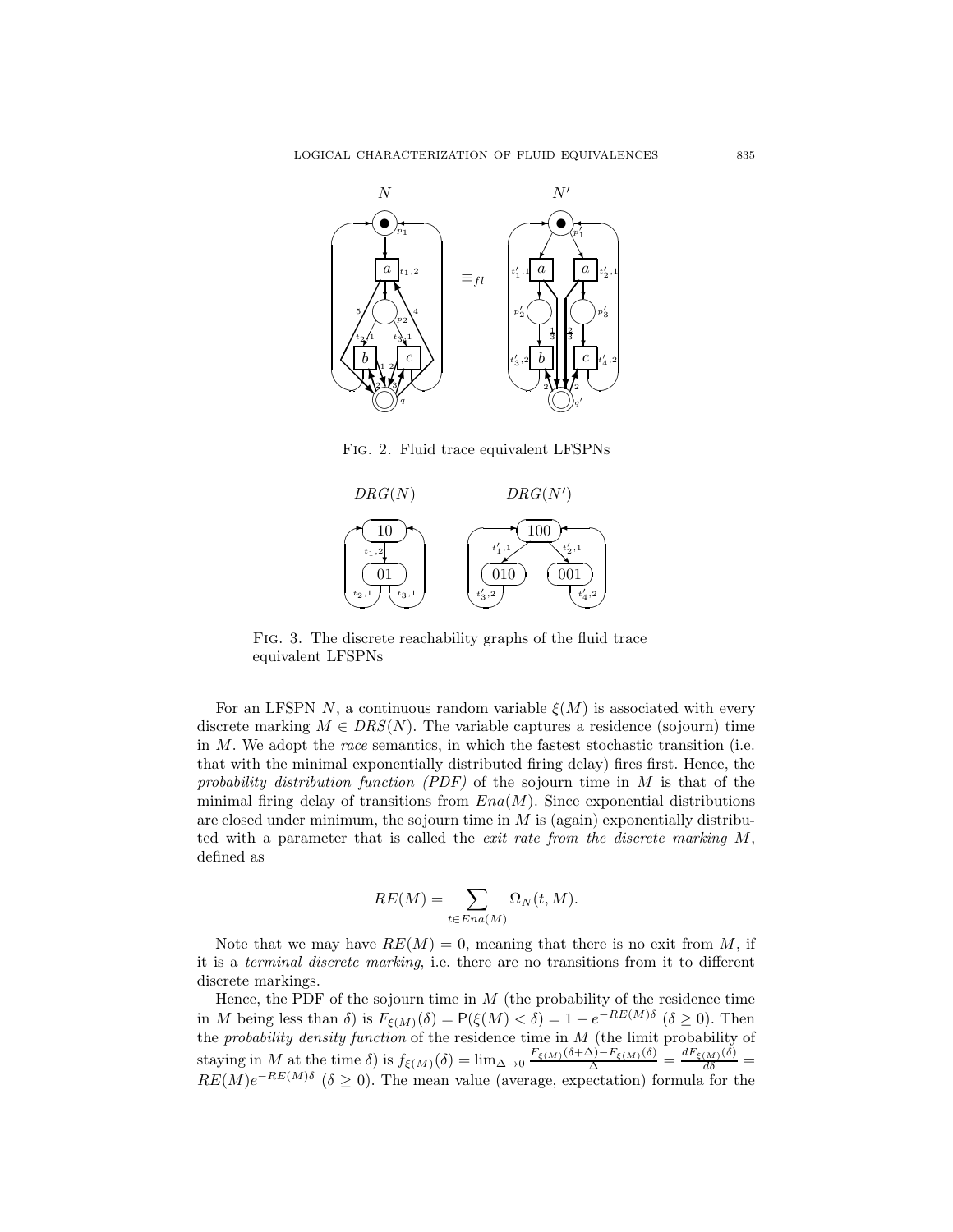Fig. 2. Fluid trace equivalent LFSPNs

Fig. 3. The discrete reachability graphs of the fluid trace equivalent LFSPNs

For an LFSPN $N$, a continuous random variable $\xi(M)$ is associated with every discrete marking $M \in DRS(N)$. The variable captures a residence (sojourn) time in $M$. We adopt the *race* semantics, in which the fastest stochastic transition (i.e. that with the minimal exponentially distributed firing delay) fires first. Hence, the *probability distribution function (PDF)* of the sojourn time in $M$ is that of the minimal firing delay of transitions from $Ena(M)$. Since exponential distributions are closed under minimum, the sojourn time in $M$ is (again) exponentially distributed with a parameter that is called the *exit rate from the discrete marking* $M$, defined as

$$RE(M) = \sum_{t \in Ena(M)} \Omega_N(t, M).$$

Note that we may have $RE(M) = 0$, meaning that there is no exit from $M$, if it is a *terminal discrete marking*, i.e. there are no transitions from it to different discrete markings.

Hence, the PDF of the sojourn time in $M$ (the probability of the residence time in $M$ being less than $\delta$) is $F_{\xi(M)}(\delta) = \mathsf{P}(\xi(M) < \delta) = 1 - e^{-RE(M)\delta}$ $(\delta \geq 0)$. Then the *probability density function* of the residence time in $M$ (the limit probability of staying in $M$ at the time $\delta$) is $f_{\xi(M)}(\delta) = \lim_{\Delta \to 0} \frac{F_{\xi(M)}(\delta+\Delta) - F_{\xi(M)}(\delta)}{\Delta} = \frac{dF_{\xi(M)}(\delta)}{d\delta} = RE(M)e^{-RE(M)\delta}$ $(\delta \geq 0)$. The mean value (average, expectation) formula for the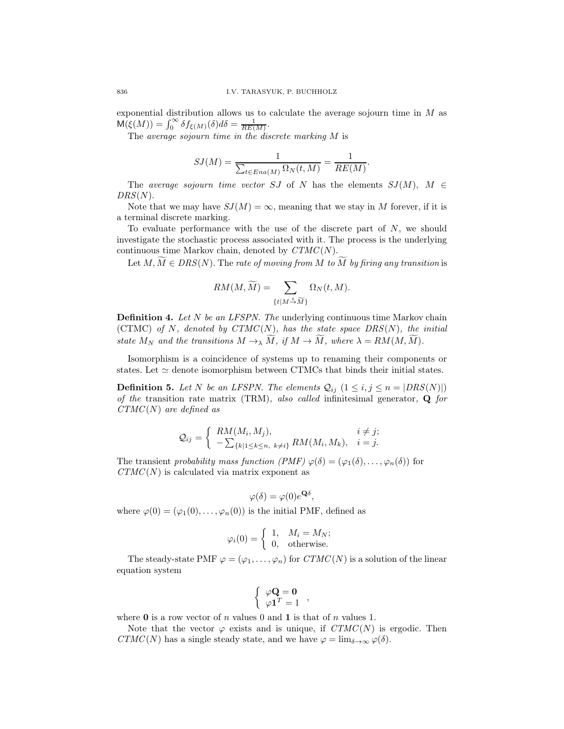exponential distribution allows us to calculate the average sojourn time in $M$ as $\mathsf{M}(\xi(M)) = \int_0^\infty \delta f_{\xi(M)}(\delta) d\delta = \frac{1}{RE(M)}$.

The *average sojourn time in the discrete marking* $M$ is

$$SJ(M) = \frac{1}{\sum_{t \in Ena(M)} \Omega_N(t, M)} = \frac{1}{RE(M)}.$$

The *average sojourn time vector* $SJ$ of $N$ has the elements $SJ(M)$, $M \in DRS(N)$.

Note that we may have $SJ(M) = \infty$, meaning that we stay in $M$ forever, if it is a terminal discrete marking.

To evaluate performance with the use of the discrete part of $N$, we should investigate the stochastic process associated with it. The process is the underlying continuous time Markov chain, denoted by $CTMC(N)$.

Let $M, \widetilde{M} \in DRS(N)$. The *rate of moving from* $M$ *to* $\widetilde{M}$ *by firing any transition* is

$$RM(M, \widetilde{M}) = \sum_{\{t \mid M \xrightarrow{t} \widetilde{M}\}} \Omega_N(t, M).$$

**Definition 4.** *Let $N$ be an LFSPN. The* underlying continuous time Markov chain (CTMC) *of $N$, denoted by $CTMC(N)$, has the state space $DRS(N)$, the initial state $M_N$ and the transitions $M \rightarrow_\lambda \widetilde{M}$, if $M \rightarrow \widetilde{M}$, where $\lambda = RM(M, \widetilde{M})$.*

Isomorphism is a coincidence of systems up to renaming their components or states. Let $\simeq$ denote isomorphism between CTMCs that binds their initial states.

**Definition 5.** *Let $N$ be an LFSPN. The elements $\mathcal{Q}_{ij}$ $(1 \le i, j \le n = |DRS(N)|)$ of the* transition rate matrix (TRM)*, also called* infinitesimal generator*, $\mathbf{Q}$ for $CTMC(N)$ are defined as*

$$\mathcal{Q}_{ij} = \begin{cases} RM(M_i, M_j), & i \ne j; \\ -\sum_{\{k \mid 1 \le k \le n,\ k \ne i\}} RM(M_i, M_k), & i = j. \end{cases}$$

The transient *probability mass function (PMF)* $\varphi(\delta) = (\varphi_1(\delta), \ldots, \varphi_n(\delta))$ for $CTMC(N)$ is calculated via matrix exponent as

$$\varphi(\delta) = \varphi(0) e^{\mathbf{Q}\delta},$$

where $\varphi(0) = (\varphi_1(0), \ldots, \varphi_n(0))$ is the initial PMF, defined as

$$\varphi_i(0) = \begin{cases} 1, & M_i = M_N; \\ 0, & \text{otherwise.} \end{cases}$$

The steady-state PMF $\varphi = (\varphi_1, \ldots, \varphi_n)$ for $CTMC(N)$ is a solution of the linear equation system

$$\begin{cases} \varphi \mathbf{Q} = \mathbf{0} \\ \varphi \mathbf{1}^T = 1 \end{cases},$$

where $\mathbf{0}$ is a row vector of $n$ values 0 and $\mathbf{1}$ is that of $n$ values 1.

Note that the vector $\varphi$ exists and is unique, if $CTMC(N)$ is ergodic. Then $CTMC(N)$ has a single steady state, and we have $\varphi = \lim_{\delta \to \infty} \varphi(\delta)$.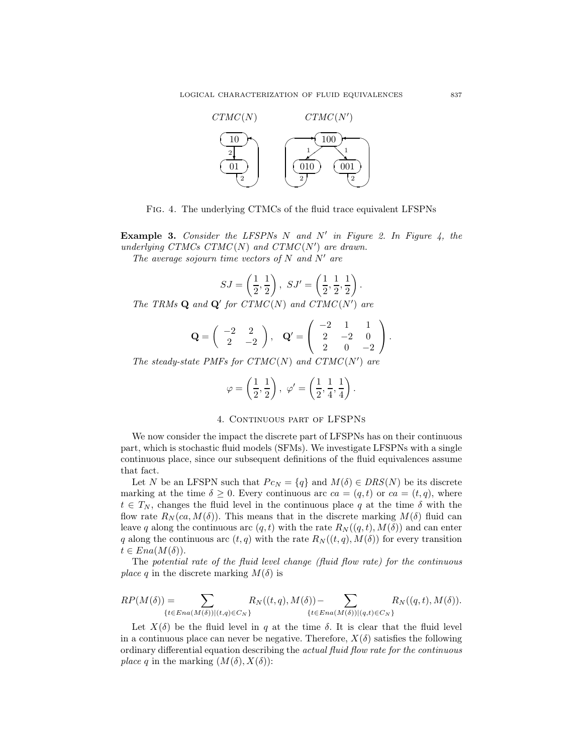CTMC(N) CTMC(N')

Fig. 4. *The underlying CTMCs of the fluid trace equivalent LFSPNs*

**Example 3.** *Consider the LFSPNs $N$ and $N'$ in Figure 2. In Figure 4, the underlying CTMCs $CTMC(N)$ and $CTMC(N')$ are drawn.*

*The average sojourn time vectors of $N$ and $N'$ are*

$$SJ = \left(\frac{1}{2}, \frac{1}{2}\right), \ SJ' = \left(\frac{1}{2}, \frac{1}{2}, \frac{1}{2}\right).$$

*The TRMs $\mathbf{Q}$ and $\mathbf{Q}'$ for $CTMC(N)$ and $CTMC(N')$ are*

$$\mathbf{Q} = \begin{pmatrix} -2 & 2 \\ 2 & -2 \end{pmatrix}, \quad \mathbf{Q}' = \begin{pmatrix} -2 & 1 & 1 \\ 2 & -2 & 0 \\ 2 & 0 & -2 \end{pmatrix}.$$

*The steady-state PMFs for $CTMC(N)$ and $CTMC(N')$ are*

$$\varphi = \left(\frac{1}{2}, \frac{1}{2}\right), \ \varphi' = \left(\frac{1}{2}, \frac{1}{4}, \frac{1}{4}\right).$$

## 4. Continuous part of LFSPNs

We now consider the impact the discrete part of LFSPNs has on their continuous part, which is stochastic fluid models (SFMs). We investigate LFSPNs with a single continuous place, since our subsequent definitions of the fluid equivalences assume that fact.

Let $N$ be an LFSPN such that $Pc_N = \{q\}$ and $M(\delta) \in DRS(N)$ be its discrete marking at the time $\delta \geq 0$. Every continuous arc $ca = (q, t)$ or $ca = (t, q)$, where $t \in T_N$, changes the fluid level in the continuous place $q$ at the time $\delta$ with the flow rate $R_N(ca, M(\delta))$. This means that in the discrete marking $M(\delta)$ fluid can leave $q$ along the continuous arc $(q, t)$ with the rate $R_N((q, t), M(\delta))$ and can enter $q$ along the continuous arc $(t, q)$ with the rate $R_N((t, q), M(\delta))$ for every transition $t \in Ena(M(\delta))$.

The *potential rate of the fluid level change (fluid flow rate) for the continuous place* $q$ in the discrete marking $M(\delta)$ is

$$RP(M(\delta)) = \sum_{\{t \in Ena(M(\delta)) | (t,q) \in C_N\}} R_N((t, q), M(\delta)) - \sum_{\{t \in Ena(M(\delta)) | (q,t) \in C_N\}} R_N((q, t), M(\delta)).$$

Let $X(\delta)$ be the fluid level in $q$ at the time $\delta$. It is clear that the fluid level in a continuous place can never be negative. Therefore, $X(\delta)$ satisfies the following ordinary differential equation describing the *actual fluid flow rate for the continuous place* $q$ in the marking $(M(\delta), X(\delta))$: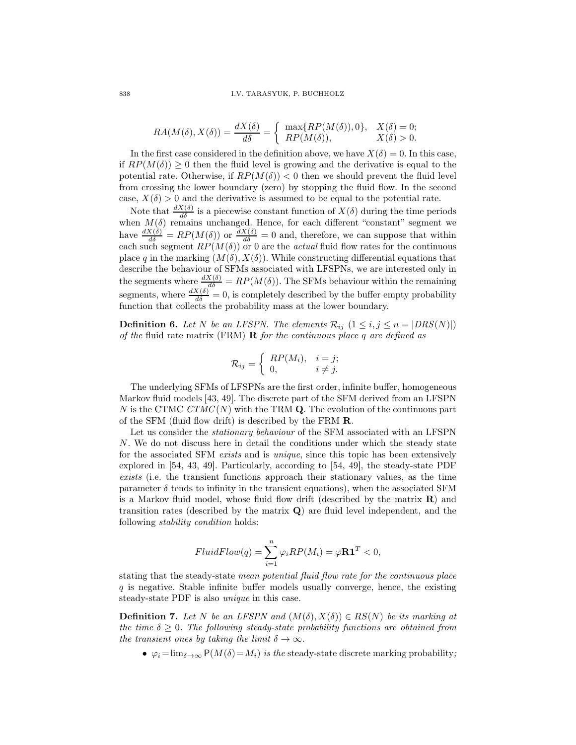$$RA(M(\delta), X(\delta)) = \frac{dX(\delta)}{d\delta} = \begin{cases} \max\{RP(M(\delta)), 0\}, & X(\delta) = 0; \\ RP(M(\delta)), & X(\delta) > 0. \end{cases}$$

In the first case considered in the definition above, we have $X(\delta) = 0$. In this case, if $RP(M(\delta)) \geq 0$ then the fluid level is growing and the derivative is equal to the potential rate. Otherwise, if $RP(M(\delta)) < 0$ then we should prevent the fluid level from crossing the lower boundary (zero) by stopping the fluid flow. In the second case, $X(\delta) > 0$ and the derivative is assumed to be equal to the potential rate.

Note that $\frac{dX(\delta)}{d\delta}$ is a piecewise constant function of $X(\delta)$ during the time periods when $M(\delta)$ remains unchanged. Hence, for each different "constant" segment we have $\frac{dX(\delta)}{d\delta} = RP(M(\delta))$ or $\frac{dX(\delta)}{d\delta} = 0$ and, therefore, we can suppose that within each such segment $RP(M(\delta))$ or 0 are the *actual* fluid flow rates for the continuous place $q$ in the marking $(M(\delta), X(\delta))$. While constructing differential equations that describe the behaviour of SFMs associated with LFSPNs, we are interested only in the segments where $\frac{dX(\delta)}{d\delta} = RP(M(\delta))$. The SFMs behaviour within the remaining segments, where $\frac{dX(\delta)}{d\delta} = 0$, is completely described by the buffer empty probability function that collects the probability mass at the lower boundary.

**Definition 6.** *Let $N$ be an LFSPN. The elements $\mathcal{R}_{ij}$ $(1 \leq i, j \leq n = |DRS(N)|)$ of the* fluid rate matrix (FRM) $\mathbf{R}$ *for the continuous place $q$ are defined as*

$$\mathcal{R}_{ij} = \begin{cases} RP(M_i), & i = j; \\ 0, & i \neq j. \end{cases}$$

The underlying SFMs of LFSPNs are the first order, infinite buffer, homogeneous Markov fluid models [43, 49]. The discrete part of the SFM derived from an LFSPN $N$ is the CTMC $CTMC(N)$ with the TRM $\mathbf{Q}$. The evolution of the continuous part of the SFM (fluid flow drift) is described by the FRM $\mathbf{R}$.

Let us consider the *stationary behaviour* of the SFM associated with an LFSPN $N$. We do not discuss here in detail the conditions under which the steady state for the associated SFM *exists* and is *unique*, since this topic has been extensively explored in [54, 43, 49]. Particularly, according to [54, 49], the steady-state PDF *exists* (i.e. the transient functions approach their stationary values, as the time parameter $\delta$ tends to infinity in the transient equations), when the associated SFM is a Markov fluid model, whose fluid flow drift (described by the matrix $\mathbf{R}$) and transition rates (described by the matrix $\mathbf{Q}$) are fluid level independent, and the following *stability condition* holds:

$$FluidFlow(q) = \sum_{i=1}^{n} \varphi_i RP(M_i) = \varphi \mathbf{R} \mathbf{1}^T < 0,$$

stating that the steady-state *mean potential fluid flow rate for the continuous place* $q$ is negative. Stable infinite buffer models usually converge, hence, the existing steady-state PDF is also *unique* in this case.

**Definition 7.** *Let $N$ be an LFSPN and $(M(\delta), X(\delta)) \in RS(N)$ be its marking at the time $\delta \geq 0$. The following steady-state probability functions are obtained from the transient ones by taking the limit $\delta \to \infty$.*

- $\varphi_i = \lim_{\delta \to \infty} \mathsf{P}(M(\delta) = M_i)$ *is the* steady-state discrete marking probability*;*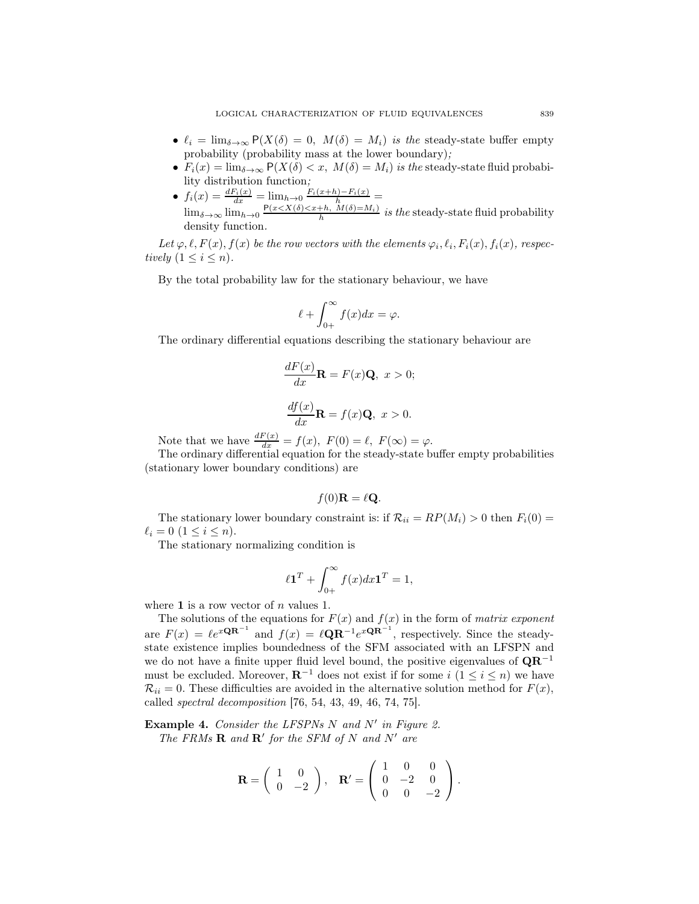- $\ell_i = \lim_{\delta\to\infty} \mathsf{P}(X(\delta) = 0,\ M(\delta) = M_i)$ *is the* steady-state buffer empty probability (probability mass at the lower boundary)*;*
- $F_i(x) = \lim_{\delta\to\infty} \mathsf{P}(X(\delta) < x,\ M(\delta) = M_i)$ *is the* steady-state fluid probability distribution function*;*
- $f_i(x) = \frac{dF_i(x)}{dx} = \lim_{h\to 0} \frac{F_i(x+h)-F_i(x)}{h} = \lim_{\delta\to\infty} \lim_{h\to 0} \frac{\mathsf{P}(x<X(\delta)<x+h,\ M(\delta)=M_i)}{h}$ *is the* steady-state fluid probability density function.

*Let $\varphi, \ell, F(x), f(x)$ be the row vectors with the elements $\varphi_i, \ell_i, F_i(x), f_i(x)$, respectively $(1 \le i \le n)$.*

By the total probability law for the stationary behaviour, we have

$$\ell + \int_{0+}^{\infty} f(x)dx = \varphi.$$

The ordinary differential equations describing the stationary behaviour are

$$\frac{dF(x)}{dx}\mathbf{R} = F(x)\mathbf{Q},\ x > 0;$$

$$\frac{df(x)}{dx}\mathbf{R} = f(x)\mathbf{Q},\ x > 0.$$

Note that we have $\frac{dF(x)}{dx} = f(x),\ F(0) = \ell,\ F(\infty) = \varphi$.

The ordinary differential equation for the steady-state buffer empty probabilities (stationary lower boundary conditions) are

$$f(0)\mathbf{R} = \ell\mathbf{Q}.$$

The stationary lower boundary constraint is: if $\mathcal{R}_{ii} = RP(M_i) > 0$ then $F_i(0) = \ell_i = 0$ $(1 \le i \le n)$.

The stationary normalizing condition is

$$\ell\mathbf{1}^T + \int_{0+}^{\infty} f(x)dx\mathbf{1}^T = 1,$$

where $\mathbf{1}$ is a row vector of $n$ values 1.

The solutions of the equations for $F(x)$ and $f(x)$ in the form of *matrix exponent* are $F(x) = \ell e^{x\mathbf{Q}\mathbf{R}^{-1}}$ and $f(x) = \ell\mathbf{Q}\mathbf{R}^{-1}e^{x\mathbf{Q}\mathbf{R}^{-1}}$, respectively. Since the steady-state existence implies boundedness of the SFM associated with an LFSPN and we do not have a finite upper fluid level bound, the positive eigenvalues of $\mathbf{Q}\mathbf{R}^{-1}$ must be excluded. Moreover, $\mathbf{R}^{-1}$ does not exist if for some $i$ $(1 \le i \le n)$ we have $\mathcal{R}_{ii} = 0$. These difficulties are avoided in the alternative solution method for $F(x)$, called *spectral decomposition* [76, 54, 43, 49, 46, 74, 75].

**Example 4.** *Consider the LFSPNs $N$ and $N'$ in Figure 2.*
*The FRMs $\mathbf{R}$ and $\mathbf{R}'$ for the SFM of $N$ and $N'$ are*

$$\mathbf{R} = \begin{pmatrix} 1 & 0 \\ 0 & -2 \end{pmatrix}, \quad \mathbf{R}' = \begin{pmatrix} 1 & 0 & 0 \\ 0 & -2 & 0 \\ 0 & 0 & -2 \end{pmatrix}.$$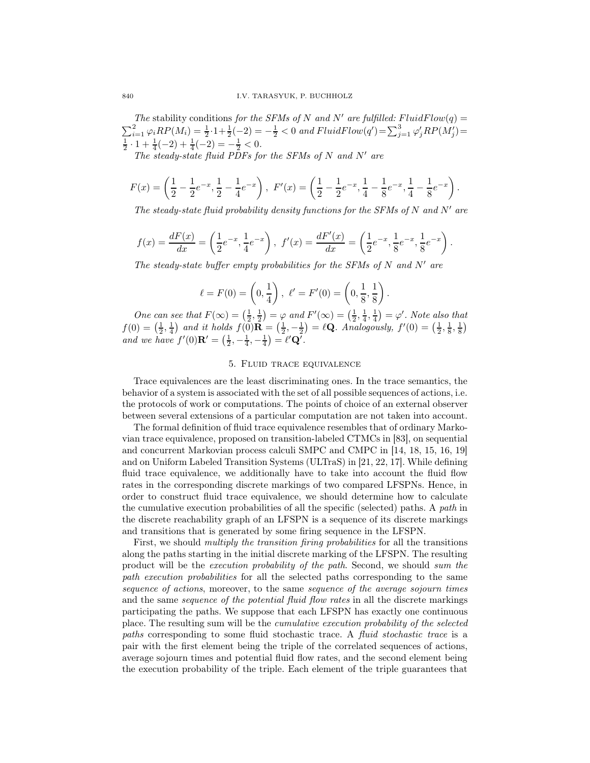*The* stability conditions *for the SFMs of $N$ and $N'$ are fulfilled:* $FluidFlow(q) = \sum_{i=1}^{2} \varphi_i RP(M_i) = \frac{1}{2}\cdot 1 + \frac{1}{2}(-2) = -\frac{1}{2} < 0$ *and* $FluidFlow(q') = \sum_{j=1}^{3} \varphi'_j RP(M'_j) = \frac{1}{2}\cdot 1 + \frac{1}{4}(-2) + \frac{1}{4}(-2) = -\frac{1}{2} < 0$.

*The steady-state fluid PDFs for the SFMs of $N$ and $N'$ are*

$$F(x) = \left(\frac{1}{2} - \frac{1}{2}e^{-x}, \frac{1}{2} - \frac{1}{4}e^{-x}\right),\ F'(x) = \left(\frac{1}{2} - \frac{1}{2}e^{-x}, \frac{1}{4} - \frac{1}{8}e^{-x}, \frac{1}{4} - \frac{1}{8}e^{-x}\right).$$

*The steady-state fluid probability density functions for the SFMs of $N$ and $N'$ are*

$$f(x) = \frac{dF(x)}{dx} = \left(\frac{1}{2}e^{-x}, \frac{1}{4}e^{-x}\right),\ f'(x) = \frac{dF'(x)}{dx} = \left(\frac{1}{2}e^{-x}, \frac{1}{8}e^{-x}, \frac{1}{8}e^{-x}\right).$$

*The steady-state buffer empty probabilities for the SFMs of $N$ and $N'$ are*

$$\ell = F(0) = \left(0, \frac{1}{4}\right),\ \ell' = F'(0) = \left(0, \frac{1}{8}, \frac{1}{8}\right).$$

*One can see that* $F(\infty) = \left(\frac{1}{2}, \frac{1}{2}\right) = \varphi$ *and* $F'(\infty) = \left(\frac{1}{2}, \frac{1}{4}, \frac{1}{4}\right) = \varphi'$. *Note also that* $f(0) = \left(\frac{1}{2}, \frac{1}{4}\right)$ *and it holds* $f(0)\mathbf{R} = \left(\frac{1}{2}, -\frac{1}{2}\right) = \ell\mathbf{Q}$. *Analogously,* $f'(0) = \left(\frac{1}{2}, \frac{1}{8}, \frac{1}{8}\right)$ *and we have* $f'(0)\mathbf{R}' = \left(\frac{1}{2}, -\frac{1}{4}, -\frac{1}{4}\right) = \ell'\mathbf{Q}'$.

## 5. Fluid trace equivalence

Trace equivalences are the least discriminating ones. In the trace semantics, the behavior of a system is associated with the set of all possible sequences of actions, i.e. the protocols of work or computations. The points of choice of an external observer between several extensions of a particular computation are not taken into account.

The formal definition of fluid trace equivalence resembles that of ordinary Markovian trace equivalence, proposed on transition-labeled CTMCs in [83], on sequential and concurrent Markovian process calculi SMPC and CMPC in [14, 18, 15, 16, 19] and on Uniform Labeled Transition Systems (ULTraS) in [21, 22, 17]. While defining fluid trace equivalence, we additionally have to take into account the fluid flow rates in the corresponding discrete markings of two compared LFSPNs. Hence, in order to construct fluid trace equivalence, we should determine how to calculate the cumulative execution probabilities of all the specific (selected) paths. A *path* in the discrete reachability graph of an LFSPN is a sequence of its discrete markings and transitions that is generated by some firing sequence in the LFSPN.

First, we should *multiply the transition firing probabilities* for all the transitions along the paths starting in the initial discrete marking of the LFSPN. The resulting product will be the *execution probability of the path*. Second, we should *sum the path execution probabilities* for all the selected paths corresponding to the same *sequence of actions*, moreover, to the same *sequence of the average sojourn times* and the same *sequence of the potential fluid flow rates* in all the discrete markings participating the paths. We suppose that each LFSPN has exactly one continuous place. The resulting sum will be the *cumulative execution probability of the selected paths* corresponding to some fluid stochastic trace. A *fluid stochastic trace* is a pair with the first element being the triple of the correlated sequences of actions, average sojourn times and potential fluid flow rates, and the second element being the execution probability of the triple. Each element of the triple guarantees that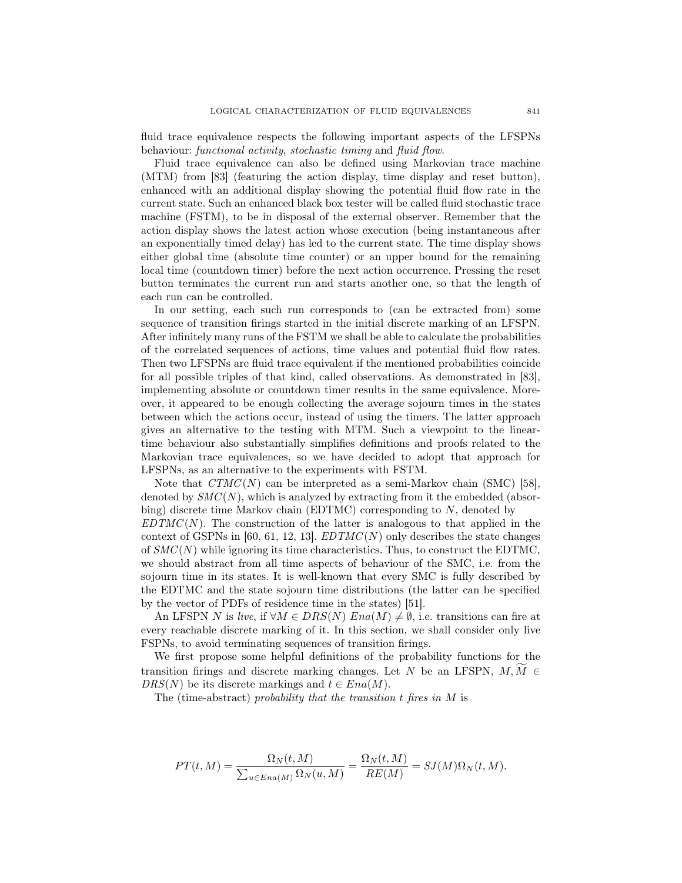fluid trace equivalence respects the following important aspects of the LFSPNs behaviour: *functional activity*, *stochastic timing* and *fluid flow*.

Fluid trace equivalence can also be defined using Markovian trace machine (MTM) from [83] (featuring the action display, time display and reset button), enhanced with an additional display showing the potential fluid flow rate in the current state. Such an enhanced black box tester will be called fluid stochastic trace machine (FSTM), to be in disposal of the external observer. Remember that the action display shows the latest action whose execution (being instantaneous after an exponentially timed delay) has led to the current state. The time display shows either global time (absolute time counter) or an upper bound for the remaining local time (countdown timer) before the next action occurrence. Pressing the reset button terminates the current run and starts another one, so that the length of each run can be controlled.

In our setting, each such run corresponds to (can be extracted from) some sequence of transition firings started in the initial discrete marking of an LFSPN. After infinitely many runs of the FSTM we shall be able to calculate the probabilities of the correlated sequences of actions, time values and potential fluid flow rates. Then two LFSPNs are fluid trace equivalent if the mentioned probabilities coincide for all possible triples of that kind, called observations. As demonstrated in [83], implementing absolute or countdown timer results in the same equivalence. Moreover, it appeared to be enough collecting the average sojourn times in the states between which the actions occur, instead of using the timers. The latter approach gives an alternative to the testing with MTM. Such a viewpoint to the linear-time behaviour also substantially simplifies definitions and proofs related to the Markovian trace equivalences, so we have decided to adopt that approach for LFSPNs, as an alternative to the experiments with FSTM.

Note that $CTMC(N)$ can be interpreted as a semi-Markov chain (SMC) [58], denoted by $SMC(N)$, which is analyzed by extracting from it the embedded (absorbing) discrete time Markov chain (EDTMC) corresponding to $N$, denoted by $EDTMC(N)$. The construction of the latter is analogous to that applied in the context of GSPNs in [60, 61, 12, 13]. $EDTMC(N)$ only describes the state changes of $SMC(N)$ while ignoring its time characteristics. Thus, to construct the EDTMC, we should abstract from all time aspects of behaviour of the SMC, i.e. from the sojourn time in its states. It is well-known that every SMC is fully described by the EDTMC and the state sojourn time distributions (the latter can be specified by the vector of PDFs of residence time in the states) [51].

An LFSPN $N$ is *live*, if $\forall M \in DRS(N)\ Ena(M) \neq \emptyset$, i.e. transitions can fire at every reachable discrete marking of it. In this section, we shall consider only live FSPNs, to avoid terminating sequences of transition firings.

We first propose some helpful definitions of the probability functions for the transition firings and discrete marking changes. Let $N$ be an LFSPN, $M, \widetilde{M} \in DRS(N)$ be its discrete markings and $t \in Ena(M)$.

The (time-abstract) *probability that the transition $t$ fires in $M$* is

$$PT(t, M) = \frac{\Omega_N(t, M)}{\sum_{u \in Ena(M)} \Omega_N(u, M)} = \frac{\Omega_N(t, M)}{RE(M)} = SJ(M)\Omega_N(t, M).$$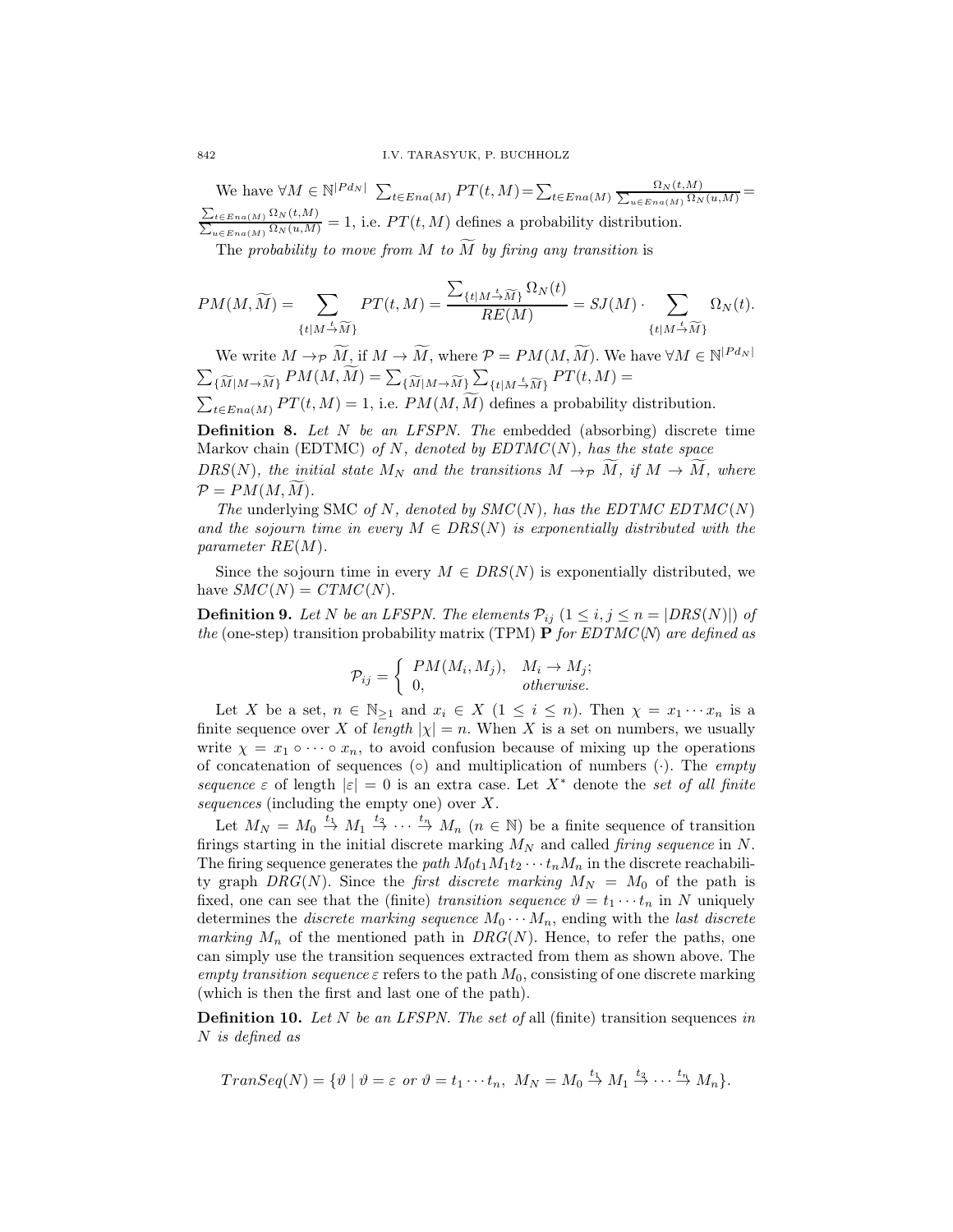We have $\forall M \in \mathbb{N}^{|Pd_N|}$ $\sum_{t\in Ena(M)} PT(t,M) = \sum_{t\in Ena(M)} \frac{\Omega_N(t,M)}{\sum_{u\in Ena(M)} \Omega_N(u,M)} = \frac{\sum_{t\in Ena(M)} \Omega_N(t,M)}{\sum_{u\in Ena(M)} \Omega_N(u,M)} = 1$, i.e. $PT(t,M)$ defines a probability distribution.

The *probability to move from $M$ to $\widetilde{M}$ by firing any transition* is

$$PM(M,\widetilde{M}) = \sum_{\{t|M\xrightarrow{t}\widetilde{M}\}} PT(t,M) = \frac{\sum_{\{t|M\xrightarrow{t}\widetilde{M}\}} \Omega_N(t)}{RE(M)} = SJ(M) \cdot \sum_{\{t|M\xrightarrow{t}\widetilde{M}\}} \Omega_N(t).$$

We write $M \to_{\mathcal{P}} \widetilde{M}$, if $M \to \widetilde{M}$, where $\mathcal{P} = PM(M,\widetilde{M})$. We have $\forall M \in \mathbb{N}^{|Pd_N|}$ $\sum_{\{\widetilde{M}|M\to\widetilde{M}\}} PM(M,\widetilde{M}) = \sum_{\{\widetilde{M}|M\to\widetilde{M}\}} \sum_{\{t|M\xrightarrow{t}\widetilde{M}\}} PT(t,M) =$ $\sum_{t\in Ena(M)} PT(t,M) = 1$, i.e. $PM(M,\widetilde{M})$ defines a probability distribution.

**Definition 8.** *Let $N$ be an LFSPN. The* embedded (absorbing) discrete time Markov chain (EDTMC) *of $N$, denoted by $EDTMC(N)$, has the state space $DRS(N)$, the initial state $M_N$ and the transitions $M \to_{\mathcal{P}} \widetilde{M}$, if $M \to \widetilde{M}$, where $\mathcal{P} = PM(M,\widetilde{M})$.*

*The* underlying SMC *of $N$, denoted by $SMC(N)$, has the EDTMC $EDTMC(N)$ and the sojourn time in every $M \in DRS(N)$ is exponentially distributed with the parameter $RE(M)$.*

Since the sojourn time in every $M \in DRS(N)$ is exponentially distributed, we have $SMC(N) = CTMC(N)$.

**Definition 9.** *Let $N$ be an LFSPN. The elements $\mathcal{P}_{ij}$ $(1 \le i,j \le n = |DRS(N)|)$ of the* (one-step) transition probability matrix (TPM) $\mathbf{P}$ *for $EDTMC(N)$ are defined as*

$$\mathcal{P}_{ij} = \begin{cases} PM(M_i,M_j), & M_i \to M_j; \\ 0, & \textit{otherwise}. \end{cases}$$

Let $X$ be a set, $n \in \mathbb{N}_{\ge 1}$ and $x_i \in X$ $(1 \le i \le n)$. Then $\chi = x_1 \cdots x_n$ is a finite sequence over $X$ of *length* $|\chi| = n$. When $X$ is a set on numbers, we usually write $\chi = x_1 \circ \cdots \circ x_n$, to avoid confusion because of mixing up the operations of concatenation of sequences ($\circ$) and multiplication of numbers ($\cdot$). The *empty sequence* $\varepsilon$ of length $|\varepsilon| = 0$ is an extra case. Let $X^*$ denote the *set of all finite sequences* (including the empty one) over $X$.

Let $M_N = M_0 \xrightarrow{t_1} M_1 \xrightarrow{t_2} \cdots \xrightarrow{t_n} M_n$ $(n \in \mathbb{N})$ be a finite sequence of transition firings starting in the initial discrete marking $M_N$ and called *firing sequence* in $N$. The firing sequence generates the *path* $M_0 t_1 M_1 t_2 \cdots t_n M_n$ in the discrete reachability graph $DRG(N)$. Since the *first discrete marking* $M_N = M_0$ of the path is fixed, one can see that the (finite) *transition sequence* $\vartheta = t_1 \cdots t_n$ in $N$ uniquely determines the *discrete marking sequence* $M_0 \cdots M_n$, ending with the *last discrete marking* $M_n$ of the mentioned path in $DRG(N)$. Hence, to refer the paths, one can simply use the transition sequences extracted from them as shown above. The *empty transition sequence* $\varepsilon$ refers to the path $M_0$, consisting of one discrete marking (which is then the first and last one of the path).

**Definition 10.** *Let $N$ be an LFSPN. The set of* all (finite) transition sequences *in $N$ is defined as*

$$TranSeq(N) = \{\vartheta \mid \vartheta = \varepsilon \text{ or } \vartheta = t_1 \cdots t_n,\ M_N = M_0 \xrightarrow{t_1} M_1 \xrightarrow{t_2} \cdots \xrightarrow{t_n} M_n\}.$$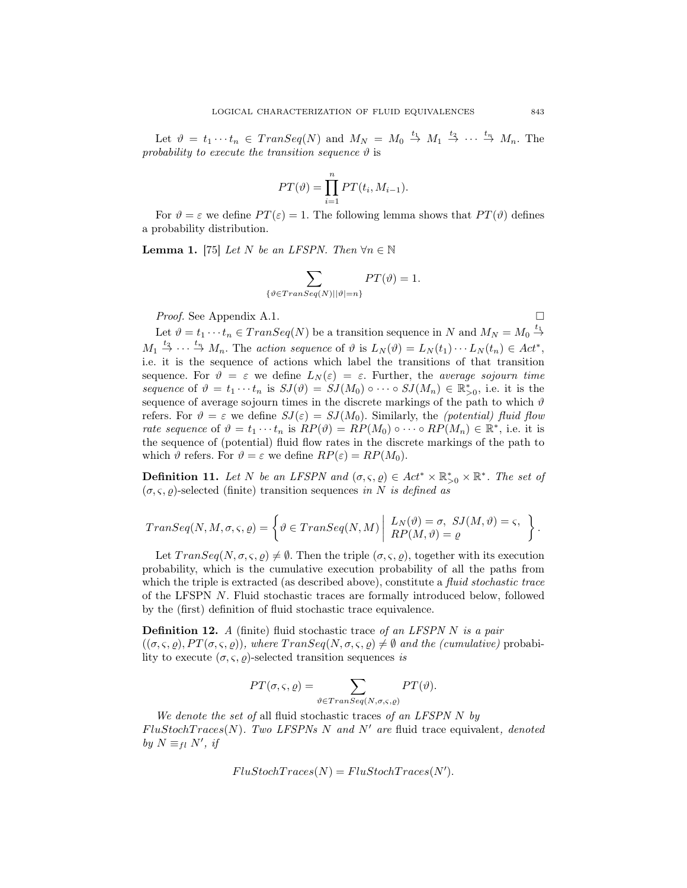Let $\vartheta = t_1 \cdots t_n \in TranSeq(N)$ and $M_N = M_0 \stackrel{t_1}{\to} M_1 \stackrel{t_2}{\to} \cdots \stackrel{t_n}{\to} M_n$. The *probability to execute the transition sequence* $\vartheta$ is

$$PT(\vartheta) = \prod_{i=1}^{n} PT(t_i, M_{i-1}).$$

For $\vartheta = \varepsilon$ we define $PT(\varepsilon) = 1$. The following lemma shows that $PT(\vartheta)$ defines a probability distribution.

**Lemma 1.** [75] *Let $N$ be an LFSPN. Then $\forall n \in \mathbb{N}$*

$$\sum_{\{\vartheta \in TranSeq(N) | |\vartheta| = n\}} PT(\vartheta) = 1.$$

*Proof.* See Appendix A.1. □

Let $\vartheta = t_1 \cdots t_n \in TranSeq(N)$ be a transition sequence in $N$ and $M_N = M_0 \stackrel{t_1}{\to} M_1 \stackrel{t_2}{\to} \cdots \stackrel{t_n}{\to} M_n$. The *action sequence* of $\vartheta$ is $L_N(\vartheta) = L_N(t_1) \cdots L_N(t_n) \in Act^*$, i.e. it is the sequence of actions which label the transitions of that transition sequence. For $\vartheta = \varepsilon$ we define $L_N(\varepsilon) = \varepsilon$. Further, the *average sojourn time sequence* of $\vartheta = t_1 \cdots t_n$ is $SJ(\vartheta) = SJ(M_0) \circ \cdots \circ SJ(M_n) \in \mathbb{R}^*_{>0}$, i.e. it is the sequence of average sojourn times in the discrete markings of the path to which $\vartheta$ refers. For $\vartheta = \varepsilon$ we define $SJ(\varepsilon) = SJ(M_0)$. Similarly, the *(potential) fluid flow rate sequence* of $\vartheta = t_1 \cdots t_n$ is $RP(\vartheta) = RP(M_0) \circ \cdots \circ RP(M_n) \in \mathbb{R}^*$, i.e. it is the sequence of (potential) fluid flow rates in the discrete markings of the path to which $\vartheta$ refers. For $\vartheta = \varepsilon$ we define $RP(\varepsilon) = RP(M_0)$.

**Definition 11.** *Let $N$ be an LFSPN and $(\sigma, \varsigma, \varrho) \in Act^* \times \mathbb{R}^*_{>0} \times \mathbb{R}^*$. The set of $(\sigma, \varsigma, \varrho)$-selected (finite) transition sequences in $N$ is defined as*

$$TranSeq(N, M, \sigma, \varsigma, \varrho) = \left\{ \vartheta \in TranSeq(N, M) \;\middle|\; \begin{array}{l} L_N(\vartheta) = \sigma,\; SJ(M, \vartheta) = \varsigma, \\ RP(M, \vartheta) = \varrho \end{array} \right\}.$$

Let $TranSeq(N, \sigma, \varsigma, \varrho) \neq \emptyset$. Then the triple $(\sigma, \varsigma, \varrho)$, together with its execution probability, which is the cumulative execution probability of all the paths from which the triple is extracted (as described above), constitute a *fluid stochastic trace* of the LFSPN $N$. Fluid stochastic traces are formally introduced below, followed by the (first) definition of fluid stochastic trace equivalence.

**Definition 12.** *A* (finite) fluid stochastic trace *of an LFSPN $N$ is a pair $((\sigma, \varsigma, \varrho), PT(\sigma, \varsigma, \varrho))$, where $TranSeq(N, \sigma, \varsigma, \varrho) \neq \emptyset$ and the (cumulative)* probability to execute $(\sigma, \varsigma, \varrho)$-selected transition sequences *is*

$$PT(\sigma, \varsigma, \varrho) = \sum_{\vartheta \in TranSeq(N, \sigma, \varsigma, \varrho)} PT(\vartheta).$$

*We denote the set of* all fluid stochastic traces *of an LFSPN $N$ by $FluStochTraces(N)$. Two LFSPNs $N$ and $N'$ are* fluid trace equivalent*, denoted by $N \equiv_{fl} N'$, if*

$$FluStochTraces(N) = FluStochTraces(N').$$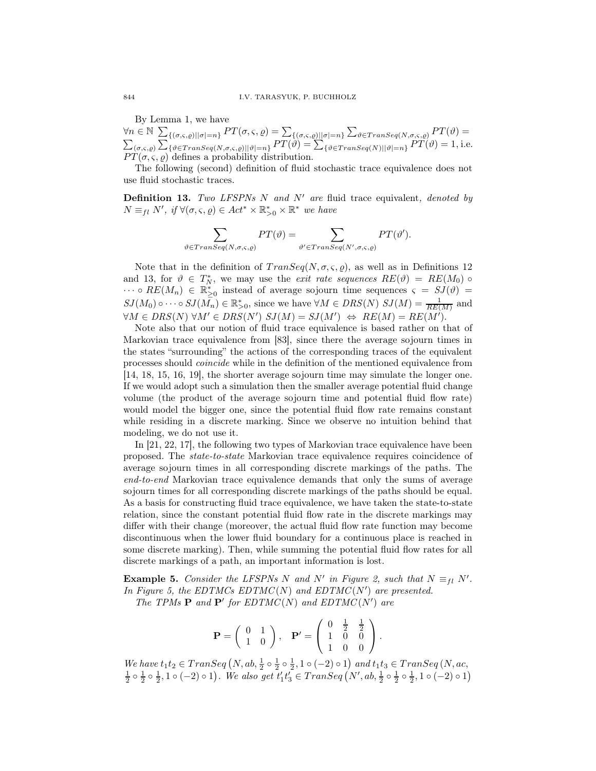By Lemma 1, we have
$\forall n \in \mathbb{N}\ \sum_{\{(\sigma,\varsigma,\varrho)\,|\,|\sigma|=n\}} PT(\sigma,\varsigma,\varrho) = \sum_{\{(\sigma,\varsigma,\varrho)\,|\,|\sigma|=n\}} \sum_{\vartheta \in TranSeq(N,\sigma,\varsigma,\varrho)} PT(\vartheta) = \sum_{(\sigma,\varsigma,\varrho)} \sum_{\{\vartheta \in TranSeq(N,\sigma,\varsigma,\varrho)\,|\,|\vartheta|=n\}} PT(\vartheta) = \sum_{\{\vartheta \in TranSeq(N)\,|\,|\vartheta|=n\}} PT(\vartheta) = 1$, i.e. $PT(\sigma,\varsigma,\varrho)$ defines a probability distribution.

The following (second) definition of fluid stochastic trace equivalence does not use fluid stochastic traces.

**Definition 13.** *Two LFSPNs $N$ and $N'$ are* fluid trace equivalent*, denoted by $N \equiv_{fl} N'$, if $\forall (\sigma,\varsigma,\varrho) \in Act^* \times \mathbb{R}^*_{>0} \times \mathbb{R}^*$ we have*

$$\sum_{\vartheta \in TranSeq(N,\sigma,\varsigma,\varrho)} PT(\vartheta) = \sum_{\vartheta' \in TranSeq(N',\sigma,\varsigma,\varrho)} PT(\vartheta').$$

Note that in the definition of $TranSeq(N,\sigma,\varsigma,\varrho)$, as well as in Definitions 12 and 13, for $\vartheta \in T_N^*$, we may use the *exit rate sequences* $RE(\vartheta) = RE(M_0) \circ \cdots \circ RE(M_n) \in \mathbb{R}^*_{\geq 0}$ instead of average sojourn time sequences $\varsigma = SJ(\vartheta) = SJ(M_0) \circ \cdots \circ SJ(M_n) \in \mathbb{R}^*_{>0}$, since we have $\forall M \in DRS(N)\ SJ(M) = \frac{1}{RE(M)}$ and $\forall M \in DRS(N)\ \forall M' \in DRS(N')\ SJ(M) = SJ(M') \ \Leftrightarrow\ RE(M) = RE(M')$.

Note also that our notion of fluid trace equivalence is based rather on that of Markovian trace equivalence from [83], since there the average sojourn times in the states "surrounding" the actions of the corresponding traces of the equivalent processes should *coincide* while in the definition of the mentioned equivalence from [14, 18, 15, 16, 19], the shorter average sojourn time may simulate the longer one. If we would adopt such a simulation then the smaller average potential fluid change volume (the product of the average sojourn time and potential fluid flow rate) would model the bigger one, since the potential fluid flow rate remains constant while residing in a discrete marking. Since we observe no intuition behind that modeling, we do not use it.

In [21, 22, 17], the following two types of Markovian trace equivalence have been proposed. The *state-to-state* Markovian trace equivalence requires coincidence of average sojourn times in all corresponding discrete markings of the paths. The *end-to-end* Markovian trace equivalence demands that only the sums of average sojourn times for all corresponding discrete markings of the paths should be equal. As a basis for constructing fluid trace equivalence, we have taken the state-to-state relation, since the constant potential fluid flow rate in the discrete markings may differ with their change (moreover, the actual fluid flow rate function may become discontinuous when the lower fluid boundary for a continuous place is reached in some discrete marking). Then, while summing the potential fluid flow rates for all discrete markings of a path, an important information is lost.

**Example 5.** *Consider the LFSPNs $N$ and $N'$ in Figure 2, such that $N \equiv_{fl} N'$. In Figure 5, the EDTMCs $EDTMC(N)$ and $EDTMC(N')$ are presented.*

*The TPMs $\mathbf{P}$ and $\mathbf{P}'$ for $EDTMC(N)$ and $EDTMC(N')$ are*

$$\mathbf{P} = \begin{pmatrix} 0 & 1 \\ 1 & 0 \end{pmatrix}, \quad \mathbf{P}' = \begin{pmatrix} 0 & \frac{1}{2} & \frac{1}{2} \\ 1 & 0 & 0 \\ 1 & 0 & 0 \end{pmatrix}.$$

*We have $t_1t_2 \in TranSeq\left(N, ab, \frac{1}{2} \circ \frac{1}{2} \circ \frac{1}{2}, 1 \circ (-2) \circ 1\right)$ and $t_1t_3 \in TranSeq\left(N, ac, \frac{1}{2} \circ \frac{1}{2} \circ \frac{1}{2}, 1 \circ (-2) \circ 1\right)$. We also get $t_1't_3' \in TranSeq\left(N', ab, \frac{1}{2} \circ \frac{1}{2} \circ \frac{1}{2}, 1 \circ (-2) \circ 1\right)$*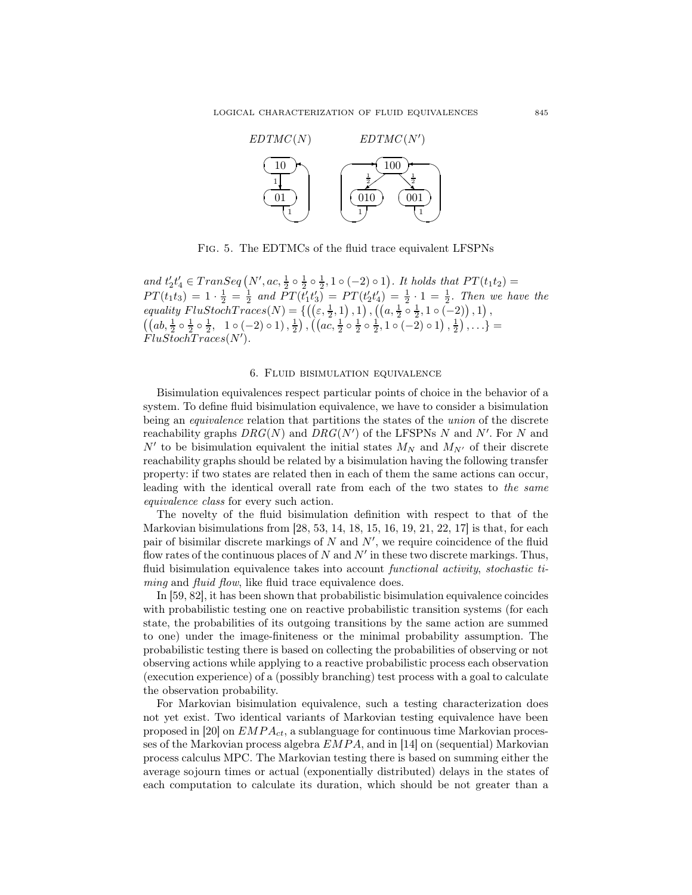Fig. 5. The EDTMCs of the fluid trace equivalent LFSPNs

*and* $t_2't_4' \in TranSeq\left(N', ac, \frac{1}{2} \circ \frac{1}{2} \circ \frac{1}{2}, 1 \circ (-2) \circ 1\right)$. *It holds that* $PT(t_1t_2) = PT(t_1t_3) = 1 \cdot \frac{1}{2} = \frac{1}{2}$ *and* $PT(t_1't_3') = PT(t_2't_4') = \frac{1}{2} \cdot 1 = \frac{1}{2}$. *Then we have the equality* $FluStochTraces(N) = \{\left(\left(\varepsilon, \frac{1}{2}, 1\right), 1\right), \left(\left(a, \frac{1}{2} \circ \frac{1}{2}, 1 \circ (-2)\right), 1\right), \left(\left(ab, \frac{1}{2} \circ \frac{1}{2} \circ \frac{1}{2},\ \ 1 \circ (-2) \circ 1\right), \frac{1}{2}\right), \left(\left(ac, \frac{1}{2} \circ \frac{1}{2} \circ \frac{1}{2}, 1 \circ (-2) \circ 1\right), \frac{1}{2}\right), \ldots\} = FluStochTraces(N')$.

## 6. Fluid bisimulation equivalence

Bisimulation equivalences respect particular points of choice in the behavior of a system. To define fluid bisimulation equivalence, we have to consider a bisimulation being an *equivalence* relation that partitions the states of the *union* of the discrete reachability graphs $DRG(N)$ and $DRG(N')$ of the LFSPNs $N$ and $N'$. For $N$ and $N'$ to be bisimulation equivalent the initial states $M_N$ and $M_{N'}$ of their discrete reachability graphs should be related by a bisimulation having the following transfer property: if two states are related then in each of them the same actions can occur, leading with the identical overall rate from each of the two states to *the same equivalence class* for every such action.

The novelty of the fluid bisimulation definition with respect to that of the Markovian bisimulations from [28, 53, 14, 18, 15, 16, 19, 21, 22, 17] is that, for each pair of bisimilar discrete markings of $N$ and $N'$, we require coincidence of the fluid flow rates of the continuous places of $N$ and $N'$ in these two discrete markings. Thus, fluid bisimulation equivalence takes into account *functional activity*, *stochastic timing* and *fluid flow*, like fluid trace equivalence does.

In [59, 82], it has been shown that probabilistic bisimulation equivalence coincides with probabilistic testing one on reactive probabilistic transition systems (for each state, the probabilities of its outgoing transitions by the same action are summed to one) under the image-finiteness or the minimal probability assumption. The probabilistic testing there is based on collecting the probabilities of observing or not observing actions while applying to a reactive probabilistic process each observation (execution experience) of a (possibly branching) test process with a goal to calculate the observation probability.

For Markovian bisimulation equivalence, such a testing characterization does not yet exist. Two identical variants of Markovian testing equivalence have been proposed in [20] on $EMPA_{ct}$, a sublanguage for continuous time Markovian processes of the Markovian process algebra $EMPA$, and in [14] on (sequential) Markovian process calculus MPC. The Markovian testing there is based on summing either the average sojourn times or actual (exponentially distributed) delays in the states of each computation to calculate its duration, which should be not greater than a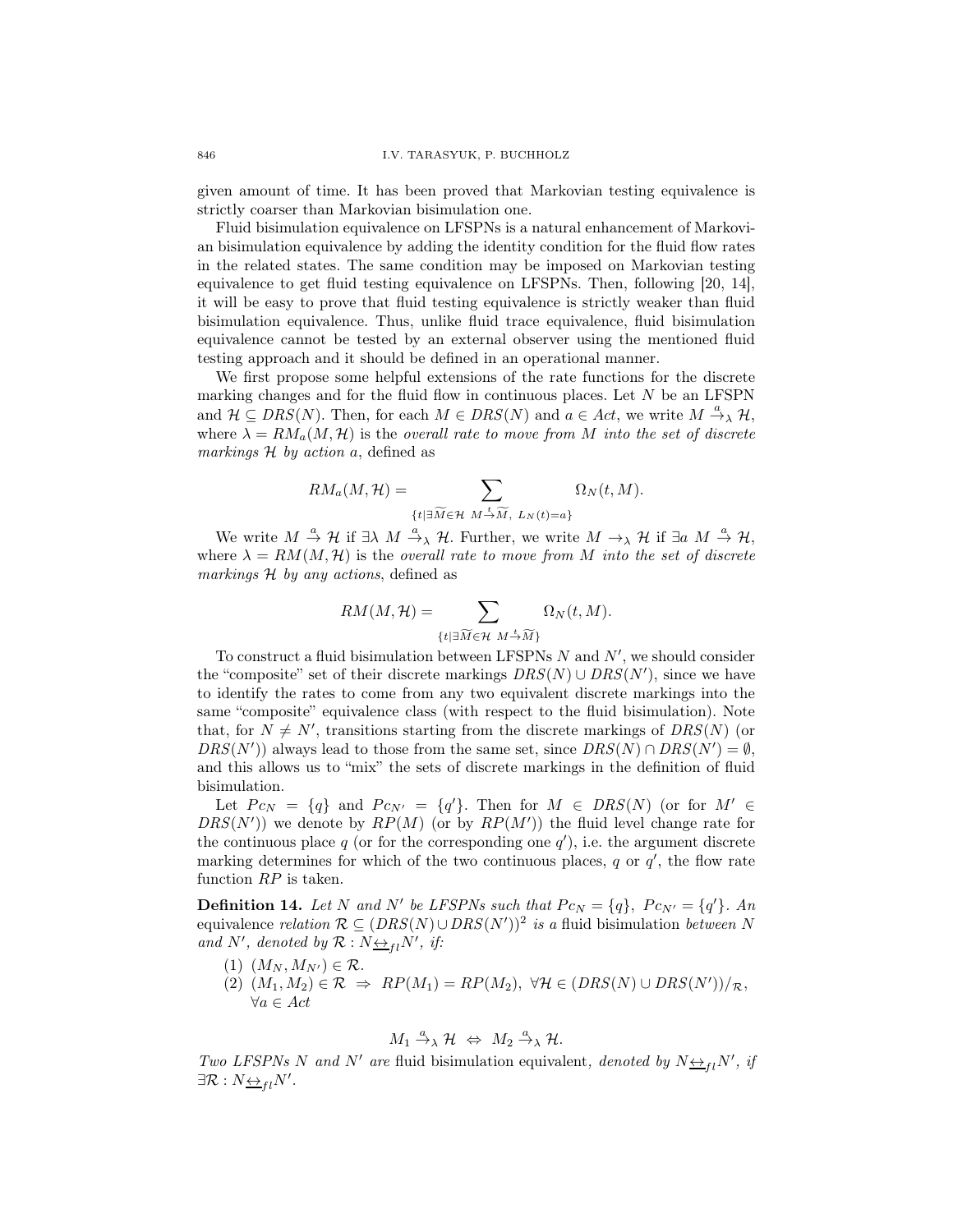given amount of time. It has been proved that Markovian testing equivalence is strictly coarser than Markovian bisimulation one.

Fluid bisimulation equivalence on LFSPNs is a natural enhancement of Markovian bisimulation equivalence by adding the identity condition for the fluid flow rates in the related states. The same condition may be imposed on Markovian testing equivalence to get fluid testing equivalence on LFSPNs. Then, following [20, 14], it will be easy to prove that fluid testing equivalence is strictly weaker than fluid bisimulation equivalence. Thus, unlike fluid trace equivalence, fluid bisimulation equivalence cannot be tested by an external observer using the mentioned fluid testing approach and it should be defined in an operational manner.

We first propose some helpful extensions of the rate functions for the discrete marking changes and for the fluid flow in continuous places. Let $N$ be an LFSPN and $\mathcal{H} \subseteq DRS(N)$. Then, for each $M \in DRS(N)$ and $a \in Act$, we write $M \xrightarrow{a}_\lambda \mathcal{H}$, where $\lambda = RM_a(M, \mathcal{H})$ is the *overall rate to move from $M$ into the set of discrete markings $\mathcal{H}$ by action $a$*, defined as

$$RM_a(M, \mathcal{H}) = \sum_{\{t \mid \exists \widetilde{M} \in \mathcal{H}\ M \xrightarrow{t} \widetilde{M},\ L_N(t) = a\}} \Omega_N(t, M).$$

We write $M \xrightarrow{a} \mathcal{H}$ if $\exists \lambda\ M \xrightarrow{a}_\lambda \mathcal{H}$. Further, we write $M \to_\lambda \mathcal{H}$ if $\exists a\ M \xrightarrow{a} \mathcal{H}$, where $\lambda = RM(M, \mathcal{H})$ is the *overall rate to move from $M$ into the set of discrete markings $\mathcal{H}$ by any actions*, defined as

$$RM(M, \mathcal{H}) = \sum_{\{t \mid \exists \widetilde{M} \in \mathcal{H}\ M \xrightarrow{t} \widetilde{M}\}} \Omega_N(t, M).$$

To construct a fluid bisimulation between LFSPNs $N$ and $N'$, we should consider the "composite" set of their discrete markings $DRS(N) \cup DRS(N')$, since we have to identify the rates to come from any two equivalent discrete markings into the same "composite" equivalence class (with respect to the fluid bisimulation). Note that, for $N \neq N'$, transitions starting from the discrete markings of $DRS(N)$ (or $DRS(N')$) always lead to those from the same set, since $DRS(N) \cap DRS(N') = \emptyset$, and this allows us to "mix" the sets of discrete markings in the definition of fluid bisimulation.

Let $Pc_N = \{q\}$ and $Pc_{N'} = \{q'\}$. Then for $M \in DRS(N)$ (or for $M' \in DRS(N')$) we denote by $RP(M)$ (or by $RP(M')$) the fluid level change rate for the continuous place $q$ (or for the corresponding one $q'$), i.e. the argument discrete marking determines for which of the two continuous places, $q$ or $q'$, the flow rate function $RP$ is taken.

**Definition 14.** *Let $N$ and $N'$ be LFSPNs such that $Pc_N = \{q\},\ Pc_{N'} = \{q'\}$. An* equivalence *relation $\mathcal{R} \subseteq (DRS(N) \cup DRS(N'))^2$ is a* fluid bisimulation *between $N$ and $N'$, denoted by $\mathcal{R} : N \underline{\leftrightarrow}_{fl} N'$, if:*

(1) $(M_N, M_{N'}) \in \mathcal{R}$.
(2) $(M_1, M_2) \in \mathcal{R}\ \Rightarrow\ RP(M_1) = RP(M_2),\ \forall \mathcal{H} \in (DRS(N) \cup DRS(N'))/_\mathcal{R}$, $\forall a \in Act$

$$M_1 \xrightarrow{a}_\lambda \mathcal{H}\ \Leftrightarrow\ M_2 \xrightarrow{a}_\lambda \mathcal{H}.$$

*Two LFSPNs $N$ and $N'$ are* fluid bisimulation equivalent*, denoted by $N \underline{\leftrightarrow}_{fl} N'$, if $\exists \mathcal{R} : N \underline{\leftrightarrow}_{fl} N'$.*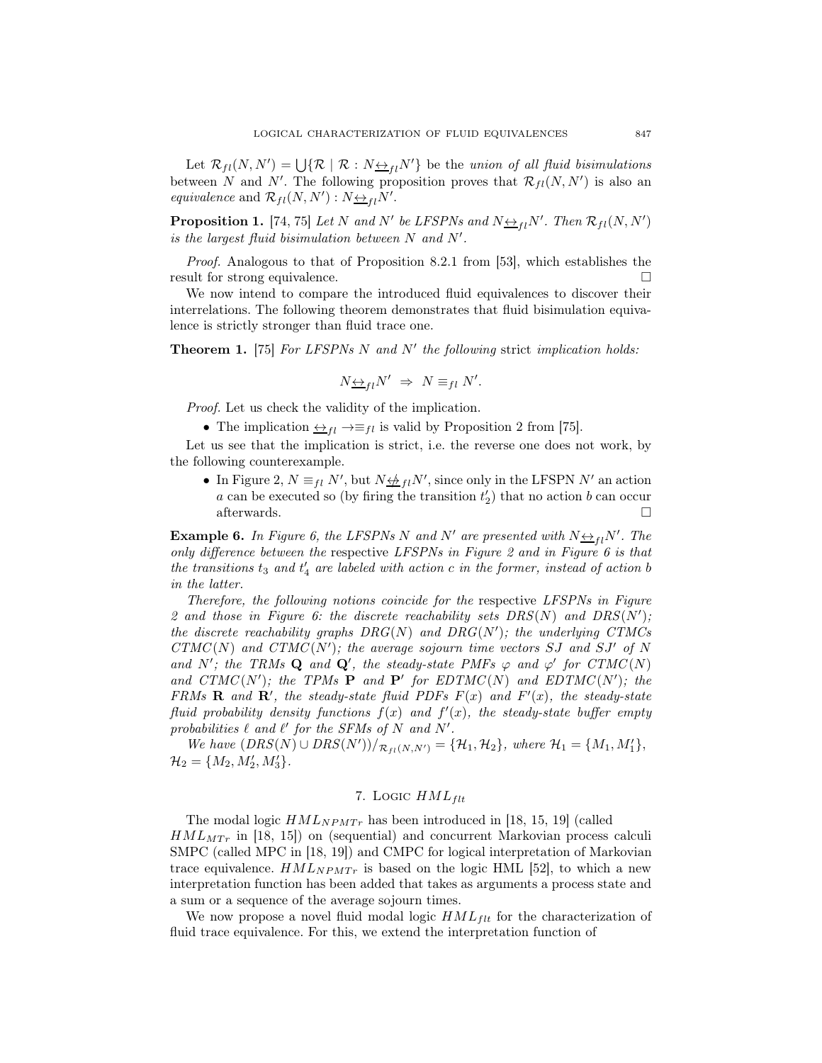Let $\mathcal{R}_{fl}(N,N') = \bigcup\{\mathcal{R} \mid \mathcal{R} : N\underline{\leftrightarrow}_{fl}N'\}$ be the *union of all fluid bisimulations* between $N$ and $N'$. The following proposition proves that $\mathcal{R}_{fl}(N,N')$ is also an *equivalence* and $\mathcal{R}_{fl}(N,N') : N\underline{\leftrightarrow}_{fl}N'$.

**Proposition 1.** [74, 75] *Let $N$ and $N'$ be LFSPNs and $N\underline{\leftrightarrow}_{fl}N'$. Then $\mathcal{R}_{fl}(N,N')$ is the largest fluid bisimulation between $N$ and $N'$.*

*Proof.* Analogous to that of Proposition 8.2.1 from [53], which establishes the result for strong equivalence. □

We now intend to compare the introduced fluid equivalences to discover their interrelations. The following theorem demonstrates that fluid bisimulation equivalence is strictly stronger than fluid trace one.

**Theorem 1.** [75] *For LFSPNs $N$ and $N'$ the following* strict *implication holds:*

$$N\underline{\leftrightarrow}_{fl}N' \;\Rightarrow\; N \equiv_{fl} N'.$$

*Proof.* Let us check the validity of the implication.

- The implication $\underline{\leftrightarrow}_{fl} \to \equiv_{fl}$ is valid by Proposition 2 from [75].

Let us see that the implication is strict, i.e. the reverse one does not work, by the following counterexample.

- In Figure 2, $N \equiv_{fl} N'$, but $N\underline{\not\leftrightarrow}_{fl}N'$, since only in the LFSPN $N'$ an action $a$ can be executed so (by firing the transition $t'_2$) that no action $b$ can occur afterwards. □

**Example 6.** *In Figure 6, the LFSPNs $N$ and $N'$ are presented with $N\underline{\leftrightarrow}_{fl}N'$. The only difference between the* respective *LFSPNs in Figure 2 and in Figure 6 is that the transitions $t_3$ and $t'_4$ are labeled with action $c$ in the former, instead of action $b$ in the latter.*

*Therefore, the following notions coincide for the* respective *LFSPNs in Figure 2 and those in Figure 6: the discrete reachability sets $DRS(N)$ and $DRS(N')$; the discrete reachability graphs $DRG(N)$ and $DRG(N')$; the underlying CTMCs $CTMC(N)$ and $CTMC(N')$; the average sojourn time vectors $SJ$ and $SJ'$ of $N$ and $N'$; the TRMs $\mathbf{Q}$ and $\mathbf{Q}'$, the steady-state PMFs $\varphi$ and $\varphi'$ for $CTMC(N)$ and $CTMC(N')$; the TPMs $\mathbf{P}$ and $\mathbf{P}'$ for $EDTMC(N)$ and $EDTMC(N')$; the FRMs $\mathbf{R}$ and $\mathbf{R}'$, the steady-state fluid PDFs $F(x)$ and $F'(x)$, the steady-state fluid probability density functions $f(x)$ and $f'(x)$, the steady-state buffer empty probabilities $\ell$ and $\ell'$ for the SFMs of $N$ and $N'$.*

*We have $(DRS(N) \cup DRS(N'))/_{\mathcal{R}_{fl}(N,N')} = \{\mathcal{H}_1, \mathcal{H}_2\}$, where $\mathcal{H}_1 = \{M_1, M'_1\}$, $\mathcal{H}_2 = \{M_2, M'_2, M'_3\}$.*

## 7. Logic $HML_{flt}$

The modal logic $HML_{NPMTr}$ has been introduced in [18, 15, 19] (called $HML_{MTr}$ in [18, 15]) on (sequential) and concurrent Markovian process calculi SMPC (called MPC in [18, 19]) and CMPC for logical interpretation of Markovian trace equivalence. $HML_{NPMTr}$ is based on the logic HML [52], to which a new interpretation function has been added that takes as arguments a process state and a sum or a sequence of the average sojourn times.

We now propose a novel fluid modal logic $HML_{flt}$ for the characterization of fluid trace equivalence. For this, we extend the interpretation function of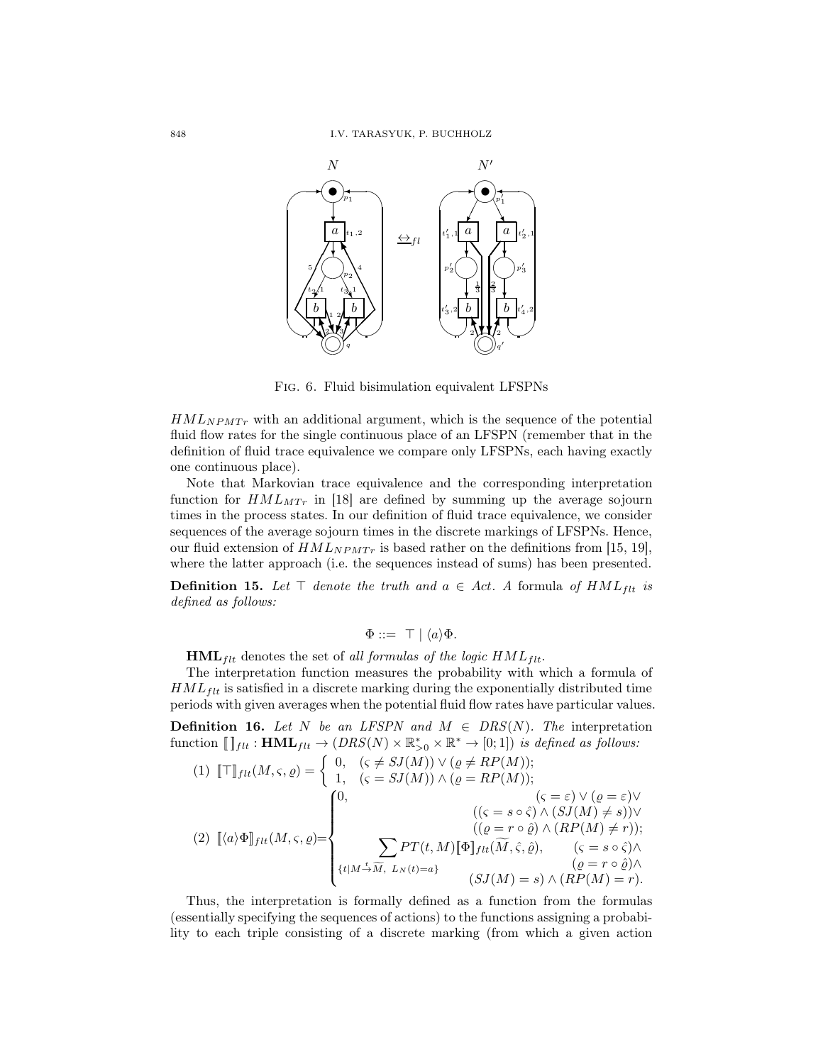Fig. 6. Fluid bisimulation equivalent LFSPNs

$HML_{NPMTr}$ with an additional argument, which is the sequence of the potential fluid flow rates for the single continuous place of an LFSPN (remember that in the definition of fluid trace equivalence we compare only LFSPNs, each having exactly one continuous place).

Note that Markovian trace equivalence and the corresponding interpretation function for $HML_{MTr}$ in [18] are defined by summing up the average sojourn times in the process states. In our definition of fluid trace equivalence, we consider sequences of the average sojourn times in the discrete markings of LFSPNs. Hence, our fluid extension of $HML_{NPMTr}$ is based rather on the definitions from [15, 19], where the latter approach (i.e. the sequences instead of sums) has been presented.

**Definition 15.** *Let $\top$ denote the truth and $a \in Act$. A* formula *of $HML_{flt}$ is defined as follows:*

$$\Phi ::= \ \top \mid \langle a \rangle \Phi.$$

$\mathbf{HML}_{flt}$ denotes the set of *all formulas of the logic $HML_{flt}$*.

The interpretation function measures the probability with which a formula of $HML_{flt}$ is satisfied in a discrete marking during the exponentially distributed time periods with given averages when the potential fluid flow rates have particular values.

**Definition 16.** *Let $N$ be an LFSPN and $M \in DRS(N)$. The* interpretation function $[\![ ]\!]_{flt} : \mathbf{HML}_{flt} \to (DRS(N) \times \mathbb{R}^*_{>0} \times \mathbb{R}^* \to [0;1])$ *is defined as follows:*

$$(1)\ [\![\top]\!]_{flt}(M,\varsigma,\varrho) = \begin{cases} 0, & (\varsigma \neq SJ(M)) \vee (\varrho \neq RP(M)); \\ 1, & (\varsigma = SJ(M)) \wedge (\varrho = RP(M)); \end{cases}$$

$$(2)\ [\![\langle a\rangle\Phi]\!]_{flt}(M,\varsigma,\varrho) = \begin{cases} 0, & (\varsigma = \varepsilon) \vee (\varrho = \varepsilon) \vee \\ & ((\varsigma = s \circ \hat{\varsigma}) \wedge (SJ(M) \neq s)) \vee \\ & ((\varrho = r \circ \hat{\varrho}) \wedge (RP(M) \neq r)); \\ \displaystyle\sum_{\{t \mid M \xrightarrow{t} \widetilde{M},\ L_N(t)=a\}} PT(t,M)[\![\Phi]\!]_{flt}(\widetilde{M},\hat{\varsigma},\hat{\varrho}), & (\varsigma = s \circ \hat{\varsigma}) \wedge \\ & (\varrho = r \circ \hat{\varrho}) \wedge \\ & (SJ(M) = s) \wedge (RP(M) = r). \end{cases}$$

Thus, the interpretation is formally defined as a function from the formulas (essentially specifying the sequences of actions) to the functions assigning a probability to each triple consisting of a discrete marking (from which a given action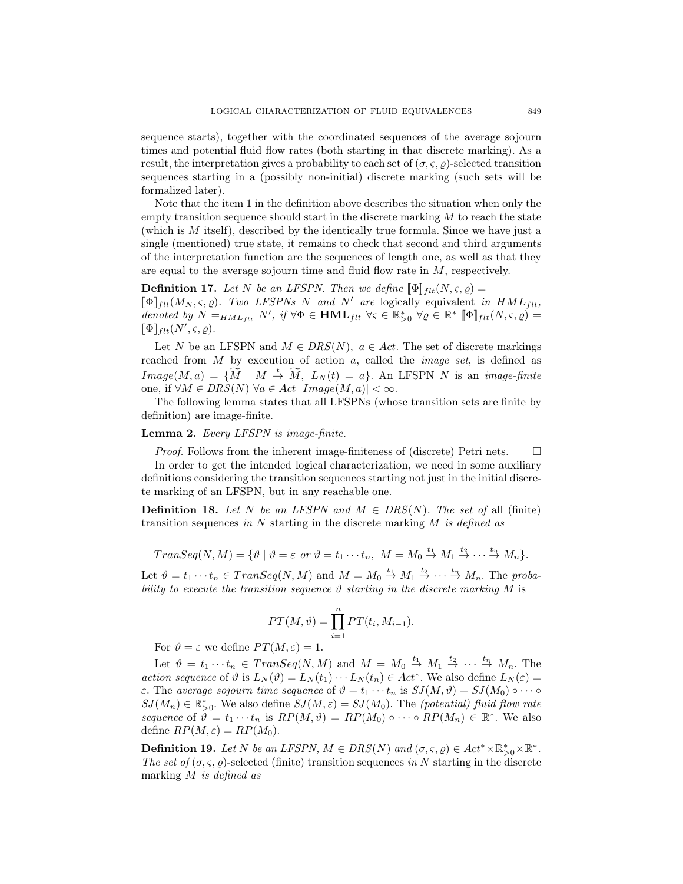sequence starts), together with the coordinated sequences of the average sojourn times and potential fluid flow rates (both starting in that discrete marking). As a result, the interpretation gives a probability to each set of $(\sigma, \varsigma, \varrho)$-selected transition sequences starting in a (possibly non-initial) discrete marking (such sets will be formalized later).

Note that the item 1 in the definition above describes the situation when only the empty transition sequence should start in the discrete marking $M$ to reach the state (which is $M$ itself), described by the identically true formula. Since we have just a single (mentioned) true state, it remains to check that second and third arguments of the interpretation function are the sequences of length one, as well as that they are equal to the average sojourn time and fluid flow rate in $M$, respectively.

**Definition 17.** *Let $N$ be an LFSPN. Then we define $[\![\Phi]\!]_{flt}(N, \varsigma, \varrho) = [\![\Phi]\!]_{flt}(M_N, \varsigma, \varrho)$. Two LFSPNs $N$ and $N'$ are* logically equivalent *in $HML_{flt}$, denoted by $N =_{HML_{flt}} N'$, if $\forall \Phi \in \mathbf{HML}_{flt}\ \forall \varsigma \in \mathbb{R}^*_{>0}\ \forall \varrho \in \mathbb{R}^*\ [\![\Phi]\!]_{flt}(N, \varsigma, \varrho) = [\![\Phi]\!]_{flt}(N', \varsigma, \varrho)$.*

Let $N$ be an LFSPN and $M \in DRS(N)$, $a \in Act$. The set of discrete markings reached from $M$ by execution of action $a$, called the *image set*, is defined as $Image(M, a) = \{\widetilde{M} \mid M \xrightarrow{t} \widetilde{M},\ L_N(t) = a\}$. An LFSPN $N$ is an *image-finite* one, if $\forall M \in DRS(N)\ \forall a \in Act\ |Image(M, a)| < \infty$.

The following lemma states that all LFSPNs (whose transition sets are finite by definition) are image-finite.

**Lemma 2.** *Every LFSPN is image-finite.*

*Proof.* Follows from the inherent image-finiteness of (discrete) Petri nets. □

In order to get the intended logical characterization, we need in some auxiliary definitions considering the transition sequences starting not just in the initial discrete marking of an LFSPN, but in any reachable one.

**Definition 18.** *Let $N$ be an LFSPN and $M \in DRS(N)$. The set of* all (finite) transition sequences *in $N$ starting in the discrete marking $M$ is defined as*

$$TranSeq(N, M) = \{\vartheta \mid \vartheta = \varepsilon \text{ or } \vartheta = t_1 \cdots t_n,\ M = M_0 \xrightarrow{t_1} M_1 \xrightarrow{t_2} \cdots \xrightarrow{t_n} M_n\}.$$

Let $\vartheta = t_1 \cdots t_n \in TranSeq(N, M)$ and $M = M_0 \xrightarrow{t_1} M_1 \xrightarrow{t_2} \cdots \xrightarrow{t_n} M_n$. The *probability to execute the transition sequence $\vartheta$ starting in the discrete marking $M$* is

$$PT(M, \vartheta) = \prod_{i=1}^{n} PT(t_i, M_{i-1}).$$

For $\vartheta = \varepsilon$ we define $PT(M, \varepsilon) = 1$.

Let $\vartheta = t_1 \cdots t_n \in TranSeq(N, M)$ and $M = M_0 \xrightarrow{t_1} M_1 \xrightarrow{t_2} \cdots \xrightarrow{t_n} M_n$. The *action sequence* of $\vartheta$ is $L_N(\vartheta) = L_N(t_1) \cdots L_N(t_n) \in Act^*$. We also define $L_N(\varepsilon) = \varepsilon$. The *average sojourn time sequence* of $\vartheta = t_1 \cdots t_n$ is $SJ(M, \vartheta) = SJ(M_0) \circ \cdots \circ SJ(M_n) \in \mathbb{R}^*_{>0}$. We also define $SJ(M, \varepsilon) = SJ(M_0)$. The *(potential) fluid flow rate sequence* of $\vartheta = t_1 \cdots t_n$ is $RP(M, \vartheta) = RP(M_0) \circ \cdots \circ RP(M_n) \in \mathbb{R}^*$. We also define $RP(M, \varepsilon) = RP(M_0)$.

**Definition 19.** *Let $N$ be an LFSPN, $M \in DRS(N)$ and $(\sigma, \varsigma, \varrho) \in Act^* \times \mathbb{R}^*_{>0} \times \mathbb{R}^*$. The set of $(\sigma, \varsigma, \varrho)$-selected* (finite) transition sequences *in $N$ starting in the discrete marking $M$ is defined as*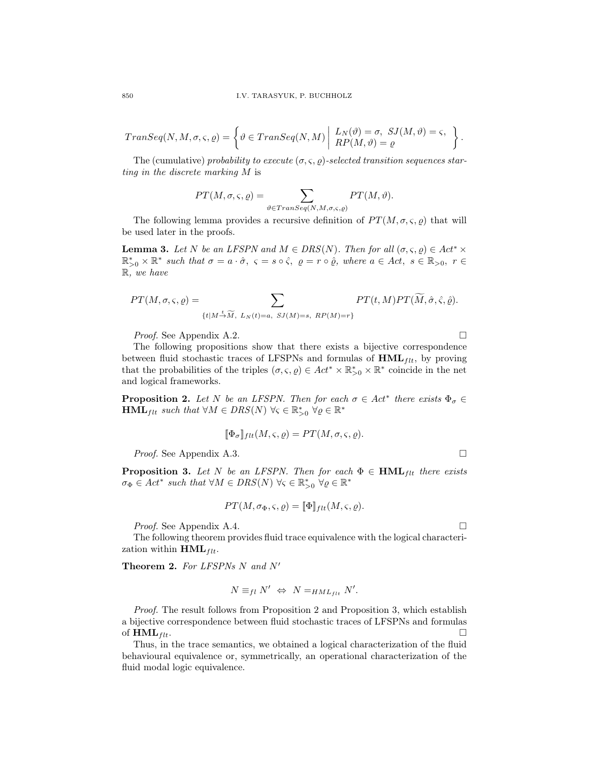$$TranSeq(N, M, \sigma, \varsigma, \varrho) = \left\{ \vartheta \in TranSeq(N, M) \;\middle|\; \begin{array}{l} L_N(\vartheta) = \sigma,\ SJ(M, \vartheta) = \varsigma, \\ RP(M, \vartheta) = \varrho \end{array} \right\}.$$

The (cumulative) *probability to execute $(\sigma, \varsigma, \varrho)$-selected transition sequences starting in the discrete marking $M$* is

$$PT(M, \sigma, \varsigma, \varrho) = \sum_{\vartheta \in TranSeq(N, M, \sigma, \varsigma, \varrho)} PT(M, \vartheta).$$

The following lemma provides a recursive definition of $PT(M, \sigma, \varsigma, \varrho)$ that will be used later in the proofs.

**Lemma 3.** *Let $N$ be an LFSPN and $M \in DRS(N)$. Then for all $(\sigma, \varsigma, \varrho) \in Act^* \times \mathbb{R}^*_{>0} \times \mathbb{R}^*$ such that $\sigma = a \cdot \hat{\sigma},\ \varsigma = s \circ \hat{\varsigma},\ \varrho = r \circ \hat{\varrho}$, where $a \in Act,\ s \in \mathbb{R}_{>0},\ r \in \mathbb{R}$, we have*

$$PT(M, \sigma, \varsigma, \varrho) = \sum_{\{t \mid M \xrightarrow{t} \widetilde{M},\ L_N(t) = a,\ SJ(M) = s,\ RP(M) = r\}} PT(t, M) PT(\widetilde{M}, \hat{\sigma}, \hat{\varsigma}, \hat{\varrho}).$$

*Proof.* See Appendix A.2. □

The following propositions show that there exists a bijective correspondence between fluid stochastic traces of LFSPNs and formulas of $\mathbf{HML}_{flt}$, by proving that the probabilities of the triples $(\sigma, \varsigma, \varrho) \in Act^* \times \mathbb{R}^*_{>0} \times \mathbb{R}^*$ coincide in the net and logical frameworks.

**Proposition 2.** *Let $N$ be an LFSPN. Then for each $\sigma \in Act^*$ there exists $\Phi_\sigma \in \mathbf{HML}_{flt}$ such that $\forall M \in DRS(N)\ \forall \varsigma \in \mathbb{R}^*_{>0}\ \forall \varrho \in \mathbb{R}^*$*

$$[\![\Phi_\sigma]\!]_{flt}(M, \varsigma, \varrho) = PT(M, \sigma, \varsigma, \varrho).$$

*Proof.* See Appendix A.3. □

**Proposition 3.** *Let $N$ be an LFSPN. Then for each $\Phi \in \mathbf{HML}_{flt}$ there exists $\sigma_\Phi \in Act^*$ such that $\forall M \in DRS(N)\ \forall \varsigma \in \mathbb{R}^*_{>0}\ \forall \varrho \in \mathbb{R}^*$*

$$PT(M, \sigma_\Phi, \varsigma, \varrho) = [\![\Phi]\!]_{flt}(M, \varsigma, \varrho).$$

*Proof.* See Appendix A.4. □

The following theorem provides fluid trace equivalence with the logical characterization within $\mathbf{HML}_{flt}$.

**Theorem 2.** *For LFSPNs $N$ and $N'$*

$$N \equiv_{fl} N' \ \Leftrightarrow\ N =_{HML_{flt}} N'.$$

*Proof.* The result follows from Proposition 2 and Proposition 3, which establish a bijective correspondence between fluid stochastic traces of LFSPNs and formulas of $\mathbf{HML}_{flt}$. □

Thus, in the trace semantics, we obtained a logical characterization of the fluid behavioural equivalence or, symmetrically, an operational characterization of the fluid modal logic equivalence.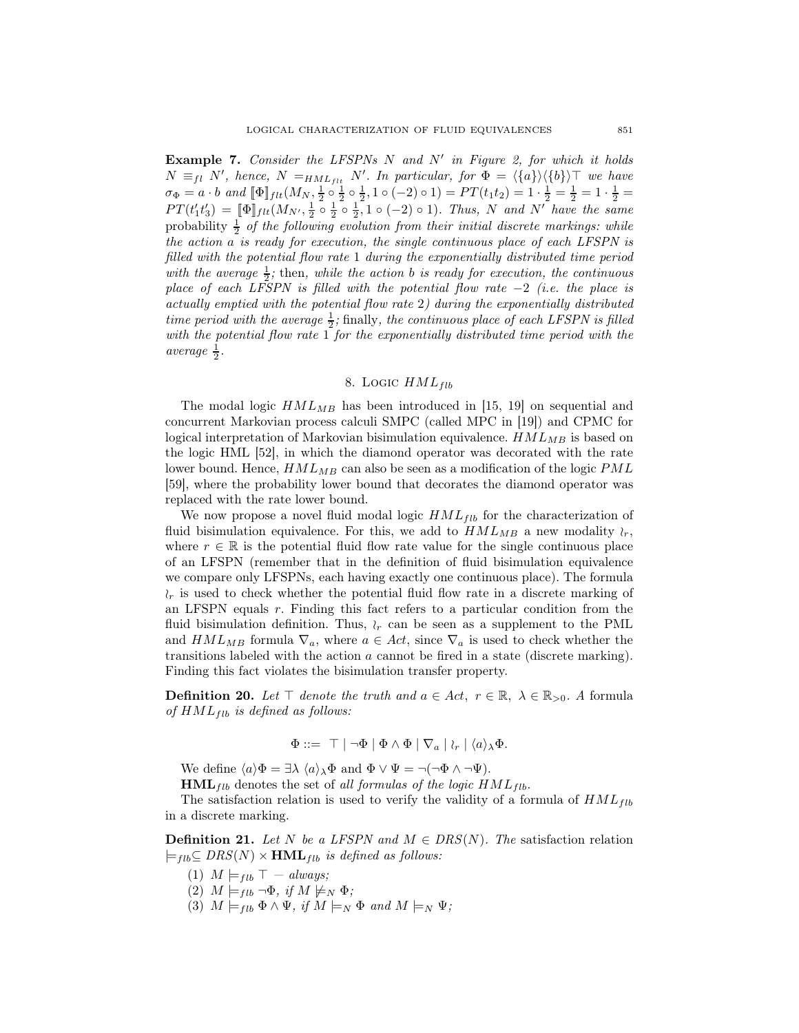**Example 7.** *Consider the LFSPNs $N$ and $N'$ in Figure 2, for which it holds $N \equiv_{fl} N'$, hence, $N =_{HML_{flt}} N'$. In particular, for $\Phi = \langle\{a\}\rangle\langle\{b\}\rangle\top$ we have $\sigma_\Phi = a \cdot b$ and $[\![\Phi]\!]_{flt}(M_N, \frac{1}{2} \circ \frac{1}{2} \circ \frac{1}{2}, 1 \circ (-2) \circ 1) = PT(t_1 t_2) = 1 \cdot \frac{1}{2} = \frac{1}{2} = 1 \cdot \frac{1}{2} = PT(t_1' t_3') = [\![\Phi]\!]_{flt}(M_{N'}, \frac{1}{2} \circ \frac{1}{2} \circ \frac{1}{2}, 1 \circ (-2) \circ 1)$. Thus, $N$ and $N'$ have the same* probability $\frac{1}{2}$ *of the following evolution from their initial discrete markings: while the action $a$ is ready for execution, the single continuous place of each LFSPN is filled with the potential flow rate 1 during the exponentially distributed time period with the average $\frac{1}{2}$;* then*, while the action $b$ is ready for execution, the continuous place of each LFSPN is filled with the potential flow rate $-2$ (i.e. the place is actually emptied with the potential flow rate 2) during the exponentially distributed time period with the average $\frac{1}{2}$;* finally*, the continuous place of each LFSPN is filled with the potential flow rate 1 for the exponentially distributed time period with the average $\frac{1}{2}$.*

## 8. Logic $HML_{flb}$

The modal logic $HML_{MB}$ has been introduced in [15, 19] on sequential and concurrent Markovian process calculi SMPC (called MPC in [19]) and CPMC for logical interpretation of Markovian bisimulation equivalence. $HML_{MB}$ is based on the logic HML [52], in which the diamond operator was decorated with the rate lower bound. Hence, $HML_{MB}$ can also be seen as a modification of the logic $PML$ [59], where the probability lower bound that decorates the diamond operator was replaced with the rate lower bound.

We now propose a novel fluid modal logic $HML_{flb}$ for the characterization of fluid bisimulation equivalence. For this, we add to $HML_{MB}$ a new modality $\wr_r$, where $r \in \mathbb{R}$ is the potential fluid flow rate value for the single continuous place of an LFSPN (remember that in the definition of fluid bisimulation equivalence we compare only LFSPNs, each having exactly one continuous place). The formula $\wr_r$ is used to check whether the potential fluid flow rate in a discrete marking of an LFSPN equals $r$. Finding this fact refers to a particular condition from the fluid bisimulation definition. Thus, $\wr_r$ can be seen as a supplement to the PML and $HML_{MB}$ formula $\nabla_a$, where $a \in Act$, since $\nabla_a$ is used to check whether the transitions labeled with the action $a$ cannot be fired in a state (discrete marking). Finding this fact violates the bisimulation transfer property.

**Definition 20.** *Let $\top$ denote the truth and $a \in Act$, $r \in \mathbb{R}$, $\lambda \in \mathbb{R}_{>0}$. A* formula *of $HML_{flb}$ is defined as follows:*

$$\Phi ::= \top \mid \neg\Phi \mid \Phi \wedge \Phi \mid \nabla_a \mid \wr_r \mid \langle a\rangle_\lambda \Phi.$$

We define $\langle a\rangle\Phi = \exists\lambda\ \langle a\rangle_\lambda\Phi$ and $\Phi \vee \Psi = \neg(\neg\Phi \wedge \neg\Psi)$.

$\mathbf{HML}_{flb}$ denotes the set of *all formulas of the logic $HML_{flb}$*.

The satisfaction relation is used to verify the validity of a formula of $HML_{flb}$ in a discrete marking.

**Definition 21.** *Let $N$ be a LFSPN and $M \in DRS(N)$. The* satisfaction relation *$\models_{flb} \subseteq DRS(N) \times \mathbf{HML}_{flb}$ is defined as follows:*

1. *$M \models_{flb} \top$ — always;*
2. *$M \models_{flb} \neg\Phi$, if $M \not\models_N \Phi$;*
3. *$M \models_{flb} \Phi \wedge \Psi$, if $M \models_N \Phi$ and $M \models_N \Psi$;*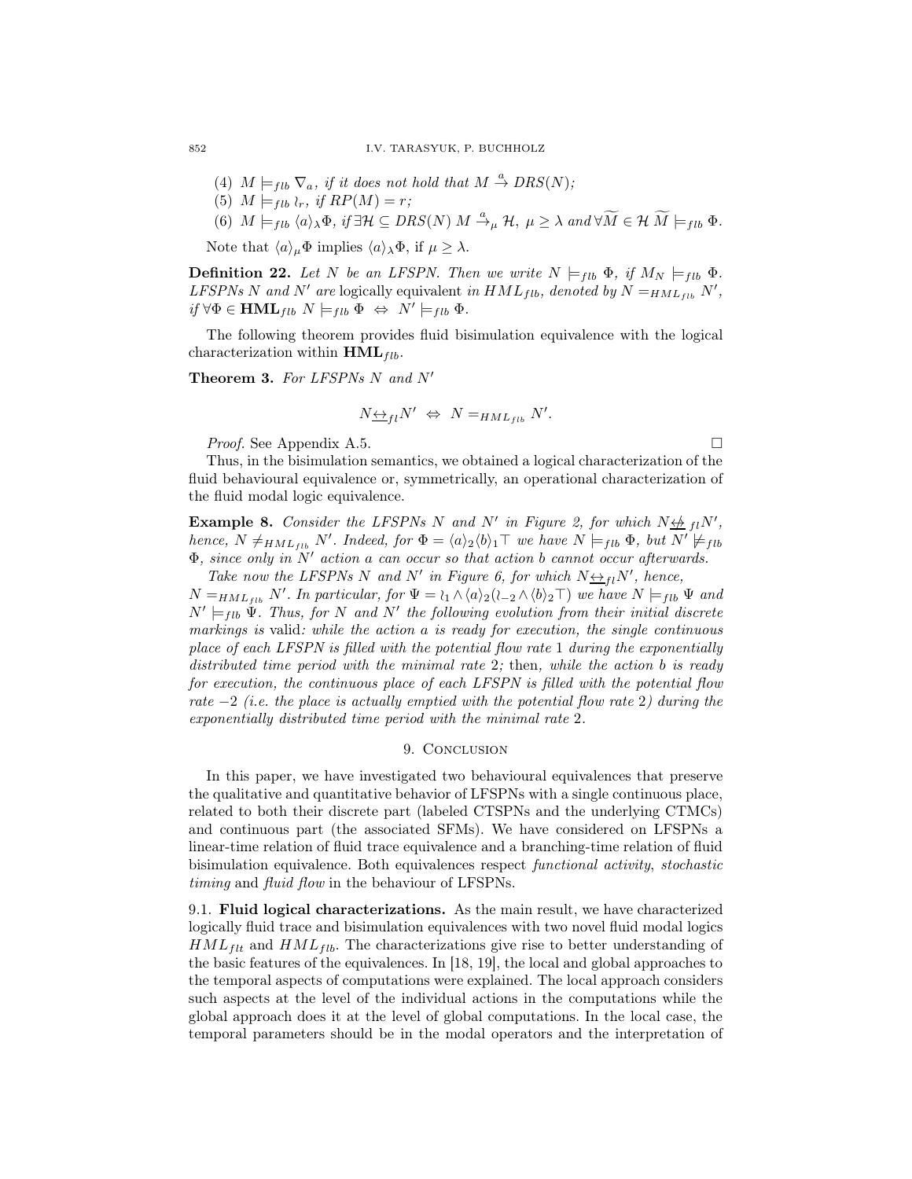(4) $M \models_{flb} \nabla_a$, *if it does not hold that* $M \xrightarrow{a} DRS(N)$*;*

(5) $M \models_{flb} \wr_r$, *if* $RP(M) = r$*;*

(6) $M \models_{flb} \langle a \rangle_\lambda \Phi$, *if* $\exists \mathcal{H} \subseteq DRS(N)\ M \xrightarrow{a}_\mu \mathcal{H},\ \mu \geq \lambda$ *and* $\forall \widetilde{M} \in \mathcal{H}\ \widetilde{M} \models_{flb} \Phi$.

Note that $\langle a \rangle_\mu \Phi$ implies $\langle a \rangle_\lambda \Phi$, if $\mu \geq \lambda$.

**Definition 22.** *Let* $N$ *be an LFSPN. Then we write* $N \models_{flb} \Phi$, *if* $M_N \models_{flb} \Phi$. *LFSPNs* $N$ *and* $N'$ *are* logically equivalent *in* $HML_{flb}$, *denoted by* $N =_{HML_{flb}} N'$, *if* $\forall \Phi \in \mathbf{HML}_{flb}\ N \models_{flb} \Phi \ \Leftrightarrow\ N' \models_{flb} \Phi$.

The following theorem provides fluid bisimulation equivalence with the logical characterization within $\mathbf{HML}_{flb}$.

**Theorem 3.** *For LFSPNs* $N$ *and* $N'$

$$N \underline{\leftrightarrow}_{fl} N' \ \Leftrightarrow\ N =_{HML_{flb}} N'.$$

*Proof.* See Appendix A.5. □

Thus, in the bisimulation semantics, we obtained a logical characterization of the fluid behavioural equivalence or, symmetrically, an operational characterization of the fluid modal logic equivalence.

**Example 8.** *Consider the LFSPNs* $N$ *and* $N'$ *in Figure 2, for which* $N \underline{\not\leftrightarrow}_{fl} N'$, *hence,* $N \neq_{HML_{flb}} N'$. *Indeed, for* $\Phi = \langle a \rangle_2 \langle b \rangle_1 \top$ *we have* $N \models_{flb} \Phi$, *but* $N' \not\models_{flb} \Phi$, *since only in* $N'$ *action* $a$ *can occur so that action* $b$ *cannot occur afterwards.*

*Take now the LFSPNs* $N$ *and* $N'$ *in Figure 6, for which* $N \underline{\leftrightarrow}_{fl} N'$, *hence,* $N =_{HML_{flb}} N'$. *In particular, for* $\Psi = \wr_1 \wedge \langle a \rangle_2 (\wr_{-2} \wedge \langle b \rangle_2 \top)$ *we have* $N \models_{flb} \Psi$ *and* $N' \models_{flb} \Psi$. *Thus, for* $N$ *and* $N'$ *the following evolution from their initial discrete markings is* valid*: while the action* $a$ *is ready for execution, the single continuous place of each LFSPN is filled with the potential flow rate* 1 *during the exponentially distributed time period with the minimal rate* 2*;* then*, while the action* $b$ *is ready for execution, the continuous place of each LFSPN is filled with the potential flow rate* $-2$ *(i.e. the place is actually emptied with the potential flow rate* 2*) during the exponentially distributed time period with the minimal rate* 2*.*

## 9. Conclusion

In this paper, we have investigated two behavioural equivalences that preserve the qualitative and quantitative behavior of LFSPNs with a single continuous place, related to both their discrete part (labeled CTSPNs and the underlying CTMCs) and continuous part (the associated SFMs). We have considered on LFSPNs a linear-time relation of fluid trace equivalence and a branching-time relation of fluid bisimulation equivalence. Both equivalences respect *functional activity*, *stochastic timing* and *fluid flow* in the behaviour of LFSPNs.

9.1. **Fluid logical characterizations.** As the main result, we have characterized logically fluid trace and bisimulation equivalences with two novel fluid modal logics $HML_{flt}$ and $HML_{flb}$. The characterizations give rise to better understanding of the basic features of the equivalences. In [18, 19], the local and global approaches to the temporal aspects of computations were explained. The local approach considers such aspects at the level of the individual actions in the computations while the global approach does it at the level of global computations. In the local case, the temporal parameters should be in the modal operators and the interpretation of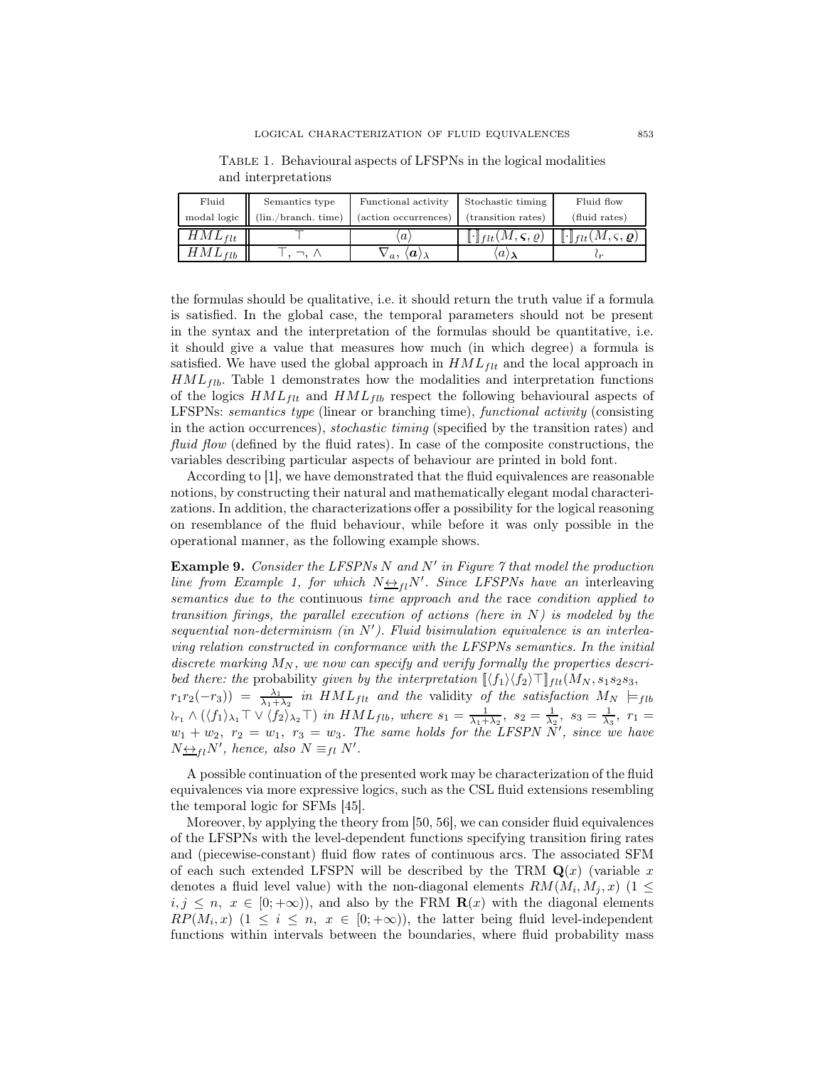Table 1. Behavioural aspects of LFSPNs in the logical modalities and interpretations

| Fluid modal logic | Semantics type (lin./branch. time) | Functional activity (action occurrences) | Stochastic timing (transition rates) | Fluid flow (fluid rates) |
|---|---|---|---|---|
| $HML_{flt}$ | $\top$ | $\langle a \rangle$ | $[\![\cdot]\!]_{flt}(M, \boldsymbol{\varsigma}, \varrho)$ | $[\![\cdot]\!]_{flt}(M, \varsigma, \boldsymbol{\varrho})$ |
| $HML_{flb}$ | $\top, \neg, \wedge$ | $\nabla_a, \langle \boldsymbol{a} \rangle_\lambda$ | $\langle a \rangle_{\boldsymbol{\lambda}}$ | $\wr_r$ |

the formulas should be qualitative, i.e. it should return the truth value if a formula is satisfied. In the global case, the temporal parameters should not be present in the syntax and the interpretation of the formulas should be quantitative, i.e. it should give a value that measures how much (in which degree) a formula is satisfied. We have used the global approach in $HML_{flt}$ and the local approach in $HML_{flb}$. Table 1 demonstrates how the modalities and interpretation functions of the logics $HML_{flt}$ and $HML_{flb}$ respect the following behavioural aspects of LFSPNs: *semantics type* (linear or branching time), *functional activity* (consisting in the action occurrences), *stochastic timing* (specified by the transition rates) and *fluid flow* (defined by the fluid rates). In case of the composite constructions, the variables describing particular aspects of behaviour are printed in bold font.

According to [1], we have demonstrated that the fluid equivalences are reasonable notions, by constructing their natural and mathematically elegant modal characterizations. In addition, the characterizations offer a possibility for the logical reasoning on resemblance of the fluid behaviour, while before it was only possible in the operational manner, as the following example shows.

**Example 9.** *Consider the LFSPNs $N$ and $N'$ in Figure 7 that model the production line from Example 1, for which $N \underline{\leftrightarrow}_{fl} N'$. Since LFSPNs have an* interleaving *semantics due to the* continuous *time approach and the* race *condition applied to transition firings, the parallel execution of actions (here in $N$) is modeled by the sequential non-determinism (in $N'$). Fluid bisimulation equivalence is an interleaving relation constructed in conformance with the LFSPNs semantics. In the initial discrete marking $M_N$, we now can specify and verify formally the properties described there: the* probability *given by the interpretation $[\![\langle f_1 \rangle \langle f_2 \rangle \top]\!]_{flt}(M_N, s_1 s_2 s_3, r_1 r_2 (-r_3)) = \frac{\lambda_1}{\lambda_1 + \lambda_2}$ in $HML_{flt}$ and the* validity *of the satisfaction $M_N \models_{flb} \wr_{r_1} \wedge (\langle f_1 \rangle_{\lambda_1} \top \vee \langle f_2 \rangle_{\lambda_2} \top)$ in $HML_{flb}$, where $s_1 = \frac{1}{\lambda_1 + \lambda_2},\ s_2 = \frac{1}{\lambda_2},\ s_3 = \frac{1}{\lambda_3},\ r_1 = w_1 + w_2,\ r_2 = w_1,\ r_3 = w_3$. The same holds for the LFSPN $N'$, since we have $N \underline{\leftrightarrow}_{fl} N'$, hence, also $N \equiv_{fl} N'$.*

A possible continuation of the presented work may be characterization of the fluid equivalences via more expressive logics, such as the CSL fluid extensions resembling the temporal logic for SFMs [45].

Moreover, by applying the theory from [50, 56], we can consider fluid equivalences of the LFSPNs with the level-dependent functions specifying transition firing rates and (piecewise-constant) fluid flow rates of continuous arcs. The associated SFM of each such extended LFSPN will be described by the TRM $\mathbf{Q}(x)$ (variable $x$ denotes a fluid level value) with the non-diagonal elements $RM(M_i, M_j, x)$ $(1 \leq i, j \leq n,\ x \in [0; +\infty))$, and also by the FRM $\mathbf{R}(x)$ with the diagonal elements $RP(M_i, x)$ $(1 \leq i \leq n,\ x \in [0; +\infty))$, the latter being fluid level-independent functions within intervals between the boundaries, where fluid probability mass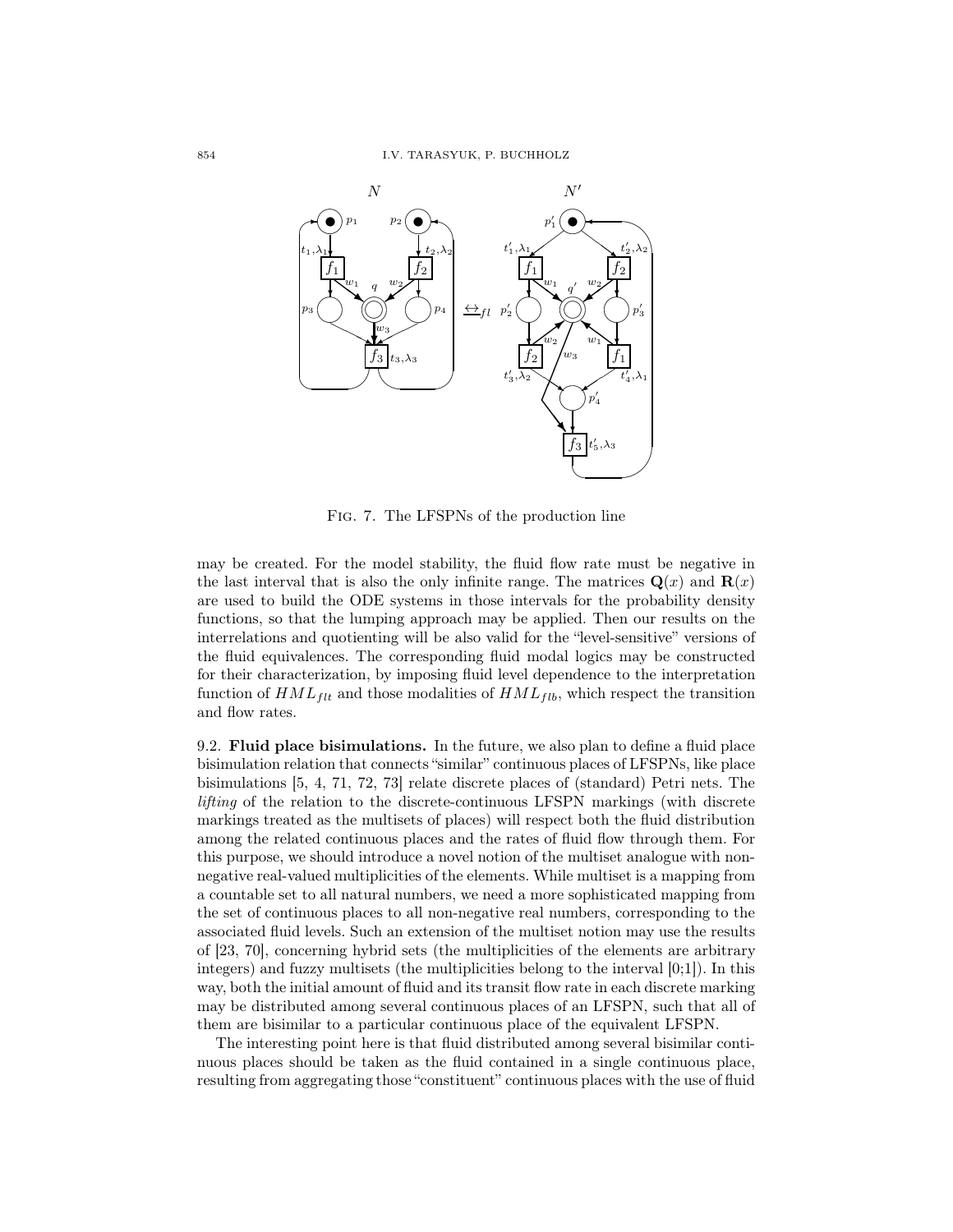FIG. 7. The LFSPNs of the production line

may be created. For the model stability, the fluid flow rate must be negative in the last interval that is also the only infinite range. The matrices $\mathbf{Q}(x)$ and $\mathbf{R}(x)$ are used to build the ODE systems in those intervals for the probability density functions, so that the lumping approach may be applied. Then our results on the interrelations and quotienting will be also valid for the "level-sensitive" versions of the fluid equivalences. The corresponding fluid modal logics may be constructed for their characterization, by imposing fluid level dependence to the interpretation function of $HML_{flt}$ and those modalities of $HML_{flb}$, which respect the transition and flow rates.

9.2. **Fluid place bisimulations.** In the future, we also plan to define a fluid place bisimulation relation that connects "similar" continuous places of LFSPNs, like place bisimulations [5, 4, 71, 72, 73] relate discrete places of (standard) Petri nets. The *lifting* of the relation to the discrete-continuous LFSPN markings (with discrete markings treated as the multisets of places) will respect both the fluid distribution among the related continuous places and the rates of fluid flow through them. For this purpose, we should introduce a novel notion of the multiset analogue with non-negative real-valued multiplicities of the elements. While multiset is a mapping from a countable set to all natural numbers, we need a more sophisticated mapping from the set of continuous places to all non-negative real numbers, corresponding to the associated fluid levels. Such an extension of the multiset notion may use the results of [23, 70], concerning hybrid sets (the multiplicities of the elements are arbitrary integers) and fuzzy multisets (the multiplicities belong to the interval [0;1]). In this way, both the initial amount of fluid and its transit flow rate in each discrete marking may be distributed among several continuous places of an LFSPN, such that all of them are bisimilar to a particular continuous place of the equivalent LFSPN.

The interesting point here is that fluid distributed among several bisimilar continuous places should be taken as the fluid contained in a single continuous place, resulting from aggregating those "constituent" continuous places with the use of fluid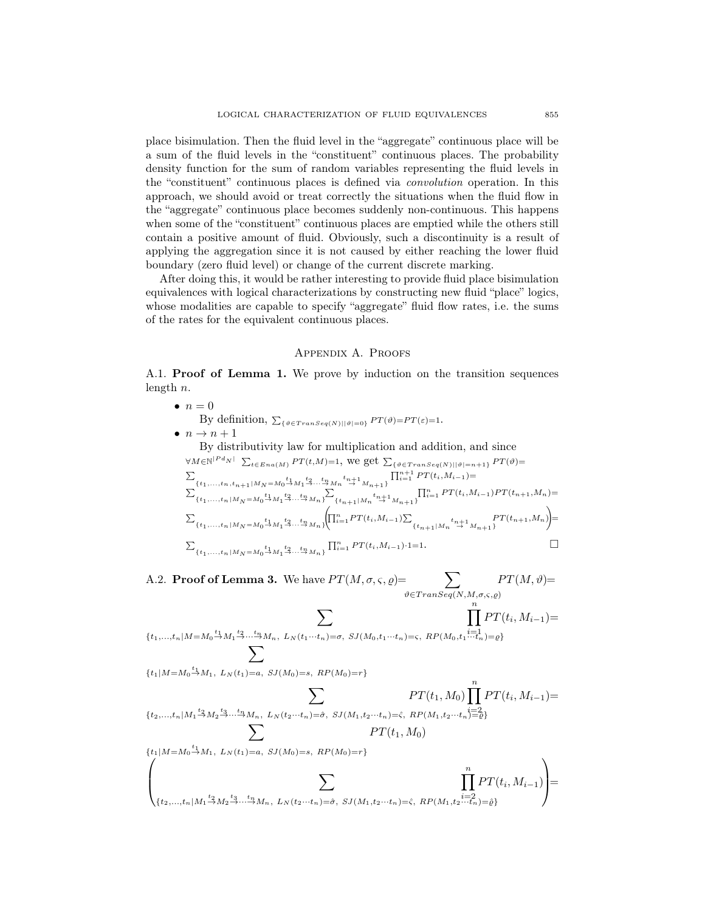place bisimulation. Then the fluid level in the "aggregate" continuous place will be a sum of the fluid levels in the "constituent" continuous places. The probability density function for the sum of random variables representing the fluid levels in the "constituent" continuous places is defined via *convolution* operation. In this approach, we should avoid or treat correctly the situations when the fluid flow in the "aggregate" continuous place becomes suddenly non-continuous. This happens when some of the "constituent" continuous places are emptied while the others still contain a positive amount of fluid. Obviously, such a discontinuity is a result of applying the aggregation since it is not caused by either reaching the lower fluid boundary (zero fluid level) or change of the current discrete marking.

After doing this, it would be rather interesting to provide fluid place bisimulation equivalences with logical characterizations by constructing new fluid "place" logics, whose modalities are capable to specify "aggregate" fluid flow rates, i.e. the sums of the rates for the equivalent continuous places.

## Appendix A. Proofs

A.1. **Proof of Lemma 1.** We prove by induction on the transition sequences length $n$.

- $n = 0$

  By definition, $\sum_{\{\vartheta\in TranSeq(N)||\vartheta|=0\}} PT(\vartheta)=PT(\varepsilon)=1$.

- $n \to n+1$

  By distributivity law for multiplication and addition, and since $\forall M\in\mathbb{N}^{|Pd_N|}\ \sum_{t\in Ena(M)} PT(t,M)=1$, we get $\sum_{\{\vartheta\in TranSeq(N)||\vartheta|=n+1\}} PT(\vartheta)=$
  $\sum_{\{t_1,\dots,t_n,t_{n+1}|M_N=M_0\stackrel{t_1}{\to}M_1\stackrel{t_2}{\to}\cdots\stackrel{t_n}{\to}M_n\stackrel{t_{n+1}}{\to}M_{n+1}\}} \prod_{i=1}^{n+1} PT(t_i,M_{i-1})=$
  $\sum_{\{t_1,\dots,t_n|M_N=M_0\stackrel{t_1}{\to}M_1\stackrel{t_2}{\to}\cdots\stackrel{t_n}{\to}M_n\}}\sum_{\{t_{n+1}|M_n\stackrel{t_{n+1}}{\to}M_{n+1}\}} \prod_{i=1}^{n} PT(t_i,M_{i-1})PT(t_{n+1},M_n)=$
  $\sum_{\{t_1,\dots,t_n|M_N=M_0\stackrel{t_1}{\to}M_1\stackrel{t_2}{\to}\cdots\stackrel{t_n}{\to}M_n\}}\left(\prod_{i=1}^{n} PT(t_i,M_{i-1})\sum_{\{t_{n+1}|M_n\stackrel{t_{n+1}}{\to}M_{n+1}\}} PT(t_{n+1},M_n)\right)=$
  $\sum_{\{t_1,\dots,t_n|M_N=M_0\stackrel{t_1}{\to}M_1\stackrel{t_2}{\to}\cdots\stackrel{t_n}{\to}M_n\}} \prod_{i=1}^{n} PT(t_i,M_{i-1})\cdot 1=1.$ □

A.2. **Proof of Lemma 3.** We have $PT(M,\sigma,\varsigma,\varrho)=\sum_{\vartheta\in TranSeq(N,M,\sigma,\varsigma,\varrho)} PT(M,\vartheta)=$

$$\sum_{\{t_1,\dots,t_n|M=M_0\stackrel{t_1}{\to}M_1\stackrel{t_2}{\to}\cdots\stackrel{t_n}{\to}M_n,\ L_N(t_1\cdots t_n)=\sigma,\ SJ(M_0,t_1\cdots t_n)=\varsigma,\ RP(M_0,t_1\cdots t_n)=\varrho\}} \prod_{i=1}^{n} PT(t_i,M_{i-1})=$$

$$\sum_{\{t_1|M=M_0\stackrel{t_1}{\to}M_1,\ L_N(t_1)=a,\ SJ(M_0)=s,\ RP(M_0)=r\}}\ \sum_{\{t_2,\dots,t_n|M_1\stackrel{t_2}{\to}M_2\stackrel{t_3}{\to}\cdots\stackrel{t_n}{\to}M_n,\ L_N(t_2\cdots t_n)=\hat{\sigma},\ SJ(M_1,t_2\cdots t_n)=\hat{\varsigma},\ RP(M_1,t_2\cdots t_n)=\hat{\varrho}\}} PT(t_1,M_0)\prod_{i=2}^{n} PT(t_i,M_{i-1})=$$

$$\sum_{\{t_1|M=M_0\stackrel{t_1}{\to}M_1,\ L_N(t_1)=a,\ SJ(M_0)=s,\ RP(M_0)=r\}} PT(t_1,M_0)\left(\sum_{\{t_2,\dots,t_n|M_1\stackrel{t_2}{\to}M_2\stackrel{t_3}{\to}\cdots\stackrel{t_n}{\to}M_n,\ L_N(t_2\cdots t_n)=\hat{\sigma},\ SJ(M_1,t_2\cdots t_n)=\hat{\varsigma},\ RP(M_1,t_2\cdots t_n)=\hat{\varrho}\}} \prod_{i=2}^{n} PT(t_i,M_{i-1})\right)=$$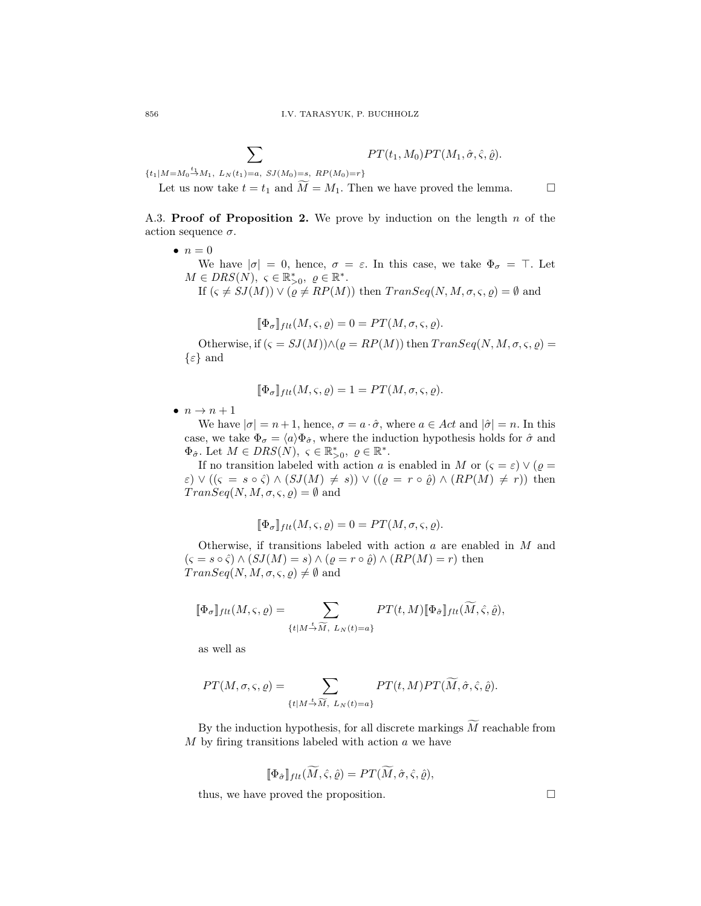$$\sum_{\{t_1 | M=M_0 \xrightarrow{t_1} M_1,\ L_N(t_1)=a,\ SJ(M_0)=s,\ RP(M_0)=r\}} PT(t_1, M_0) PT(M_1, \hat{\sigma}, \hat{\varsigma}, \hat{\varrho}).$$

Let us now take $t = t_1$ and $\widetilde{M} = M_1$. Then we have proved the lemma. □

A.3. **Proof of Proposition 2.** We prove by induction on the length $n$ of the action sequence $\sigma$.

- $n = 0$

  We have $|\sigma| = 0$, hence, $\sigma = \varepsilon$. In this case, we take $\Phi_\sigma = \top$. Let $M \in DRS(N),\ \varsigma \in \mathbb{R}^*_{>0},\ \varrho \in \mathbb{R}^*$.

  If $(\varsigma \neq SJ(M)) \vee (\varrho \neq RP(M))$ then $TranSeq(N, M, \sigma, \varsigma, \varrho) = \emptyset$ and

  $$[\![\Phi_\sigma]\!]_{flt}(M, \varsigma, \varrho) = 0 = PT(M, \sigma, \varsigma, \varrho).$$

  Otherwise, if $(\varsigma = SJ(M)) \wedge (\varrho = RP(M))$ then $TranSeq(N, M, \sigma, \varsigma, \varrho) = \{\varepsilon\}$ and

  $$[\![\Phi_\sigma]\!]_{flt}(M, \varsigma, \varrho) = 1 = PT(M, \sigma, \varsigma, \varrho).$$

- $n \to n + 1$

  We have $|\sigma| = n + 1$, hence, $\sigma = a \cdot \hat{\sigma}$, where $a \in Act$ and $|\hat{\sigma}| = n$. In this case, we take $\Phi_\sigma = \langle a \rangle \Phi_{\hat{\sigma}}$, where the induction hypothesis holds for $\hat{\sigma}$ and $\Phi_{\hat{\sigma}}$. Let $M \in DRS(N),\ \varsigma \in \mathbb{R}^*_{>0},\ \varrho \in \mathbb{R}^*$.

  If no transition labeled with action $a$ is enabled in $M$ or $(\varsigma = \varepsilon) \vee (\varrho = \varepsilon) \vee ((\varsigma = s \circ \hat{\varsigma}) \wedge (SJ(M) \neq s)) \vee ((\varrho = r \circ \hat{\varrho}) \wedge (RP(M) \neq r))$ then $TranSeq(N, M, \sigma, \varsigma, \varrho) = \emptyset$ and

  $$[\![\Phi_\sigma]\!]_{flt}(M, \varsigma, \varrho) = 0 = PT(M, \sigma, \varsigma, \varrho).$$

  Otherwise, if transitions labeled with action $a$ are enabled in $M$ and $(\varsigma = s \circ \hat{\varsigma}) \wedge (SJ(M) = s) \wedge (\varrho = r \circ \hat{\varrho}) \wedge (RP(M) = r)$ then $TranSeq(N, M, \sigma, \varsigma, \varrho) \neq \emptyset$ and

  $$[\![\Phi_\sigma]\!]_{flt}(M, \varsigma, \varrho) = \sum_{\{t | M \xrightarrow{t} \widetilde{M},\ L_N(t)=a\}} PT(t, M) [\![\Phi_{\hat{\sigma}}]\!]_{flt}(\widetilde{M}, \hat{\varsigma}, \hat{\varrho}),$$

  as well as

  $$PT(M, \sigma, \varsigma, \varrho) = \sum_{\{t | M \xrightarrow{t} \widetilde{M},\ L_N(t)=a\}} PT(t, M) PT(\widetilde{M}, \hat{\sigma}, \hat{\varsigma}, \hat{\varrho}).$$

  By the induction hypothesis, for all discrete markings $\widetilde{M}$ reachable from $M$ by firing transitions labeled with action $a$ we have

  $$[\![\Phi_{\hat{\sigma}}]\!]_{flt}(\widetilde{M}, \hat{\varsigma}, \hat{\varrho}) = PT(\widetilde{M}, \hat{\sigma}, \hat{\varsigma}, \hat{\varrho}),$$

  thus, we have proved the proposition. □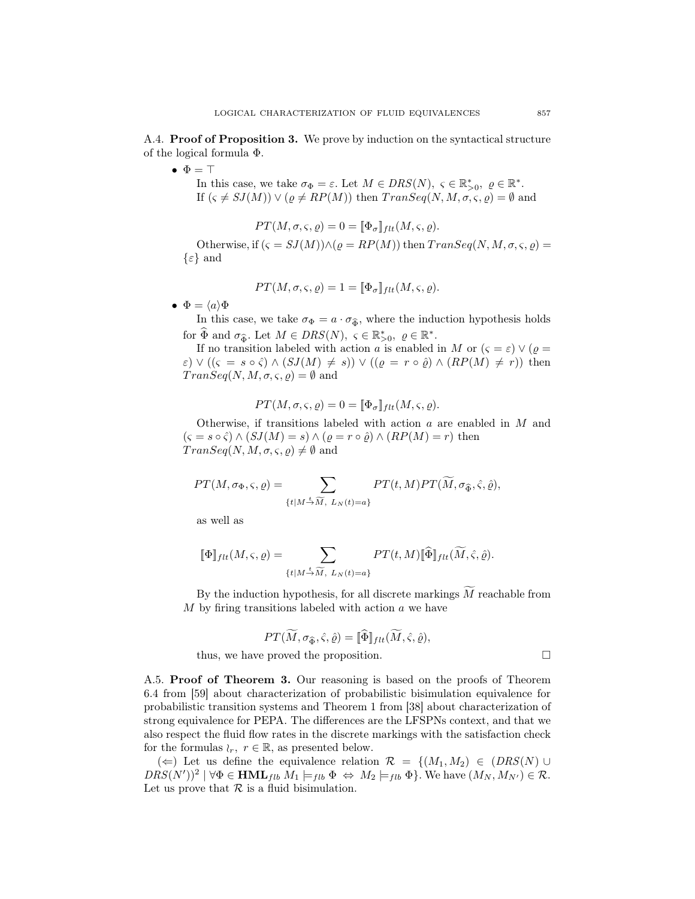A.4. **Proof of Proposition 3.** We prove by induction on the syntactical structure of the logical formula $\Phi$.

- $\Phi = \top$

  In this case, we take $\sigma_\Phi = \varepsilon$. Let $M \in DRS(N),\ \varsigma \in \mathbb{R}^*_{>0},\ \varrho \in \mathbb{R}^*$.
  If $(\varsigma \neq SJ(M)) \vee (\varrho \neq RP(M))$ then $TranSeq(N, M, \sigma, \varsigma, \varrho) = \emptyset$ and

  $$PT(M, \sigma, \varsigma, \varrho) = 0 = [\![\Phi_\sigma]\!]_{flt}(M, \varsigma, \varrho).$$

  Otherwise, if $(\varsigma = SJ(M)) \wedge (\varrho = RP(M))$ then $TranSeq(N, M, \sigma, \varsigma, \varrho) = \{\varepsilon\}$ and

  $$PT(M, \sigma, \varsigma, \varrho) = 1 = [\![\Phi_\sigma]\!]_{flt}(M, \varsigma, \varrho).$$

- $\Phi = \langle a \rangle \Phi$

  In this case, we take $\sigma_\Phi = a \cdot \sigma_{\widehat{\Phi}}$, where the induction hypothesis holds for $\widehat{\Phi}$ and $\sigma_{\widehat{\Phi}}$. Let $M \in DRS(N),\ \varsigma \in \mathbb{R}^*_{>0},\ \varrho \in \mathbb{R}^*$.

  If no transition labeled with action $a$ is enabled in $M$ or $(\varsigma = \varepsilon) \vee (\varrho = \varepsilon) \vee ((\varsigma = s \circ \hat{\varsigma}) \wedge (SJ(M) \neq s)) \vee ((\varrho = r \circ \hat{\varrho}) \wedge (RP(M) \neq r))$ then $TranSeq(N, M, \sigma, \varsigma, \varrho) = \emptyset$ and

  $$PT(M, \sigma, \varsigma, \varrho) = 0 = [\![\Phi_\sigma]\!]_{flt}(M, \varsigma, \varrho).$$

  Otherwise, if transitions labeled with action $a$ are enabled in $M$ and $(\varsigma = s \circ \hat{\varsigma}) \wedge (SJ(M) = s) \wedge (\varrho = r \circ \hat{\varrho}) \wedge (RP(M) = r)$ then $TranSeq(N, M, \sigma, \varsigma, \varrho) \neq \emptyset$ and

  $$PT(M, \sigma_\Phi, \varsigma, \varrho) = \sum_{\{t \mid M \xrightarrow{t} \widetilde{M},\ L_N(t) = a\}} PT(t, M) PT(\widetilde{M}, \sigma_{\widehat{\Phi}}, \hat{\varsigma}, \hat{\varrho}),$$

  as well as

  $$[\![\Phi]\!]_{flt}(M, \varsigma, \varrho) = \sum_{\{t \mid M \xrightarrow{t} \widetilde{M},\ L_N(t) = a\}} PT(t, M) [\![\widehat{\Phi}]\!]_{flt}(\widetilde{M}, \hat{\varsigma}, \hat{\varrho}).$$

  By the induction hypothesis, for all discrete markings $\widetilde{M}$ reachable from $M$ by firing transitions labeled with action $a$ we have

  $$PT(\widetilde{M}, \sigma_{\widehat{\Phi}}, \hat{\varsigma}, \hat{\varrho}) = [\![\widehat{\Phi}]\!]_{flt}(\widetilde{M}, \hat{\varsigma}, \hat{\varrho}),$$

  thus, we have proved the proposition. □

A.5. **Proof of Theorem 3.** Our reasoning is based on the proofs of Theorem 6.4 from [59] about characterization of probabilistic bisimulation equivalence for probabilistic transition systems and Theorem 1 from [38] about characterization of strong equivalence for PEPA. The differences are the LFSPNs context, and that we also respect the fluid flow rates in the discrete markings with the satisfaction check for the formulas $\wr_r,\ r \in \mathbb{R}$, as presented below.

($\Leftarrow$) Let us define the equivalence relation $\mathcal{R} = \{(M_1, M_2) \in (DRS(N) \cup DRS(N'))^2 \mid \forall \Phi \in \mathbf{HML}_{flb}\ M_1 \models_{flb} \Phi \Leftrightarrow M_2 \models_{flb} \Phi\}$. We have $(M_N, M_{N'}) \in \mathcal{R}$. Let us prove that $\mathcal{R}$ is a fluid bisimulation.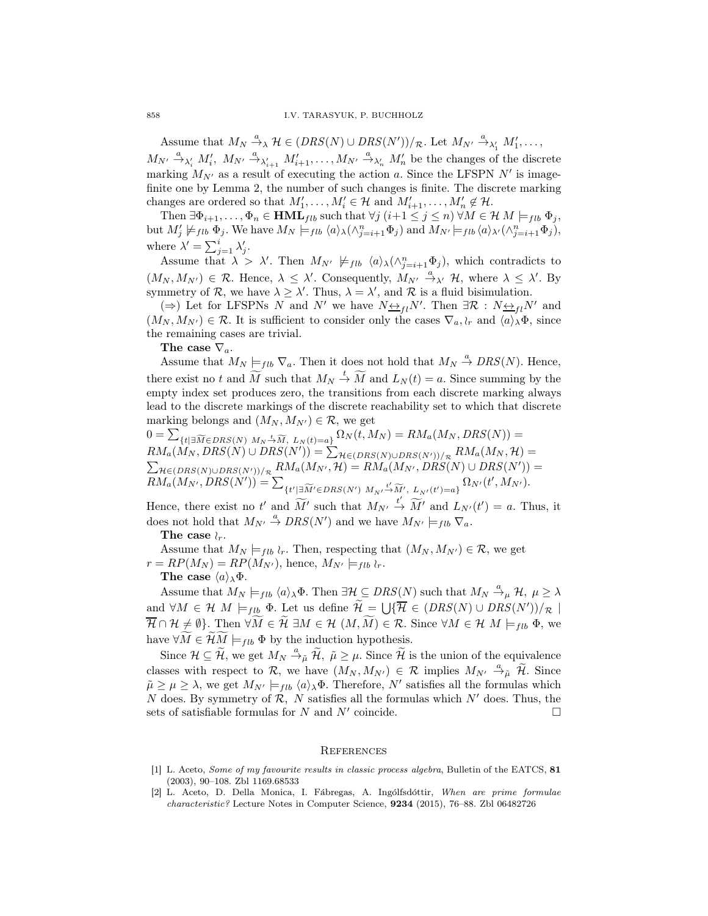Assume that $M_N \xrightarrow{a}_\lambda \mathcal{H} \in (DRS(N) \cup DRS(N'))/_\mathcal{R}$. Let $M_{N'} \xrightarrow{a}_{\lambda'_1} M'_1, \ldots,$ $M_{N'} \xrightarrow{a}_{\lambda'_i} M'_i,\ M_{N'} \xrightarrow{a}_{\lambda'_{i+1}} M'_{i+1}, \ldots, M_{N'} \xrightarrow{a}_{\lambda'_n} M'_n$ be the changes of the discrete marking $M_{N'}$ as a result of executing the action $a$. Since the LFSPN $N'$ is image-finite one by Lemma 2, the number of such changes is finite. The discrete marking changes are ordered so that $M'_1, \ldots, M'_i \in \mathcal{H}$ and $M'_{i+1}, \ldots, M'_n \notin \mathcal{H}$.

Then $\exists \Phi_{i+1}, \ldots, \Phi_n \in \mathbf{HML}_{flb}$ such that $\forall j\ (i+1 \leq j \leq n)\ \forall M \in \mathcal{H}\ M \models_{flb} \Phi_j$, but $M'_j \not\models_{flb} \Phi_j$. We have $M_N \models_{flb} \langle a \rangle_\lambda (\wedge_{j=i+1}^n \Phi_j)$ and $M_{N'} \models_{flb} \langle a \rangle_{\lambda'} (\wedge_{j=i+1}^n \Phi_j)$, where $\lambda' = \sum_{j=1}^i \lambda'_j$.

Assume that $\lambda > \lambda'$. Then $M_{N'} \not\models_{flb} \langle a \rangle_\lambda (\wedge_{j=i+1}^n \Phi_j)$, which contradicts to $(M_N, M_{N'}) \in \mathcal{R}$. Hence, $\lambda \leq \lambda'$. Consequently, $M_{N'} \xrightarrow{a}_{\lambda'} \mathcal{H}$, where $\lambda \leq \lambda'$. By symmetry of $\mathcal{R}$, we have $\lambda \geq \lambda'$. Thus, $\lambda = \lambda'$, and $\mathcal{R}$ is a fluid bisimulation.

($\Rightarrow$) Let for LFSPNs $N$ and $N'$ we have $N \underline{\leftrightarrow}_{fl} N'$. Then $\exists \mathcal{R} : N \underline{\leftrightarrow}_{fl} N'$ and $(M_N, M_{N'}) \in \mathcal{R}$. It is sufficient to consider only the cases $\nabla_a, \wr_r$ and $\langle a \rangle_\lambda \Phi$, since the remaining cases are trivial.

**The case** $\nabla_a$.

Assume that $M_N \models_{flb} \nabla_a$. Then it does not hold that $M_N \xrightarrow{a} DRS(N)$. Hence, there exist no $t$ and $\widetilde{M}$ such that $M_N \xrightarrow{t} \widetilde{M}$ and $L_N(t) = a$. Since summing by the empty index set produces zero, the transitions from each discrete marking always lead to the discrete markings of the discrete reachability set to which that discrete marking belongs and $(M_N, M_{N'}) \in \mathcal{R}$, we get

$0 = \sum_{\{t \mid \exists \widetilde{M} \in DRS(N)\ M_N \xrightarrow{t} \widetilde{M},\ L_N(t) = a\}} \Omega_N(t, M_N) = RM_a(M_N, DRS(N)) =$
$RM_a(M_N, DRS(N) \cup DRS(N')) = \sum_{\mathcal{H} \in (DRS(N) \cup DRS(N'))/_\mathcal{R}} RM_a(M_N, \mathcal{H}) =$
$\sum_{\mathcal{H} \in (DRS(N) \cup DRS(N'))/_\mathcal{R}} RM_a(M_{N'}, \mathcal{H}) = RM_a(M_{N'}, DRS(N) \cup DRS(N')) =$
$RM_a(M_{N'}, DRS(N')) = \sum_{\{t' \mid \exists \widetilde{M}' \in DRS(N')\ M_{N'} \xrightarrow{t'} \widetilde{M}',\ L_{N'}(t') = a\}} \Omega_{N'}(t', M_{N'})$.

Hence, there exist no $t'$ and $\widetilde{M}'$ such that $M_{N'} \xrightarrow{t'} \widetilde{M}'$ and $L_{N'}(t') = a$. Thus, it does not hold that $M_{N'} \xrightarrow{a} DRS(N')$ and we have $M_{N'} \models_{flb} \nabla_a$.

**The case** $\wr_r$.

Assume that $M_N \models_{flb} \wr_r$. Then, respecting that $(M_N, M_{N'}) \in \mathcal{R}$, we get $r = RP(M_N) = RP(M_{N'})$, hence, $M_{N'} \models_{flb} \wr_r$.

**The case** $\langle a \rangle_\lambda \Phi$.

Assume that $M_N \models_{flb} \langle a \rangle_\lambda \Phi$. Then $\exists \mathcal{H} \subseteq DRS(N)$ such that $M_N \xrightarrow{a}_\mu \mathcal{H},\ \mu \geq \lambda$ and $\forall M \in \mathcal{H}\ M \models_{flb} \Phi$. Let us define $\widetilde{\mathcal{H}} = \bigcup \{\overline{\mathcal{H}} \in (DRS(N) \cup DRS(N'))/_\mathcal{R} \mid \overline{\mathcal{H}} \cap \mathcal{H} \neq \emptyset\}$. Then $\forall \widetilde{M} \in \widetilde{\mathcal{H}}\ \exists M \in \mathcal{H}\ (M, \widetilde{M}) \in \mathcal{R}$. Since $\forall M \in \mathcal{H}\ M \models_{flb} \Phi$, we have $\forall \widetilde{M} \in \widetilde{\mathcal{H}} \widetilde{M} \models_{flb} \Phi$ by the induction hypothesis.

Since $\mathcal{H} \subseteq \widetilde{\mathcal{H}}$, we get $M_N \xrightarrow{a}_{\tilde{\mu}} \widetilde{\mathcal{H}},\ \tilde{\mu} \geq \mu$. Since $\widetilde{\mathcal{H}}$ is the union of the equivalence classes with respect to $\mathcal{R}$, we have $(M_N, M_{N'}) \in \mathcal{R}$ implies $M_{N'} \xrightarrow{a}_{\tilde{\mu}} \widetilde{\mathcal{H}}$. Since $\tilde{\mu} \geq \mu \geq \lambda$, we get $M_{N'} \models_{flb} \langle a \rangle_\lambda \Phi$. Therefore, $N'$ satisfies all the formulas which $N$ does. By symmetry of $\mathcal{R}$, $N$ satisfies all the formulas which $N'$ does. Thus, the sets of satisfiable formulas for $N$ and $N'$ coincide. □

## References

[1] L. Aceto, *Some of my favourite results in classic process algebra*, Bulletin of the EATCS, **81** (2003), 90–108. Zbl 1169.68533

[2] L. Aceto, D. Della Monica, I. Fábregas, A. Ingólfsdóttir, *When are prime formulae characteristic?* Lecture Notes in Computer Science, **9234** (2015), 76–88. Zbl 06482726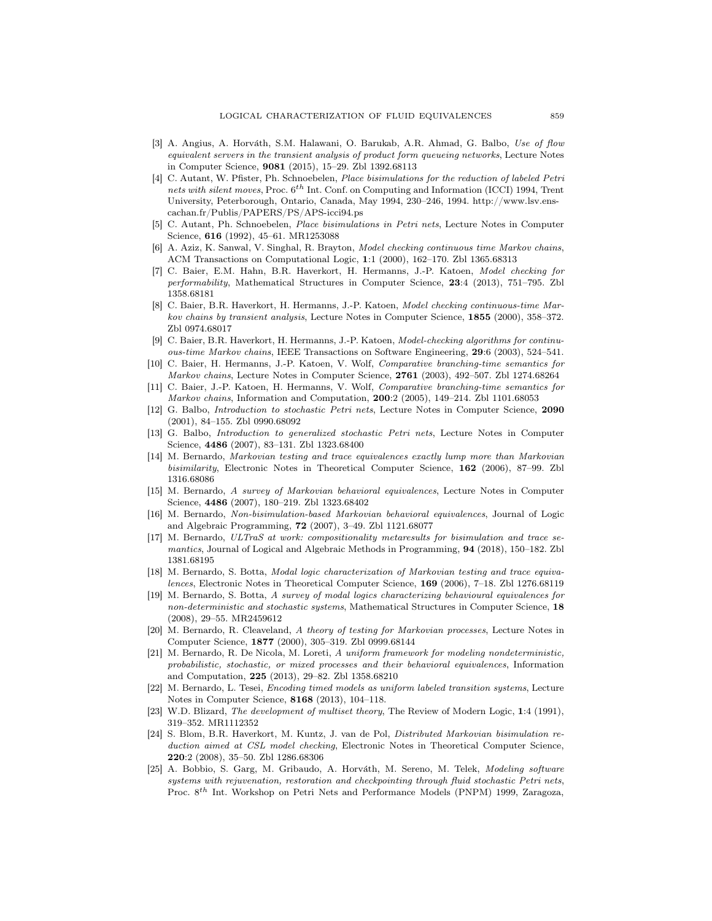- [3] A. Angius, A. Horváth, S.M. Halawani, O. Barukab, A.R. Ahmad, G. Balbo, *Use of flow equivalent servers in the transient analysis of product form queueing networks*, Lecture Notes in Computer Science, **9081** (2015), 15–29. Zbl 1392.68113
- [4] C. Autant, W. Pfister, Ph. Schnoebelen, *Place bisimulations for the reduction of labeled Petri nets with silent moves*, Proc. $6^{th}$ Int. Conf. on Computing and Information (ICCI) 1994, Trent University, Peterborough, Ontario, Canada, May 1994, 230–246, 1994. http://www.lsv.ens-cachan.fr/Publis/PAPERS/PS/APS-icci94.ps
- [5] C. Autant, Ph. Schnoebelen, *Place bisimulations in Petri nets*, Lecture Notes in Computer Science, **616** (1992), 45–61. MR1253088
- [6] A. Aziz, K. Sanwal, V. Singhal, R. Brayton, *Model checking continuous time Markov chains*, ACM Transactions on Computational Logic, **1**:1 (2000), 162–170. Zbl 1365.68313
- [7] C. Baier, E.M. Hahn, B.R. Haverkort, H. Hermanns, J.-P. Katoen, *Model checking for performability*, Mathematical Structures in Computer Science, **23**:4 (2013), 751–795. Zbl 1358.68181
- [8] C. Baier, B.R. Haverkort, H. Hermanns, J.-P. Katoen, *Model checking continuous-time Markov chains by transient analysis*, Lecture Notes in Computer Science, **1855** (2000), 358–372. Zbl 0974.68017
- [9] C. Baier, B.R. Haverkort, H. Hermanns, J.-P. Katoen, *Model-checking algorithms for continuous-time Markov chains*, IEEE Transactions on Software Engineering, **29**:6 (2003), 524–541.
- [10] C. Baier, H. Hermanns, J.-P. Katoen, V. Wolf, *Comparative branching-time semantics for Markov chains*, Lecture Notes in Computer Science, **2761** (2003), 492–507. Zbl 1274.68264
- [11] C. Baier, J.-P. Katoen, H. Hermanns, V. Wolf, *Comparative branching-time semantics for Markov chains*, Information and Computation, **200**:2 (2005), 149–214. Zbl 1101.68053
- [12] G. Balbo, *Introduction to stochastic Petri nets*, Lecture Notes in Computer Science, **2090** (2001), 84–155. Zbl 0990.68092
- [13] G. Balbo, *Introduction to generalized stochastic Petri nets*, Lecture Notes in Computer Science, **4486** (2007), 83–131. Zbl 1323.68400
- [14] M. Bernardo, *Markovian testing and trace equivalences exactly lump more than Markovian bisimilarity*, Electronic Notes in Theoretical Computer Science, **162** (2006), 87–99. Zbl 1316.68086
- [15] M. Bernardo, *A survey of Markovian behavioral equivalences*, Lecture Notes in Computer Science, **4486** (2007), 180–219. Zbl 1323.68402
- [16] M. Bernardo, *Non-bisimulation-based Markovian behavioral equivalences*, Journal of Logic and Algebraic Programming, **72** (2007), 3–49. Zbl 1121.68077
- [17] M. Bernardo, *ULTraS at work: compositionality metaresults for bisimulation and trace semantics*, Journal of Logical and Algebraic Methods in Programming, **94** (2018), 150–182. Zbl 1381.68195
- [18] M. Bernardo, S. Botta, *Modal logic characterization of Markovian testing and trace equivalences*, Electronic Notes in Theoretical Computer Science, **169** (2006), 7–18. Zbl 1276.68119
- [19] M. Bernardo, S. Botta, *A survey of modal logics characterizing behavioural equivalences for non-deterministic and stochastic systems*, Mathematical Structures in Computer Science, **18** (2008), 29–55. MR2459612
- [20] M. Bernardo, R. Cleaveland, *A theory of testing for Markovian processes*, Lecture Notes in Computer Science, **1877** (2000), 305–319. Zbl 0999.68144
- [21] M. Bernardo, R. De Nicola, M. Loreti, *A uniform framework for modeling nondeterministic, probabilistic, stochastic, or mixed processes and their behavioral equivalences*, Information and Computation, **225** (2013), 29–82. Zbl 1358.68210
- [22] M. Bernardo, L. Tesei, *Encoding timed models as uniform labeled transition systems*, Lecture Notes in Computer Science, **8168** (2013), 104–118.
- [23] W.D. Blizard, *The development of multiset theory*, The Review of Modern Logic, **1**:4 (1991), 319–352. MR1112352
- [24] S. Blom, B.R. Haverkort, M. Kuntz, J. van de Pol, *Distributed Markovian bisimulation reduction aimed at CSL model checking*, Electronic Notes in Theoretical Computer Science, **220**:2 (2008), 35–50. Zbl 1286.68306
- [25] A. Bobbio, S. Garg, M. Gribaudo, A. Horváth, M. Sereno, M. Telek, *Modeling software systems with rejuvenation, restoration and checkpointing through fluid stochastic Petri nets*, Proc. $8^{th}$ Int. Workshop on Petri Nets and Performance Models (PNPM) 1999, Zaragoza,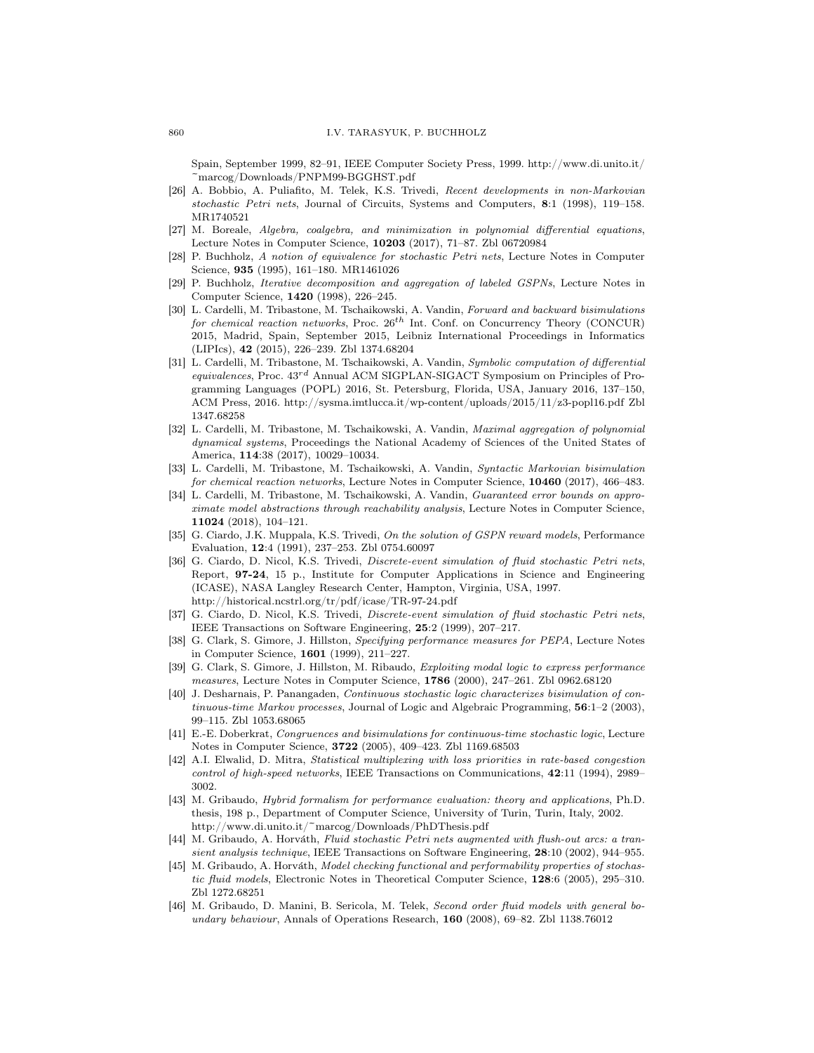Spain, September 1999, 82–91, IEEE Computer Society Press, 1999. http://www.di.unito.it/~marcog/Downloads/PNPM99-BGGHST.pdf

[26] A. Bobbio, A. Puliafito, M. Telek, K.S. Trivedi, *Recent developments in non-Markovian stochastic Petri nets*, Journal of Circuits, Systems and Computers, **8**:1 (1998), 119–158. MR1740521

[27] M. Boreale, *Algebra, coalgebra, and minimization in polynomial differential equations*, Lecture Notes in Computer Science, **10203** (2017), 71–87. Zbl 06720984

[28] P. Buchholz, *A notion of equivalence for stochastic Petri nets*, Lecture Notes in Computer Science, **935** (1995), 161–180. MR1461026

[29] P. Buchholz, *Iterative decomposition and aggregation of labeled GSPNs*, Lecture Notes in Computer Science, **1420** (1998), 226–245.

[30] L. Cardelli, M. Tribastone, M. Tschaikowski, A. Vandin, *Forward and backward bisimulations for chemical reaction networks*, Proc. $26^{th}$ Int. Conf. on Concurrency Theory (CONCUR) 2015, Madrid, Spain, September 2015, Leibniz International Proceedings in Informatics (LIPIcs), **42** (2015), 226–239. Zbl 1374.68204

[31] L. Cardelli, M. Tribastone, M. Tschaikowski, A. Vandin, *Symbolic computation of differential equivalences*, Proc. $43^{rd}$ Annual ACM SIGPLAN-SIGACT Symposium on Principles of Programming Languages (POPL) 2016, St. Petersburg, Florida, USA, January 2016, 137–150, ACM Press, 2016. http://sysma.imtlucca.it/wp-content/uploads/2015/11/z3-popl16.pdf Zbl 1347.68258

[32] L. Cardelli, M. Tribastone, M. Tschaikowski, A. Vandin, *Maximal aggregation of polynomial dynamical systems*, Proceedings the National Academy of Sciences of the United States of America, **114**:38 (2017), 10029–10034.

[33] L. Cardelli, M. Tribastone, M. Tschaikowski, A. Vandin, *Syntactic Markovian bisimulation for chemical reaction networks*, Lecture Notes in Computer Science, **10460** (2017), 466–483.

[34] L. Cardelli, M. Tribastone, M. Tschaikowski, A. Vandin, *Guaranteed error bounds on approximate model abstractions through reachability analysis*, Lecture Notes in Computer Science, **11024** (2018), 104–121.

[35] G. Ciardo, J.K. Muppala, K.S. Trivedi, *On the solution of GSPN reward models*, Performance Evaluation, **12**:4 (1991), 237–253. Zbl 0754.60097

[36] G. Ciardo, D. Nicol, K.S. Trivedi, *Discrete-event simulation of fluid stochastic Petri nets*, Report, **97-24**, 15 p., Institute for Computer Applications in Science and Engineering (ICASE), NASA Langley Research Center, Hampton, Virginia, USA, 1997. http://historical.ncstrl.org/tr/pdf/icase/TR-97-24.pdf

[37] G. Ciardo, D. Nicol, K.S. Trivedi, *Discrete-event simulation of fluid stochastic Petri nets*, IEEE Transactions on Software Engineering, **25**:2 (1999), 207–217.

[38] G. Clark, S. Gimore, J. Hillston, *Specifying performance measures for PEPA*, Lecture Notes in Computer Science, **1601** (1999), 211–227.

[39] G. Clark, S. Gimore, J. Hillston, M. Ribaudo, *Exploiting modal logic to express performance measures*, Lecture Notes in Computer Science, **1786** (2000), 247–261. Zbl 0962.68120

[40] J. Desharnais, P. Panangaden, *Continuous stochastic logic characterizes bisimulation of continuous-time Markov processes*, Journal of Logic and Algebraic Programming, **56**:1–2 (2003), 99–115. Zbl 1053.68065

[41] E.-E. Doberkrat, *Congruences and bisimulations for continuous-time stochastic logic*, Lecture Notes in Computer Science, **3722** (2005), 409–423. Zbl 1169.68503

[42] A.I. Elwalid, D. Mitra, *Statistical multiplexing with loss priorities in rate-based congestion control of high-speed networks*, IEEE Transactions on Communications, **42**:11 (1994), 2989–3002.

[43] M. Gribaudo, *Hybrid formalism for performance evaluation: theory and applications*, Ph.D. thesis, 198 p., Department of Computer Science, University of Turin, Turin, Italy, 2002. http://www.di.unito.it/~marcog/Downloads/PhDThesis.pdf

[44] M. Gribaudo, A. Horváth, *Fluid stochastic Petri nets augmented with flush-out arcs: a transient analysis technique*, IEEE Transactions on Software Engineering, **28**:10 (2002), 944–955.

[45] M. Gribaudo, A. Horváth, *Model checking functional and performability properties of stochastic fluid models*, Electronic Notes in Theoretical Computer Science, **128**:6 (2005), 295–310. Zbl 1272.68251

[46] M. Gribaudo, D. Manini, B. Sericola, M. Telek, *Second order fluid models with general boundary behaviour*, Annals of Operations Research, **160** (2008), 69–82. Zbl 1138.76012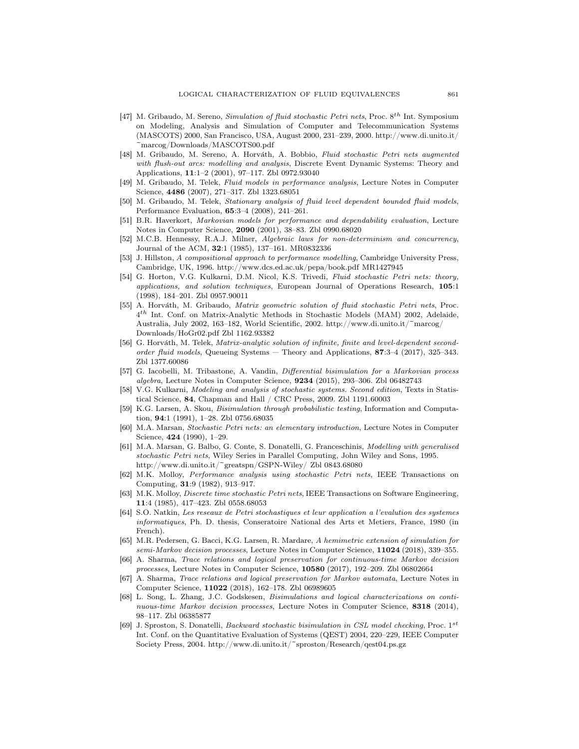[47] M. Gribaudo, M. Sereno, *Simulation of fluid stochastic Petri nets*, Proc. $8^{th}$ Int. Symposium on Modeling, Analysis and Simulation of Computer and Telecommunication Systems (MASCOTS) 2000, San Francisco, USA, August 2000, 231–239, 2000. http://www.di.unito.it/~marcog/Downloads/MASCOTS00.pdf

[48] M. Gribaudo, M. Sereno, A. Horváth, A. Bobbio, *Fluid stochastic Petri nets augmented with flush-out arcs: modelling and analysis*, Discrete Event Dynamic Systems: Theory and Applications, **11**:1–2 (2001), 97–117. Zbl 0972.93040

[49] M. Gribaudo, M. Telek, *Fluid models in performance analysis*, Lecture Notes in Computer Science, **4486** (2007), 271–317. Zbl 1323.68051

[50] M. Gribaudo, M. Telek, *Stationary analysis of fluid level dependent bounded fluid models*, Performance Evaluation, **65**:3–4 (2008), 241–261.

[51] B.R. Haverkort, *Markovian models for performance and dependability evaluation*, Lecture Notes in Computer Science, **2090** (2001), 38–83. Zbl 0990.68020

[52] M.C.B. Hennessy, R.A.J. Milner, *Algebraic laws for non-determinism and concurrency*, Journal of the ACM, **32**:1 (1985), 137–161. MR0832336

[53] J. Hillston, *A compositional approach to performance modelling*, Cambridge University Press, Cambridge, UK, 1996. http://www.dcs.ed.ac.uk/pepa/book.pdf MR1427945

[54] G. Horton, V.G. Kulkarni, D.M. Nicol, K.S. Trivedi, *Fluid stochastic Petri nets: theory, applications, and solution techniques*, European Journal of Operations Research, **105**:1 (1998), 184–201. Zbl 0957.90011

[55] A. Horváth, M. Gribaudo, *Matrix geometric solution of fluid stochastic Petri nets*, Proc. $4^{th}$ Int. Conf. on Matrix-Analytic Methods in Stochastic Models (MAM) 2002, Adelaide, Australia, July 2002, 163–182, World Scientific, 2002. http://www.di.unito.it/~marcog/Downloads/HoGr02.pdf Zbl 1162.93382

[56] G. Horváth, M. Telek, *Matrix-analytic solution of infinite, finite and level-dependent second-order fluid models*, Queueing Systems — Theory and Applications, **87**:3–4 (2017), 325–343. Zbl 1377.60086

[57] G. Iacobelli, M. Tribastone, A. Vandin, *Differential bisimulation for a Markovian process algebra*, Lecture Notes in Computer Science, **9234** (2015), 293–306. Zbl 06482743

[58] V.G. Kulkarni, *Modeling and analysis of stochastic systems. Second edition*, Texts in Statistical Science, **84**, Chapman and Hall / CRC Press, 2009. Zbl 1191.60003

[59] K.G. Larsen, A. Skou, *Bisimulation through probabilistic testing*, Information and Computation, **94**:1 (1991), 1–28. Zbl 0756.68035

[60] M.A. Marsan, *Stochastic Petri nets: an elementary introduction*, Lecture Notes in Computer Science, **424** (1990), 1–29.

[61] M.A. Marsan, G. Balbo, G. Conte, S. Donatelli, G. Franceschinis, *Modelling with generalised stochastic Petri nets*, Wiley Series in Parallel Computing, John Wiley and Sons, 1995. http://www.di.unito.it/~greatspn/GSPN-Wiley/ Zbl 0843.68080

[62] M.K. Molloy, *Performance analysis using stochastic Petri nets*, IEEE Transactions on Computing, **31**:9 (1982), 913–917.

[63] M.K. Molloy, *Discrete time stochastic Petri nets*, IEEE Transactions on Software Engineering, **11**:4 (1985), 417–423. Zbl 0558.68053

[64] S.O. Natkin, *Les reseaux de Petri stochastiques et leur application a l'evalution des systemes informatiques*, Ph. D. thesis, Conseratoire National des Arts et Metiers, France, 1980 (in French).

[65] M.R. Pedersen, G. Bacci, K.G. Larsen, R. Mardare, *A hemimetric extension of simulation for semi-Markov decision processes*, Lecture Notes in Computer Science, **11024** (2018), 339–355.

[66] A. Sharma, *Trace relations and logical preservation for continuous-time Markov decision processes*, Lecture Notes in Computer Science, **10580** (2017), 192–209. Zbl 06802664

[67] A. Sharma, *Trace relations and logical preservation for Markov automata*, Lecture Notes in Computer Science, **11022** (2018), 162–178. Zbl 06989605

[68] L. Song, L. Zhang, J.C. Godskesen, *Bisimulations and logical characterizations on continuous-time Markov decision processes*, Lecture Notes in Computer Science, **8318** (2014), 98–117. Zbl 06385877

[69] J. Sproston, S. Donatelli, *Backward stochastic bisimulation in CSL model checking*, Proc. $1^{st}$ Int. Conf. on the Quantitative Evaluation of Systems (QEST) 2004, 220–229, IEEE Computer Society Press, 2004. http://www.di.unito.it/~sproston/Research/qest04.ps.gz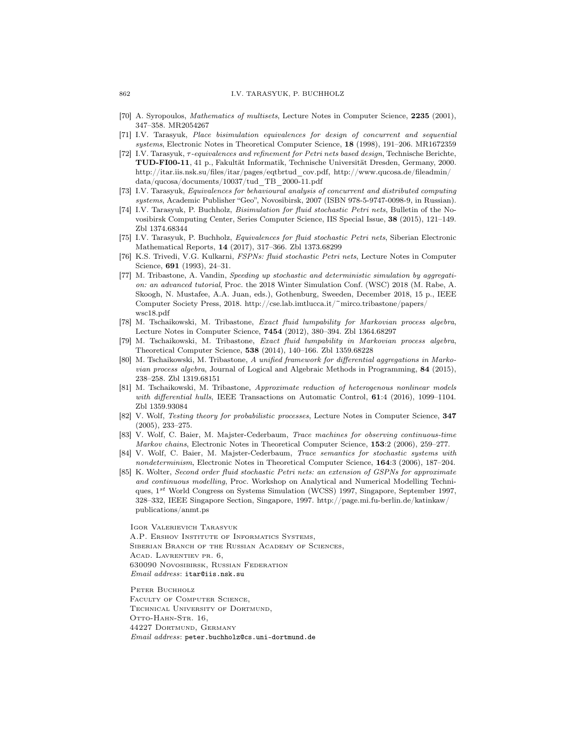- [70] A. Syropoulos, *Mathematics of multisets*, Lecture Notes in Computer Science, **2235** (2001), 347–358. MR2054267
- [71] I.V. Tarasyuk, *Place bisimulation equivalences for design of concurrent and sequential systems*, Electronic Notes in Theoretical Computer Science, **18** (1998), 191–206. MR1672359
- [72] I.V. Tarasyuk, *$\tau$-equivalences and refinement for Petri nets based design*, Technische Berichte, **TUD-FI00-11**, 41 p., Fakultät Informatik, Technische Universität Dresden, Germany, 2000. http://itar.iis.nsk.su/files/itar/pages/eqtbrtud_cov.pdf, http://www.qucosa.de/fileadmin/data/qucosa/documents/10037/tud_TB_2000-11.pdf
- [73] I.V. Tarasyuk, *Equivalences for behavioural analysis of concurrent and distributed computing systems*, Academic Publisher "Geo", Novosibirsk, 2007 (ISBN 978-5-9747-0098-9, in Russian).
- [74] I.V. Tarasyuk, P. Buchholz, *Bisimulation for fluid stochastic Petri nets*, Bulletin of the Novosibirsk Computing Center, Series Computer Science, IIS Special Issue, **38** (2015), 121–149. Zbl 1374.68344
- [75] I.V. Tarasyuk, P. Buchholz, *Equivalences for fluid stochastic Petri nets*, Siberian Electronic Mathematical Reports, **14** (2017), 317–366. Zbl 1373.68299
- [76] K.S. Trivedi, V.G. Kulkarni, *FSPNs: fluid stochastic Petri nets*, Lecture Notes in Computer Science, **691** (1993), 24–31.
- [77] M. Tribastone, A. Vandin, *Speeding up stochastic and deterministic simulation by aggregation: an advanced tutorial*, Proc. the 2018 Winter Simulation Conf. (WSC) 2018 (M. Rabe, A. Skoogh, N. Mustafee, A.A. Juan, eds.), Gothenburg, Sweeden, December 2018, 15 p., IEEE Computer Society Press, 2018. http://cse.lab.imtlucca.it/~mirco.tribastone/papers/wsc18.pdf
- [78] M. Tschaikowski, M. Tribastone, *Exact fluid lumpability for Markovian process algebra*, Lecture Notes in Computer Science, **7454** (2012), 380–394. Zbl 1364.68297
- [79] M. Tschaikowski, M. Tribastone, *Exact fluid lumpability in Markovian process algebra*, Theoretical Computer Science, **538** (2014), 140–166. Zbl 1359.68228
- [80] M. Tschaikowski, M. Tribastone, *A unified framework for differential aggregations in Markovian process algebra*, Journal of Logical and Algebraic Methods in Programming, **84** (2015), 238–258. Zbl 1319.68151
- [81] M. Tschaikowski, M. Tribastone, *Approximate reduction of heterogenous nonlinear models with differential hulls*, IEEE Transactions on Automatic Control, **61**:4 (2016), 1099–1104. Zbl 1359.93084
- [82] V. Wolf, *Testing theory for probabilistic processes*, Lecture Notes in Computer Science, **347** (2005), 233–275.
- [83] V. Wolf, C. Baier, M. Majster-Cederbaum, *Trace machines for observing continuous-time Markov chains*, Electronic Notes in Theoretical Computer Science, **153**:2 (2006), 259–277.
- [84] V. Wolf, C. Baier, M. Majster-Cederbaum, *Trace semantics for stochastic systems with nondeterminism*, Electronic Notes in Theoretical Computer Science, **164**:3 (2006), 187–204.
- [85] K. Wolter, *Second order fluid stochastic Petri nets: an extension of GSPNs for approximate and continuous modelling*, Proc. Workshop on Analytical and Numerical Modelling Techniques, 1st World Congress on Systems Simulation (WCSS) 1997, Singapore, September 1997, 328–332, IEEE Singapore Section, Singapore, 1997. http://page.mi.fu-berlin.de/katinkaw/publications/anmt.ps

Igor Valerievich Tarasyuk
A.P. Ershov Institute of Informatics Systems,
Siberian Branch of the Russian Academy of Sciences,
Acad. Lavrentiev pr. 6,
630090 Novosibirsk, Russian Federation
*Email address*: itar@iis.nsk.su

Peter Buchholz
Faculty of Computer Science,
Technical University of Dortmund,
Otto-Hahn-Str. 16,
44227 Dortmund, Germany
*Email address*: peter.buchholz@cs.uni-dortmund.de